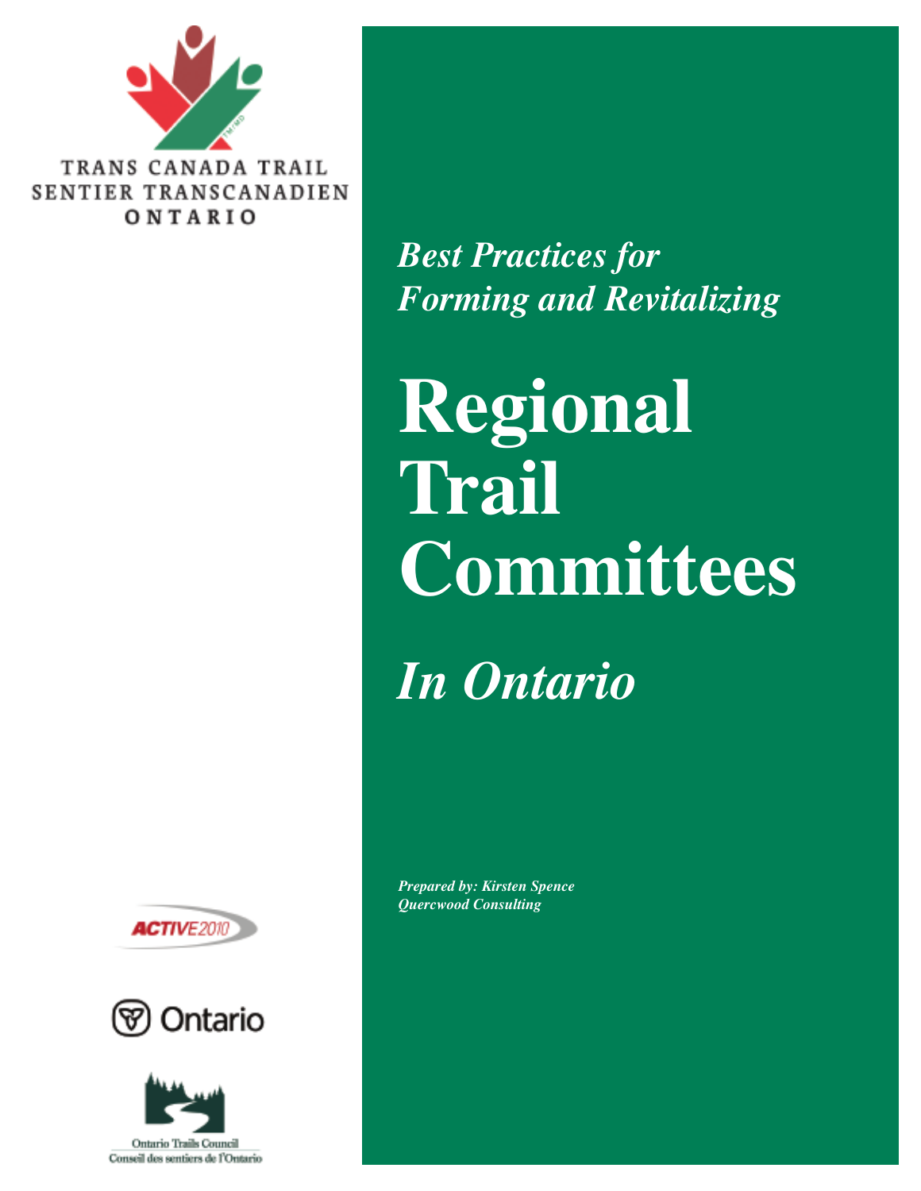TRANS CANADA TRAIL
SENTIER TRANSCANADIEN
ONTARIO

*Best Practices for Forming and Revitalizing*

# Regional Trail Committees

*In Ontario*

***Prepared by: Kirsten Spence***
***Quercwood Consulting***

ACTIVE2010

Ontario

Ontario Trails Council
Conseil des sentiers de l'Ontario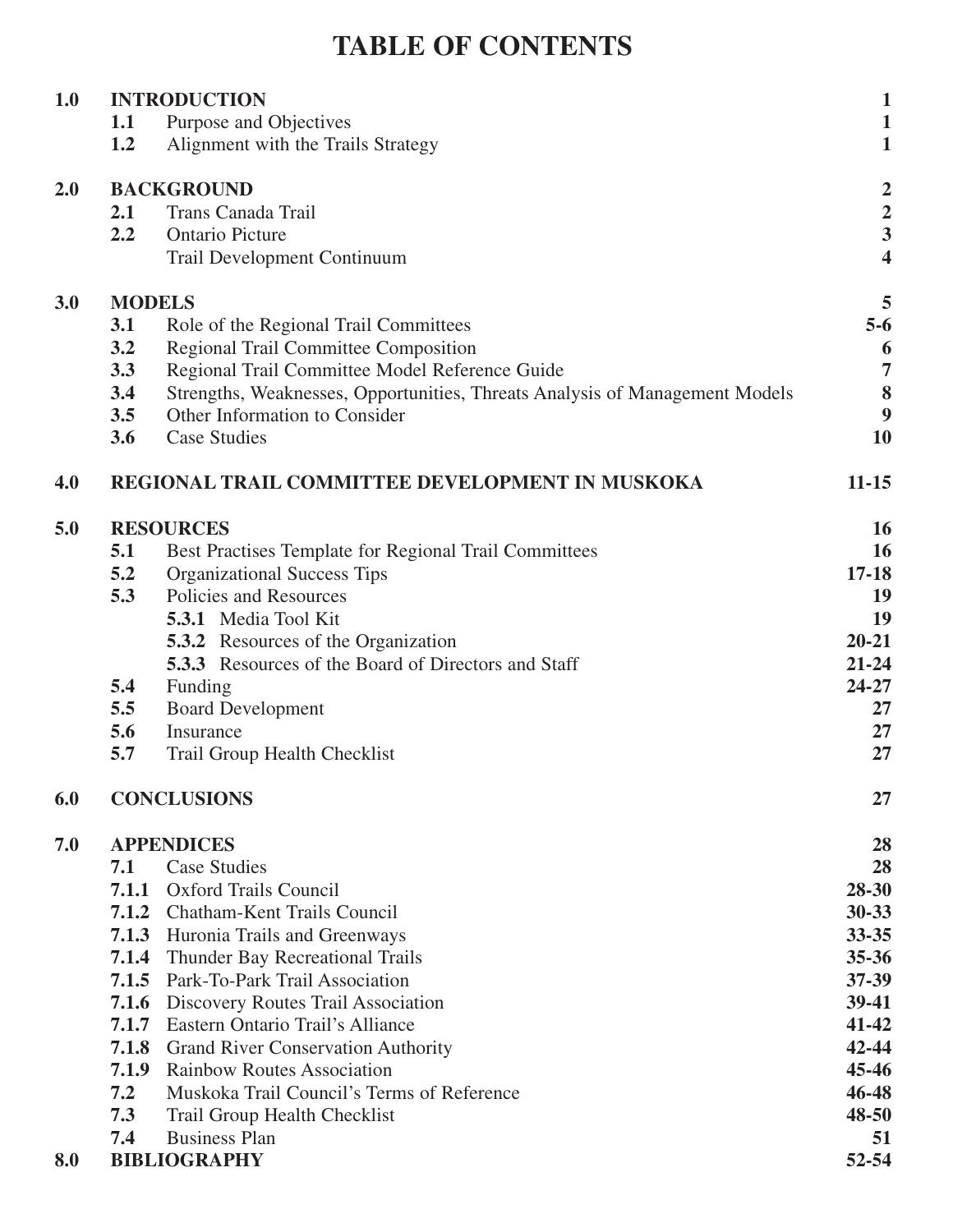# TABLE OF CONTENTS

| | | | |
|---|---|---|---|
| **1.0** | **INTRODUCTION** | | **1** |
| | **1.1** | Purpose and Objectives | **1** |
| | **1.2** | Alignment with the Trails Strategy | **1** |
| **2.0** | **BACKGROUND** | | **2** |
| | **2.1** | Trans Canada Trail | **2** |
| | **2.2** | Ontario Picture | **3** |
| | | Trail Development Continuum | **4** |
| **3.0** | **MODELS** | | **5** |
| | **3.1** | Role of the Regional Trail Committees | **5-6** |
| | **3.2** | Regional Trail Committee Composition | **6** |
| | **3.3** | Regional Trail Committee Model Reference Guide | **7** |
| | **3.4** | Strengths, Weaknesses, Opportunities, Threats Analysis of Management Models | **8** |
| | **3.5** | Other Information to Consider | **9** |
| | **3.6** | Case Studies | **10** |
| **4.0** | **REGIONAL TRAIL COMMITTEE DEVELOPMENT IN MUSKOKA** | | **11-15** |
| **5.0** | **RESOURCES** | | **16** |
| | **5.1** | Best Practises Template for Regional Trail Committees | **16** |
| | **5.2** | Organizational Success Tips | **17-18** |
| | **5.3** | Policies and Resources | **19** |
| | | **5.3.1** Media Tool Kit | **19** |
| | | **5.3.2** Resources of the Organization | **20-21** |
| | | **5.3.3** Resources of the Board of Directors and Staff | **21-24** |
| | **5.4** | Funding | **24-27** |
| | **5.5** | Board Development | **27** |
| | **5.6** | Insurance | **27** |
| | **5.7** | Trail Group Health Checklist | **27** |
| **6.0** | **CONCLUSIONS** | | **27** |
| **7.0** | **APPENDICES** | | **28** |
| | **7.1** | Case Studies | **28** |
| | **7.1.1** | Oxford Trails Council | **28-30** |
| | **7.1.2** | Chatham-Kent Trails Council | **30-33** |
| | **7.1.3** | Huronia Trails and Greenways | **33-35** |
| | **7.1.4** | Thunder Bay Recreational Trails | **35-36** |
| | **7.1.5** | Park-To-Park Trail Association | **37-39** |
| | **7.1.6** | Discovery Routes Trail Association | **39-41** |
| | **7.1.7** | Eastern Ontario Trail's Alliance | **41-42** |
| | **7.1.8** | Grand River Conservation Authority | **42-44** |
| | **7.1.9** | Rainbow Routes Association | **45-46** |
| | **7.2** | Muskoka Trail Council's Terms of Reference | **46-48** |
| | **7.3** | Trail Group Health Checklist | **48-50** |
| | **7.4** | Business Plan | **51** |
| **8.0** | **BIBLIOGRAPHY** | | **52-54** |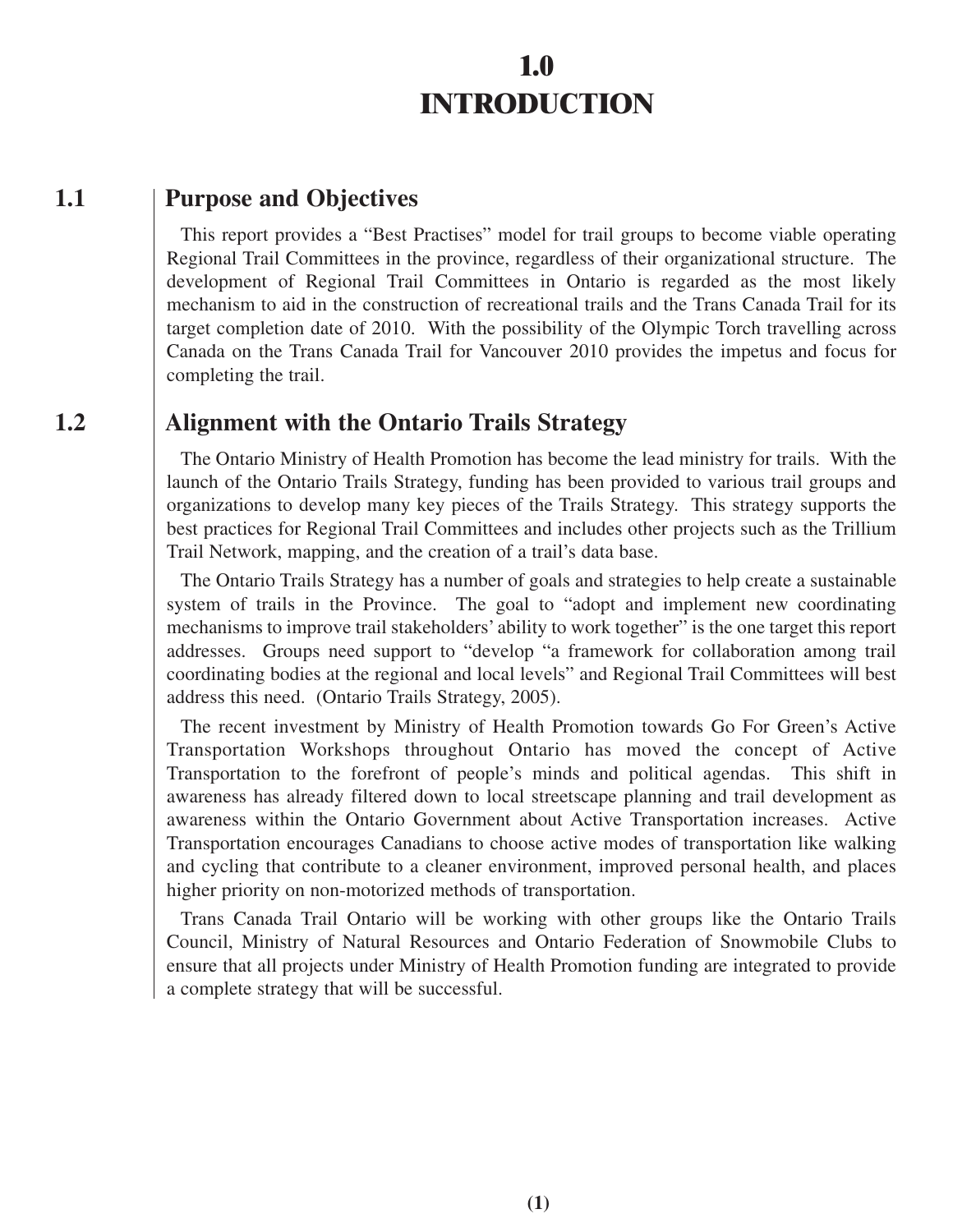# 1.0 INTRODUCTION

## 1.1 Purpose and Objectives

This report provides a "Best Practises" model for trail groups to become viable operating Regional Trail Committees in the province, regardless of their organizational structure. The development of Regional Trail Committees in Ontario is regarded as the most likely mechanism to aid in the construction of recreational trails and the Trans Canada Trail for its target completion date of 2010. With the possibility of the Olympic Torch travelling across Canada on the Trans Canada Trail for Vancouver 2010 provides the impetus and focus for completing the trail.

## 1.2 Alignment with the Ontario Trails Strategy

The Ontario Ministry of Health Promotion has become the lead ministry for trails. With the launch of the Ontario Trails Strategy, funding has been provided to various trail groups and organizations to develop many key pieces of the Trails Strategy. This strategy supports the best practices for Regional Trail Committees and includes other projects such as the Trillium Trail Network, mapping, and the creation of a trail's data base.

The Ontario Trails Strategy has a number of goals and strategies to help create a sustainable system of trails in the Province. The goal to "adopt and implement new coordinating mechanisms to improve trail stakeholders' ability to work together" is the one target this report addresses. Groups need support to "develop "a framework for collaboration among trail coordinating bodies at the regional and local levels" and Regional Trail Committees will best address this need. (Ontario Trails Strategy, 2005).

The recent investment by Ministry of Health Promotion towards Go For Green's Active Transportation Workshops throughout Ontario has moved the concept of Active Transportation to the forefront of people's minds and political agendas. This shift in awareness has already filtered down to local streetscape planning and trail development as awareness within the Ontario Government about Active Transportation increases. Active Transportation encourages Canadians to choose active modes of transportation like walking and cycling that contribute to a cleaner environment, improved personal health, and places higher priority on non-motorized methods of transportation.

Trans Canada Trail Ontario will be working with other groups like the Ontario Trails Council, Ministry of Natural Resources and Ontario Federation of Snowmobile Clubs to ensure that all projects under Ministry of Health Promotion funding are integrated to provide a complete strategy that will be successful.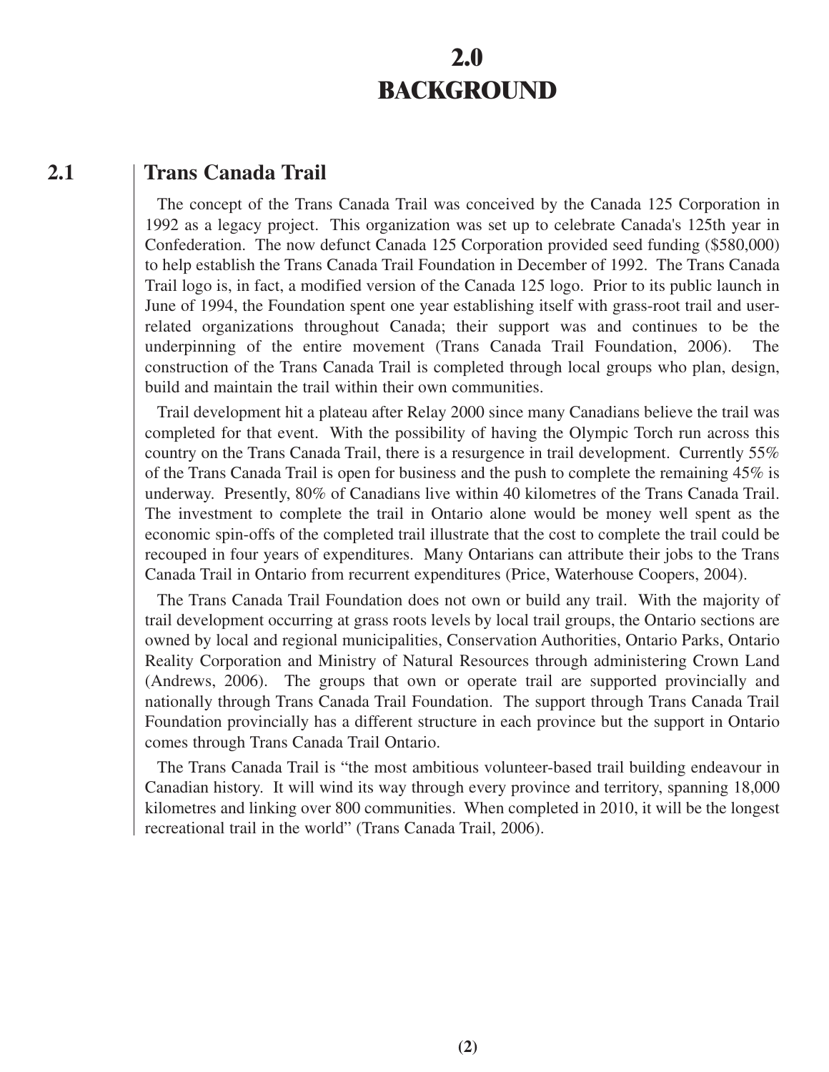# 2.0 BACKGROUND

## 2.1 Trans Canada Trail

The concept of the Trans Canada Trail was conceived by the Canada 125 Corporation in 1992 as a legacy project. This organization was set up to celebrate Canada's 125th year in Confederation. The now defunct Canada 125 Corporation provided seed funding ($580,000) to help establish the Trans Canada Trail Foundation in December of 1992. The Trans Canada Trail logo is, in fact, a modified version of the Canada 125 logo. Prior to its public launch in June of 1994, the Foundation spent one year establishing itself with grass-root trail and user-related organizations throughout Canada; their support was and continues to be the underpinning of the entire movement (Trans Canada Trail Foundation, 2006). The construction of the Trans Canada Trail is completed through local groups who plan, design, build and maintain the trail within their own communities.

Trail development hit a plateau after Relay 2000 since many Canadians believe the trail was completed for that event. With the possibility of having the Olympic Torch run across this country on the Trans Canada Trail, there is a resurgence in trail development. Currently 55% of the Trans Canada Trail is open for business and the push to complete the remaining 45% is underway. Presently, 80% of Canadians live within 40 kilometres of the Trans Canada Trail. The investment to complete the trail in Ontario alone would be money well spent as the economic spin-offs of the completed trail illustrate that the cost to complete the trail could be recouped in four years of expenditures. Many Ontarians can attribute their jobs to the Trans Canada Trail in Ontario from recurrent expenditures (Price, Waterhouse Coopers, 2004).

The Trans Canada Trail Foundation does not own or build any trail. With the majority of trail development occurring at grass roots levels by local trail groups, the Ontario sections are owned by local and regional municipalities, Conservation Authorities, Ontario Parks, Ontario Reality Corporation and Ministry of Natural Resources through administering Crown Land (Andrews, 2006). The groups that own or operate trail are supported provincially and nationally through Trans Canada Trail Foundation. The support through Trans Canada Trail Foundation provincially has a different structure in each province but the support in Ontario comes through Trans Canada Trail Ontario.

The Trans Canada Trail is "the most ambitious volunteer-based trail building endeavour in Canadian history. It will wind its way through every province and territory, spanning 18,000 kilometres and linking over 800 communities. When completed in 2010, it will be the longest recreational trail in the world" (Trans Canada Trail, 2006).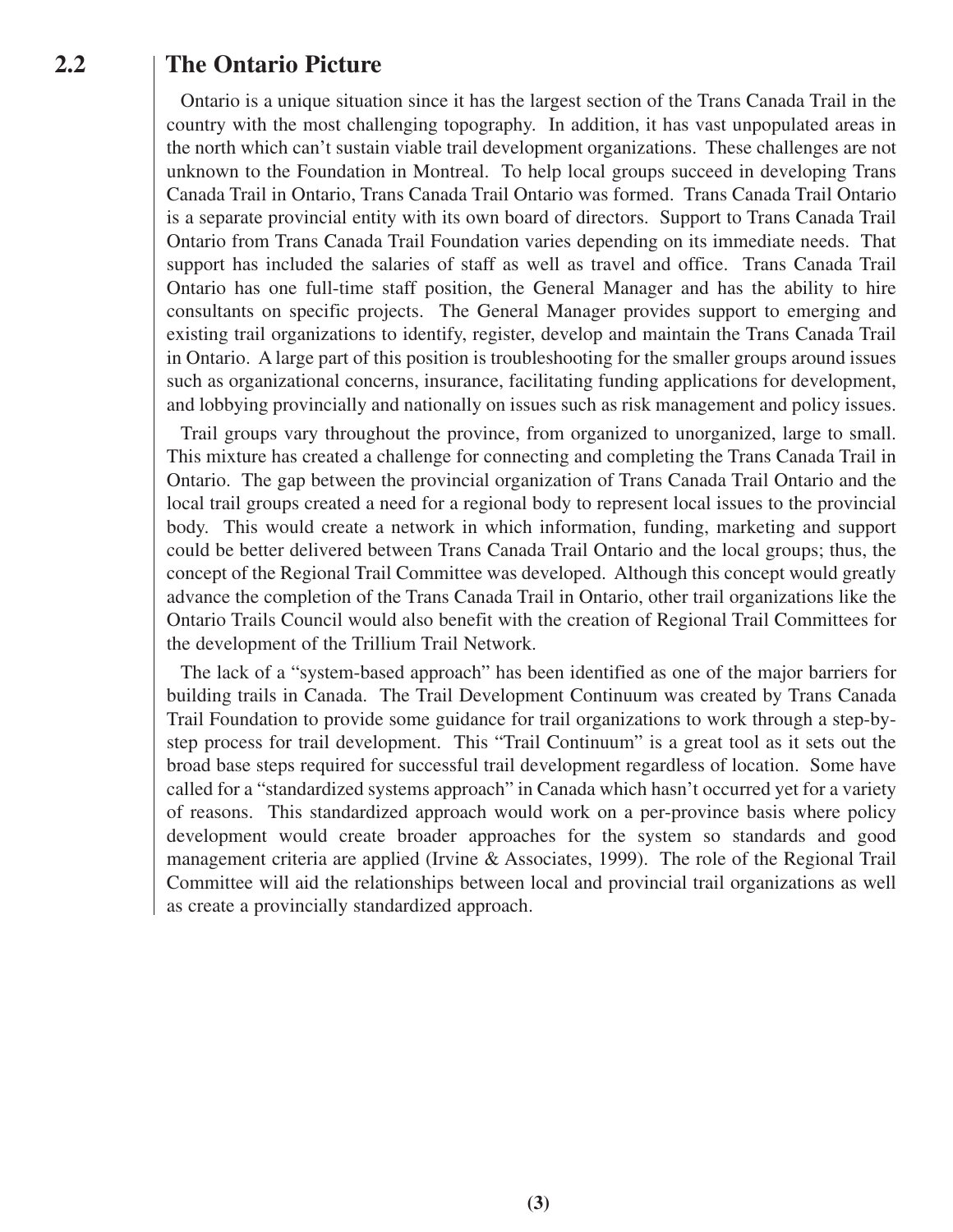## 2.2 The Ontario Picture

Ontario is a unique situation since it has the largest section of the Trans Canada Trail in the country with the most challenging topography. In addition, it has vast unpopulated areas in the north which can't sustain viable trail development organizations. These challenges are not unknown to the Foundation in Montreal. To help local groups succeed in developing Trans Canada Trail in Ontario, Trans Canada Trail Ontario was formed. Trans Canada Trail Ontario is a separate provincial entity with its own board of directors. Support to Trans Canada Trail Ontario from Trans Canada Trail Foundation varies depending on its immediate needs. That support has included the salaries of staff as well as travel and office. Trans Canada Trail Ontario has one full-time staff position, the General Manager and has the ability to hire consultants on specific projects. The General Manager provides support to emerging and existing trail organizations to identify, register, develop and maintain the Trans Canada Trail in Ontario. A large part of this position is troubleshooting for the smaller groups around issues such as organizational concerns, insurance, facilitating funding applications for development, and lobbying provincially and nationally on issues such as risk management and policy issues.

Trail groups vary throughout the province, from organized to unorganized, large to small. This mixture has created a challenge for connecting and completing the Trans Canada Trail in Ontario. The gap between the provincial organization of Trans Canada Trail Ontario and the local trail groups created a need for a regional body to represent local issues to the provincial body. This would create a network in which information, funding, marketing and support could be better delivered between Trans Canada Trail Ontario and the local groups; thus, the concept of the Regional Trail Committee was developed. Although this concept would greatly advance the completion of the Trans Canada Trail in Ontario, other trail organizations like the Ontario Trails Council would also benefit with the creation of Regional Trail Committees for the development of the Trillium Trail Network.

The lack of a "system-based approach" has been identified as one of the major barriers for building trails in Canada. The Trail Development Continuum was created by Trans Canada Trail Foundation to provide some guidance for trail organizations to work through a step-by-step process for trail development. This "Trail Continuum" is a great tool as it sets out the broad base steps required for successful trail development regardless of location. Some have called for a "standardized systems approach" in Canada which hasn't occurred yet for a variety of reasons. This standardized approach would work on a per-province basis where policy development would create broader approaches for the system so standards and good management criteria are applied (Irvine & Associates, 1999). The role of the Regional Trail Committee will aid the relationships between local and provincial trail organizations as well as create a provincially standardized approach.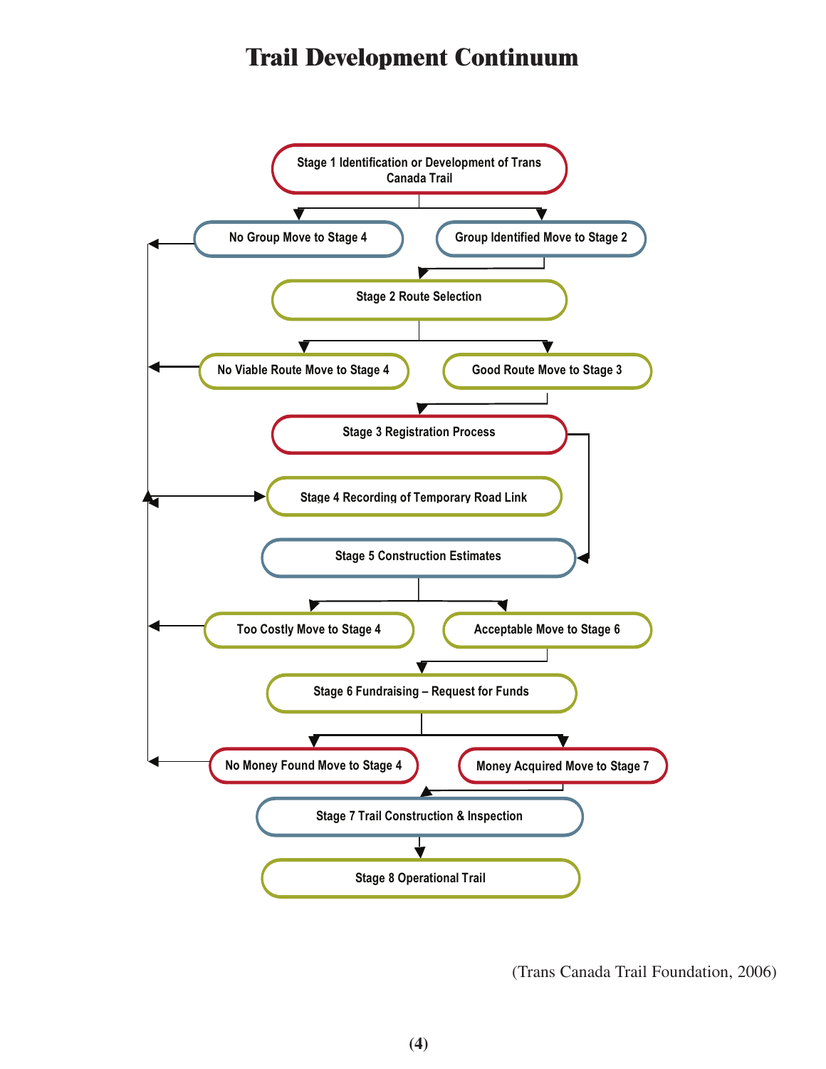# Trail Development Continuum

Stage 1 Identification or Development of Trans Canada Trail

No Group Move to Stage 4

Group Identified Move to Stage 2

Stage 2 Route Selection

No Viable Route Move to Stage 4

Good Route Move to Stage 3

Stage 3 Registration Process

Stage 4 Recording of Temporary Road Link

Stage 5 Construction Estimates

Too Costly Move to Stage 4

Acceptable Move to Stage 6

Stage 6 Fundraising – Request for Funds

No Money Found Move to Stage 4

Money Acquired Move to Stage 7

Stage 7 Trail Construction & Inspection

Stage 8 Operational Trail

(Trans Canada Trail Foundation, 2006)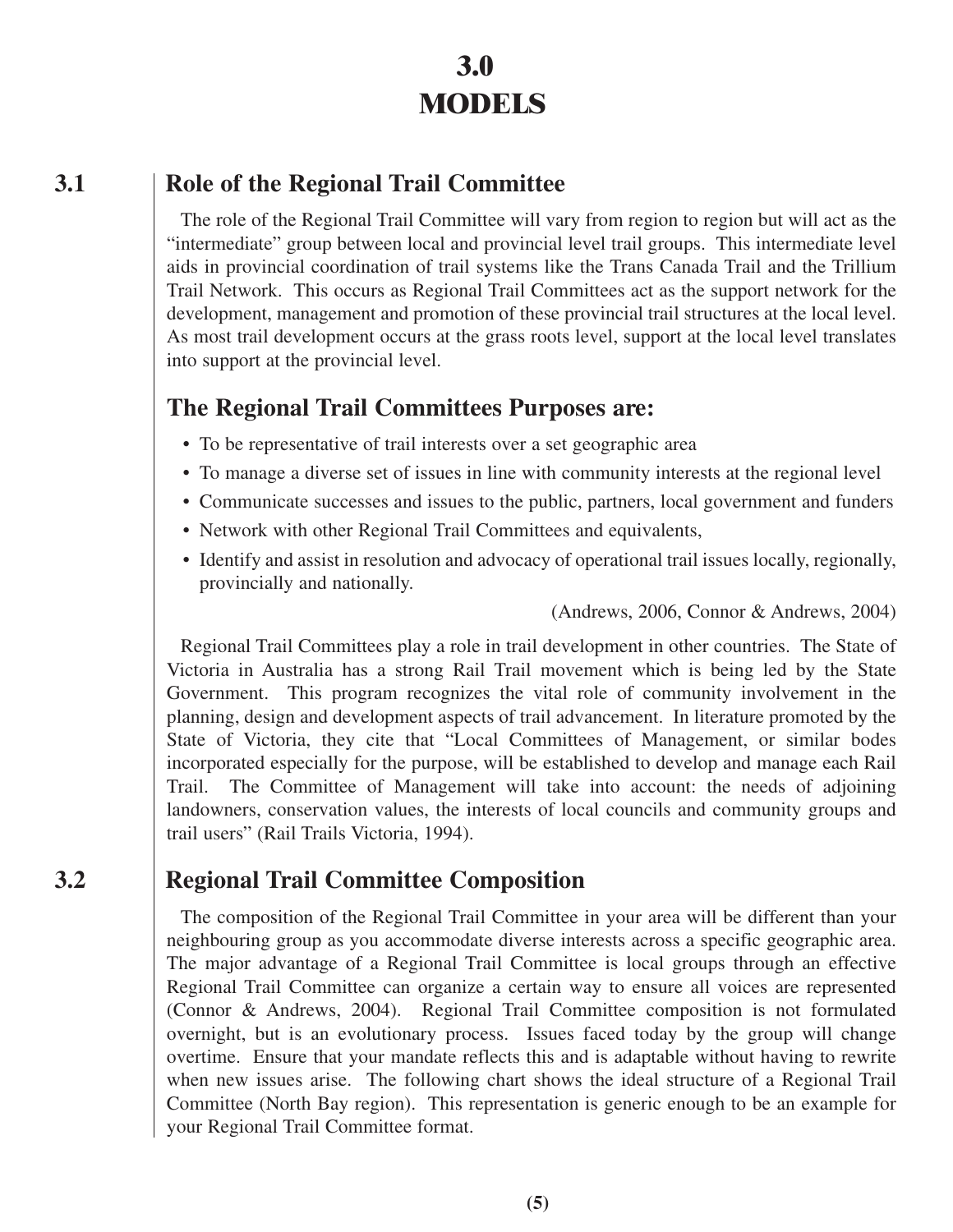# 3.0 MODELS

## 3.1 Role of the Regional Trail Committee

The role of the Regional Trail Committee will vary from region to region but will act as the "intermediate" group between local and provincial level trail groups. This intermediate level aids in provincial coordination of trail systems like the Trans Canada Trail and the Trillium Trail Network. This occurs as Regional Trail Committees act as the support network for the development, management and promotion of these provincial trail structures at the local level. As most trail development occurs at the grass roots level, support at the local level translates into support at the provincial level.

### The Regional Trail Committees Purposes are:

- To be representative of trail interests over a set geographic area
- To manage a diverse set of issues in line with community interests at the regional level
- Communicate successes and issues to the public, partners, local government and funders
- Network with other Regional Trail Committees and equivalents,
- Identify and assist in resolution and advocacy of operational trail issues locally, regionally, provincially and nationally.

(Andrews, 2006, Connor & Andrews, 2004)

Regional Trail Committees play a role in trail development in other countries. The State of Victoria in Australia has a strong Rail Trail movement which is being led by the State Government. This program recognizes the vital role of community involvement in the planning, design and development aspects of trail advancement. In literature promoted by the State of Victoria, they cite that "Local Committees of Management, or similar bodes incorporated especially for the purpose, will be established to develop and manage each Rail Trail. The Committee of Management will take into account: the needs of adjoining landowners, conservation values, the interests of local councils and community groups and trail users" (Rail Trails Victoria, 1994).

## 3.2 Regional Trail Committee Composition

The composition of the Regional Trail Committee in your area will be different than your neighbouring group as you accommodate diverse interests across a specific geographic area. The major advantage of a Regional Trail Committee is local groups through an effective Regional Trail Committee can organize a certain way to ensure all voices are represented (Connor & Andrews, 2004). Regional Trail Committee composition is not formulated overnight, but is an evolutionary process. Issues faced today by the group will change overtime. Ensure that your mandate reflects this and is adaptable without having to rewrite when new issues arise. The following chart shows the ideal structure of a Regional Trail Committee (North Bay region). This representation is generic enough to be an example for your Regional Trail Committee format.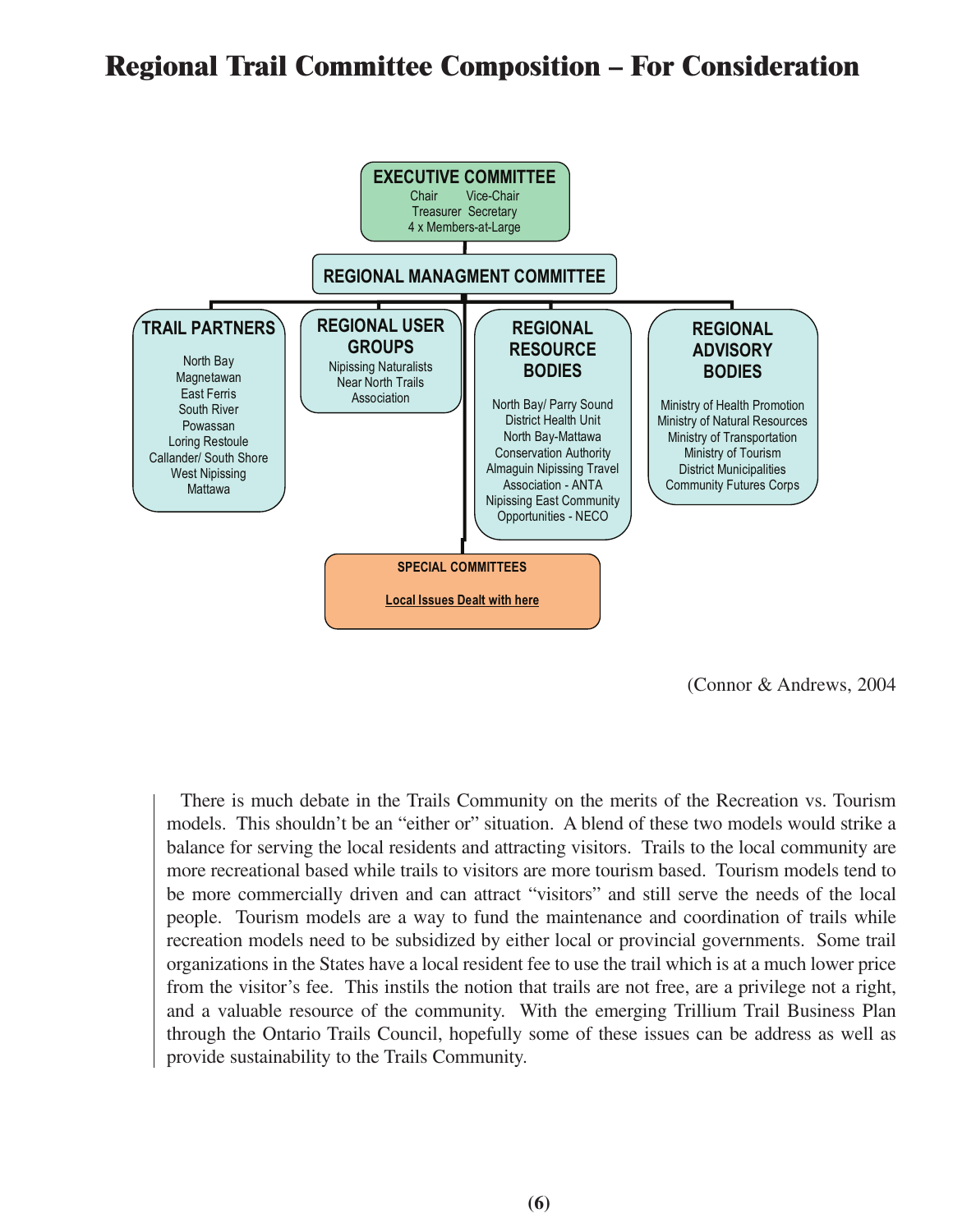# Regional Trail Committee Composition – For Consideration

**EXECUTIVE COMMITTEE**
Chair Vice-Chair
Treasurer Secretary
4 x Members-at-Large

**REGIONAL MANAGMENT COMMITTEE**

**TRAIL PARTNERS**
North Bay
Magnetawan
East Ferris
South River
Powassan
Loring Restoule
Callander/ South Shore
West Nipissing
Mattawa

**REGIONAL USER GROUPS**
Nipissing Naturalists
Near North Trails Association

**REGIONAL RESOURCE BODIES**
North Bay/ Parry Sound District Health Unit
North Bay-Mattawa Conservation Authority
Almaguin Nipissing Travel Association - ANTA
Nipissing East Community Opportunities - NECO

**REGIONAL ADVISORY BODIES**
Ministry of Health Promotion
Ministry of Natural Resources
Ministry of Transportation
Ministry of Tourism
District Municipalities
Community Futures Corps

**SPECIAL COMMITTEES**
Local Issues Dealt with here

(Connor & Andrews, 2004

There is much debate in the Trails Community on the merits of the Recreation vs. Tourism models. This shouldn't be an "either or" situation. A blend of these two models would strike a balance for serving the local residents and attracting visitors. Trails to the local community are more recreational based while trails to visitors are more tourism based. Tourism models tend to be more commercially driven and can attract "visitors" and still serve the needs of the local people. Tourism models are a way to fund the maintenance and coordination of trails while recreation models need to be subsidized by either local or provincial governments. Some trail organizations in the States have a local resident fee to use the trail which is at a much lower price from the visitor's fee. This instils the notion that trails are not free, are a privilege not a right, and a valuable resource of the community. With the emerging Trillium Trail Business Plan through the Ontario Trails Council, hopefully some of these issues can be address as well as provide sustainability to the Trails Community.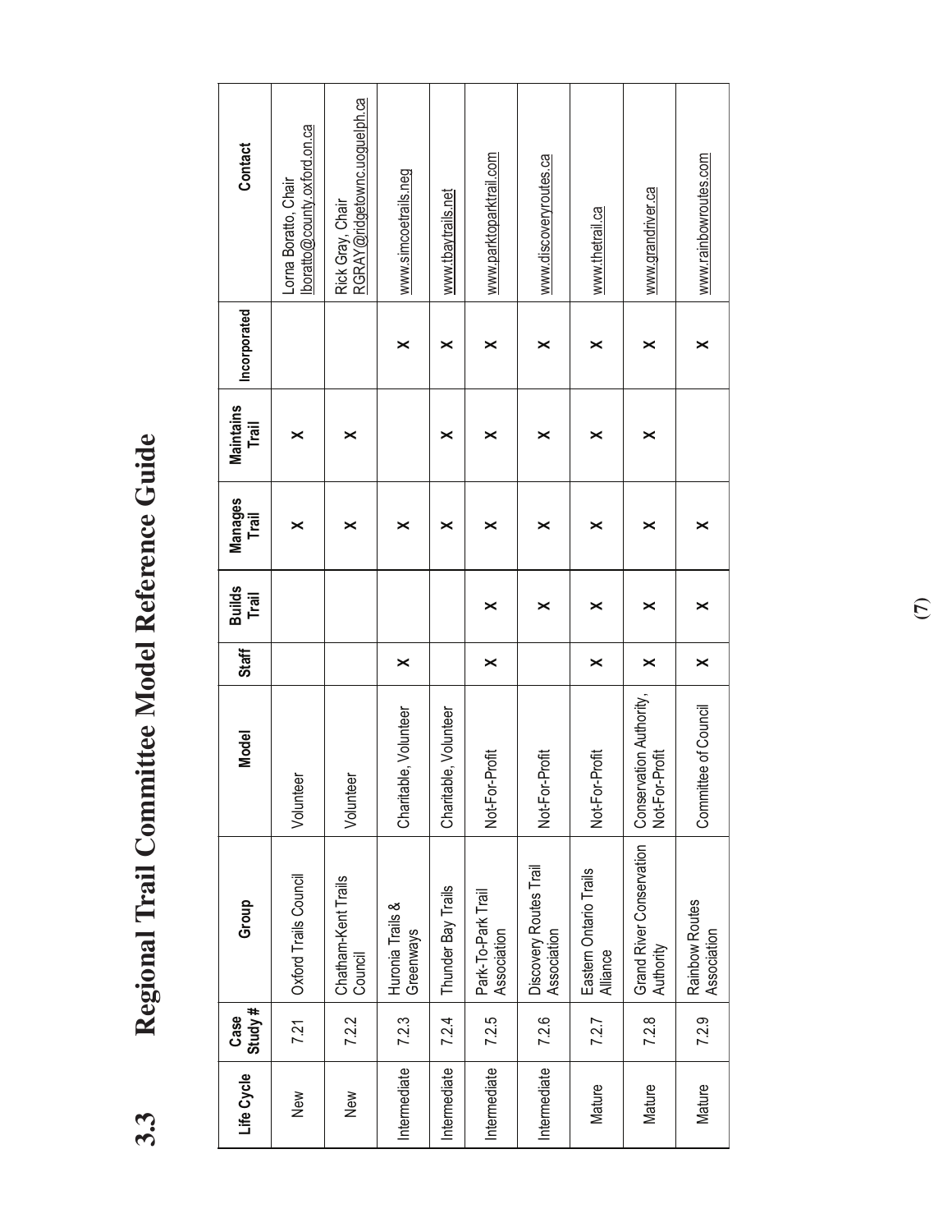# 3.3 Regional Trail Committee Model Reference Guide

| Life Cycle | Case Study # | Group | Model | Staff | Builds Trail | Manages Trail | Maintains Trail | Incorporated | Contact |
|---|---|---|---|---|---|---|---|---|---|
| New | 7.21 | Oxford Trails Council | Volunteer | | | × | × | | Lorna Boratto, Chair lboratto@county.oxford.on.ca |
| New | 7.2.2 | Chatham-Kent Trails Council | Volunteer | | | × | × | | Rick Gray, Chair RGRAY@ridgetownc.uoguelph.ca |
| Intermediate | 7.2.3 | Huronia Trails & Greenways | Charitable, Volunteer | × | | × | | × | www.simcoetrails.neg |
| Intermediate | 7.2.4 | Thunder Bay Trails | Charitable, Volunteer | | | × | × | × | www.tbaytrails.net |
| Intermediate | 7.2.5 | Park-To-Park Trail Association | Not-For-Profit | × | × | × | × | × | www.parktoparktrail.com |
| Intermediate | 7.2.6 | Discovery Routes Trail Association | Not-For-Profit | | × | × | × | × | www.discoveryroutes.ca |
| Mature | 7.2.7 | Eastern Ontario Trails Alliance | Not-For-Profit | × | × | × | × | × | www.thetrail.ca |
| Mature | 7.2.8 | Grand River Conservation Authority | Conservation Authority, Not-For-Profit | × | × | × | × | × | www.grandriver.ca |
| Mature | 7.2.9 | Rainbow Routes Association | Committee of Council | × | × | × | | × | www.rainbowroutes.com |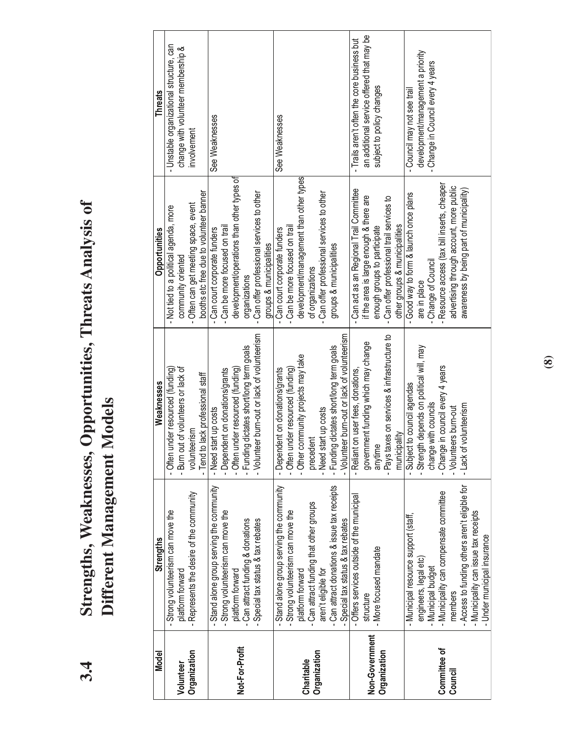## 3.4 Strengths, Weaknesses, Opportunities, Threats Analysis of Different Management Models

| Model | Strengths | Weaknesses | Opportunities | Threats |
|---|---|---|---|---|
| **Volunteer Organization** | - Strong volunteerism can move the platform forward<br>- Represents the desire of the community | - Often under resourced (funding)<br>- Burn out of volunteers or lack of volunteerism<br>- Tend to lack professional staff | - Not tied to a political agenda, more community oriented<br>- Often can get meeting space, event booths etc free due to volunteer banner | - Unstable organizational structure, can change with volunteer membership & involvement |
| **Not-For-Profit** | - Stand alone group serving the community<br>- Strong volunteerism can move the platform forward<br>- Can attract funding & donations<br>- Special tax status & tax rebates | - Need start up costs<br>- Dependent on donations/grants<br>- Often under resourced (funding)<br>- Funding dictates short/long term goals<br>- Volunteer burn-out or lack of volunteerism | - Can court corporate funders<br>- Can be more focused on trail development/operations than other types of organizations<br>- Can offer professional services to other groups & municipalities | See Weaknesses |
| **Charitable Organization** | - Stand alone group serving the community<br>- Strong volunteerism can move the platform forward<br>- Can attract funding that other groups aren't eligible for<br>- Can attract donations & issue tax receipts<br>- Special tax status & tax rebates | - Dependent on donations/grants<br>- Often under resourced (funding)<br>- Other community projects may take precedent<br>- Need start up costs<br>- Funding dictates short/long term goals<br>- Volunteer burn-out or lack of volunteerism | - Can court corporate funders<br>- Can be more focused on trail development/management than other types of organizations<br>- Can offer professional services to other groups & municipalities | See Weaknesses |
| **Non-Government Organization** | - Offers services outside of the municipal structure<br>- More focused mandate | - Reliant on user fees, donations, government funding which may change anytime<br>- Pays taxes on services & infrastructure to municipality | - Can act as an Regional Trail Committee if the area is large enough & there are enough groups to participate<br>- Can offer professional trail services to other groups & municipalities | - Trails aren't often the core business but an additional service offered that may be subject to policy changes |
| **Committee of Council** | - Municipal resource support (staff, engineers, legal etc)<br>- Municipal budget<br>- Municipality can compensate committee members<br>- Access to funding others aren't eligible for<br>- Municipality can issue tax receipts<br>- Under municipal insurance | - Subject to council agendas<br>- Strength depends on political will, may change with councils<br>- Change in council every 4 years<br>- Volunteers burn-out<br>- Lack of volunteerism | - Good way to form & launch once plans are in place<br>- Change of Council<br>- Resource access (tax bill inserts, cheaper advertising through account, more public awareness by being part of municipality) | - Council may not see trail development/management a priority<br>- Change in Council every 4 years |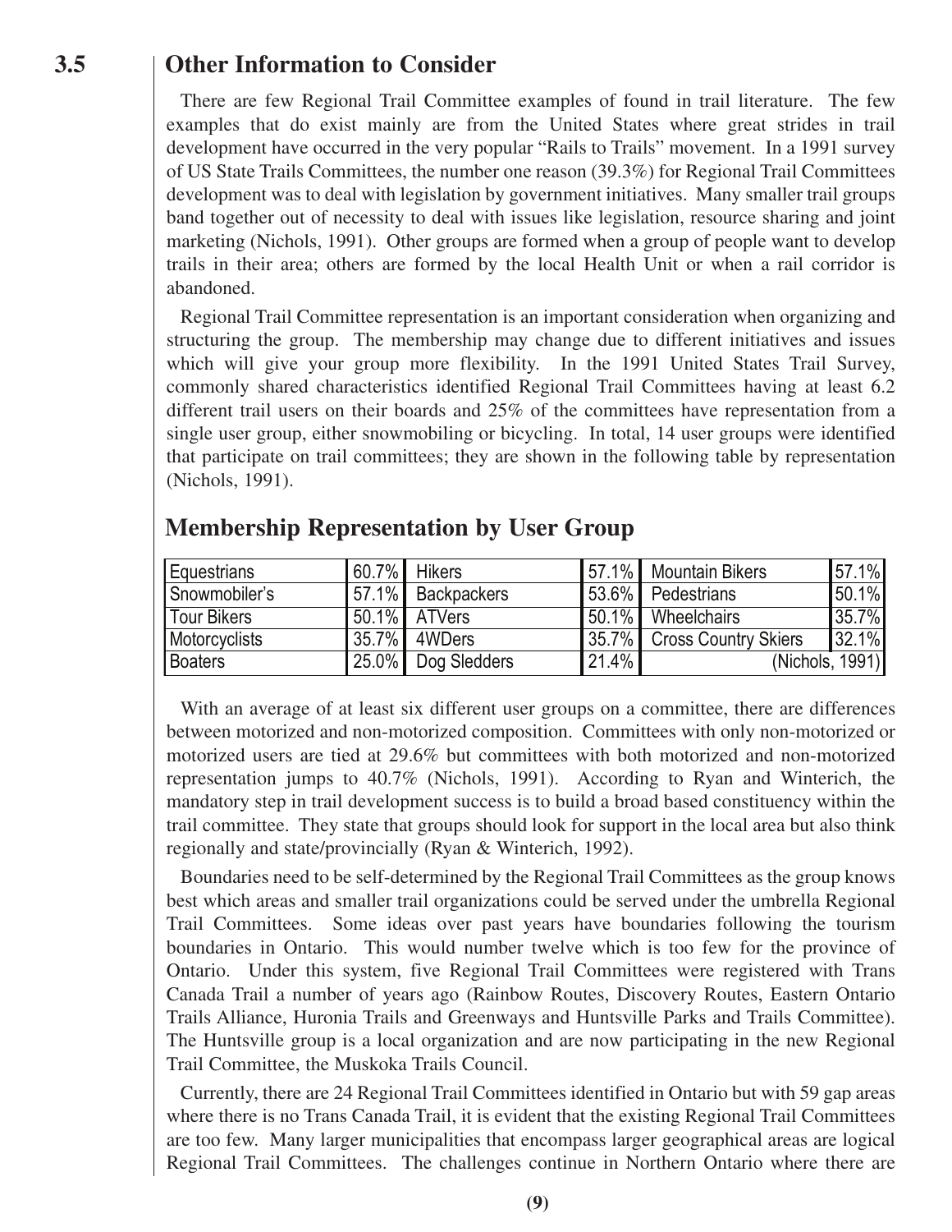## 3.5 Other Information to Consider

There are few Regional Trail Committee examples of found in trail literature. The few examples that do exist mainly are from the United States where great strides in trail development have occurred in the very popular "Rails to Trails" movement. In a 1991 survey of US State Trails Committees, the number one reason (39.3%) for Regional Trail Committees development was to deal with legislation by government initiatives. Many smaller trail groups band together out of necessity to deal with issues like legislation, resource sharing and joint marketing (Nichols, 1991). Other groups are formed when a group of people want to develop trails in their area; others are formed by the local Health Unit or when a rail corridor is abandoned.

Regional Trail Committee representation is an important consideration when organizing and structuring the group. The membership may change due to different initiatives and issues which will give your group more flexibility. In the 1991 United States Trail Survey, commonly shared characteristics identified Regional Trail Committees having at least 6.2 different trail users on their boards and 25% of the committees have representation from a single user group, either snowmobiling or bicycling. In total, 14 user groups were identified that participate on trail committees; they are shown in the following table by representation (Nichols, 1991).

### Membership Representation by User Group

| | | | | | |
|---|---|---|---|---|---|
| Equestrians | 60.7% | Hikers | 57.1% | Mountain Bikers | 57.1% |
| Snowmobiler's | 57.1% | Backpackers | 53.6% | Pedestrians | 50.1% |
| Tour Bikers | 50.1% | ATVers | 50.1% | Wheelchairs | 35.7% |
| Motorcyclists | 35.7% | 4WDers | 35.7% | Cross Country Skiers | 32.1% |
| Boaters | 25.0% | Dog Sledders | 21.4% | (Nichols, 1991) | |

With an average of at least six different user groups on a committee, there are differences between motorized and non-motorized composition. Committees with only non-motorized or motorized users are tied at 29.6% but committees with both motorized and non-motorized representation jumps to 40.7% (Nichols, 1991). According to Ryan and Winterich, the mandatory step in trail development success is to build a broad based constituency within the trail committee. They state that groups should look for support in the local area but also think regionally and state/provincially (Ryan & Winterich, 1992).

Boundaries need to be self-determined by the Regional Trail Committees as the group knows best which areas and smaller trail organizations could be served under the umbrella Regional Trail Committees. Some ideas over past years have boundaries following the tourism boundaries in Ontario. This would number twelve which is too few for the province of Ontario. Under this system, five Regional Trail Committees were registered with Trans Canada Trail a number of years ago (Rainbow Routes, Discovery Routes, Eastern Ontario Trails Alliance, Huronia Trails and Greenways and Huntsville Parks and Trails Committee). The Huntsville group is a local organization and are now participating in the new Regional Trail Committee, the Muskoka Trails Council.

Currently, there are 24 Regional Trail Committees identified in Ontario but with 59 gap areas where there is no Trans Canada Trail, it is evident that the existing Regional Trail Committees are too few. Many larger municipalities that encompass larger geographical areas are logical Regional Trail Committees. The challenges continue in Northern Ontario where there are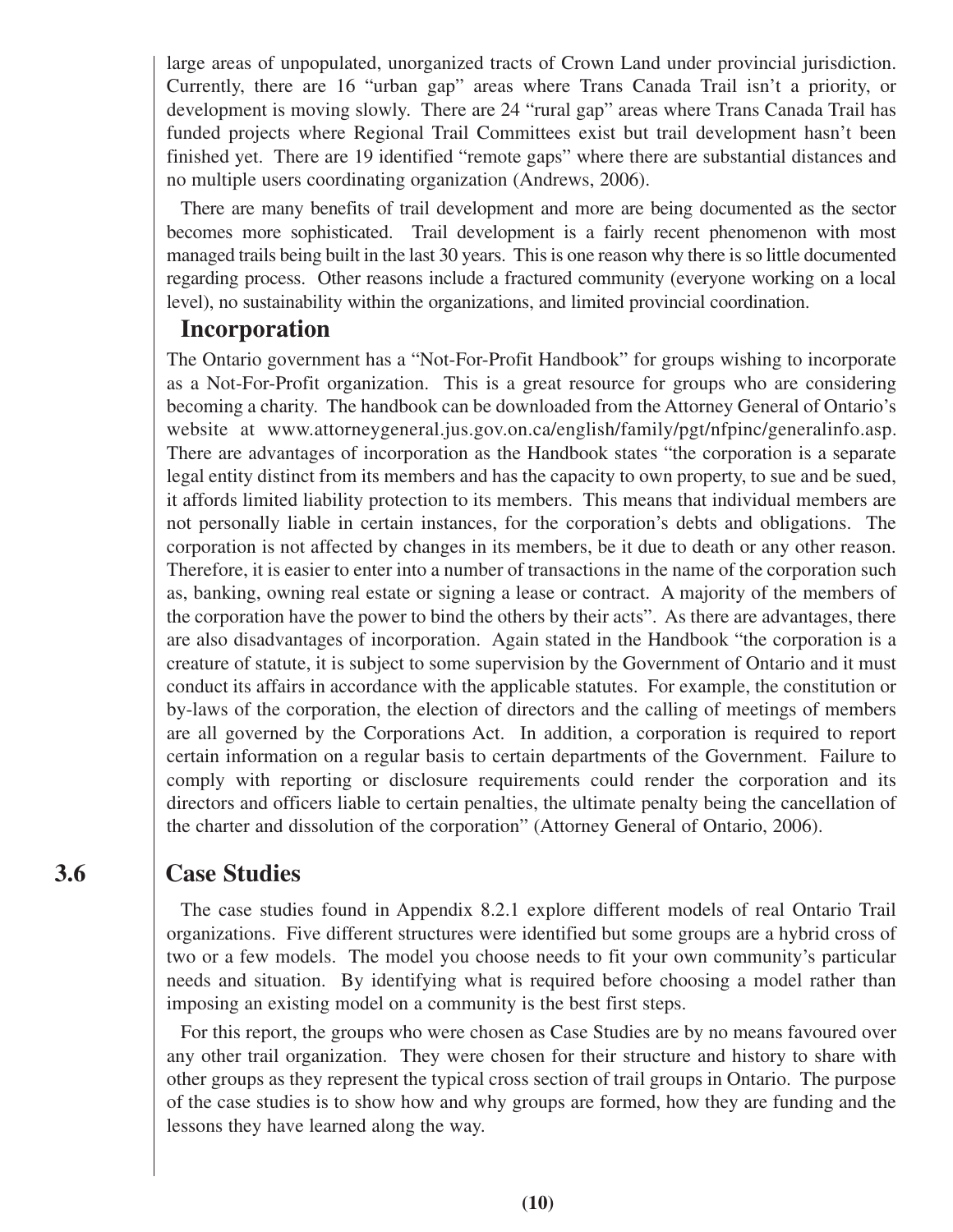large areas of unpopulated, unorganized tracts of Crown Land under provincial jurisdiction. Currently, there are 16 "urban gap" areas where Trans Canada Trail isn't a priority, or development is moving slowly. There are 24 "rural gap" areas where Trans Canada Trail has funded projects where Regional Trail Committees exist but trail development hasn't been finished yet. There are 19 identified "remote gaps" where there are substantial distances and no multiple users coordinating organization (Andrews, 2006).

There are many benefits of trail development and more are being documented as the sector becomes more sophisticated. Trail development is a fairly recent phenomenon with most managed trails being built in the last 30 years. This is one reason why there is so little documented regarding process. Other reasons include a fractured community (everyone working on a local level), no sustainability within the organizations, and limited provincial coordination.

### Incorporation

The Ontario government has a "Not-For-Profit Handbook" for groups wishing to incorporate as a Not-For-Profit organization. This is a great resource for groups who are considering becoming a charity. The handbook can be downloaded from the Attorney General of Ontario's website at www.attorneygeneral.jus.gov.on.ca/english/family/pgt/nfpinc/generalinfo.asp. There are advantages of incorporation as the Handbook states "the corporation is a separate legal entity distinct from its members and has the capacity to own property, to sue and be sued, it affords limited liability protection to its members. This means that individual members are not personally liable in certain instances, for the corporation's debts and obligations. The corporation is not affected by changes in its members, be it due to death or any other reason. Therefore, it is easier to enter into a number of transactions in the name of the corporation such as, banking, owning real estate or signing a lease or contract. A majority of the members of the corporation have the power to bind the others by their acts". As there are advantages, there are also disadvantages of incorporation. Again stated in the Handbook "the corporation is a creature of statute, it is subject to some supervision by the Government of Ontario and it must conduct its affairs in accordance with the applicable statutes. For example, the constitution or by-laws of the corporation, the election of directors and the calling of meetings of members are all governed by the Corporations Act. In addition, a corporation is required to report certain information on a regular basis to certain departments of the Government. Failure to comply with reporting or disclosure requirements could render the corporation and its directors and officers liable to certain penalties, the ultimate penalty being the cancellation of the charter and dissolution of the corporation" (Attorney General of Ontario, 2006).

## 3.6 Case Studies

The case studies found in Appendix 8.2.1 explore different models of real Ontario Trail organizations. Five different structures were identified but some groups are a hybrid cross of two or a few models. The model you choose needs to fit your own community's particular needs and situation. By identifying what is required before choosing a model rather than imposing an existing model on a community is the best first steps.

For this report, the groups who were chosen as Case Studies are by no means favoured over any other trail organization. They were chosen for their structure and history to share with other groups as they represent the typical cross section of trail groups in Ontario. The purpose of the case studies is to show how and why groups are formed, how they are funding and the lessons they have learned along the way.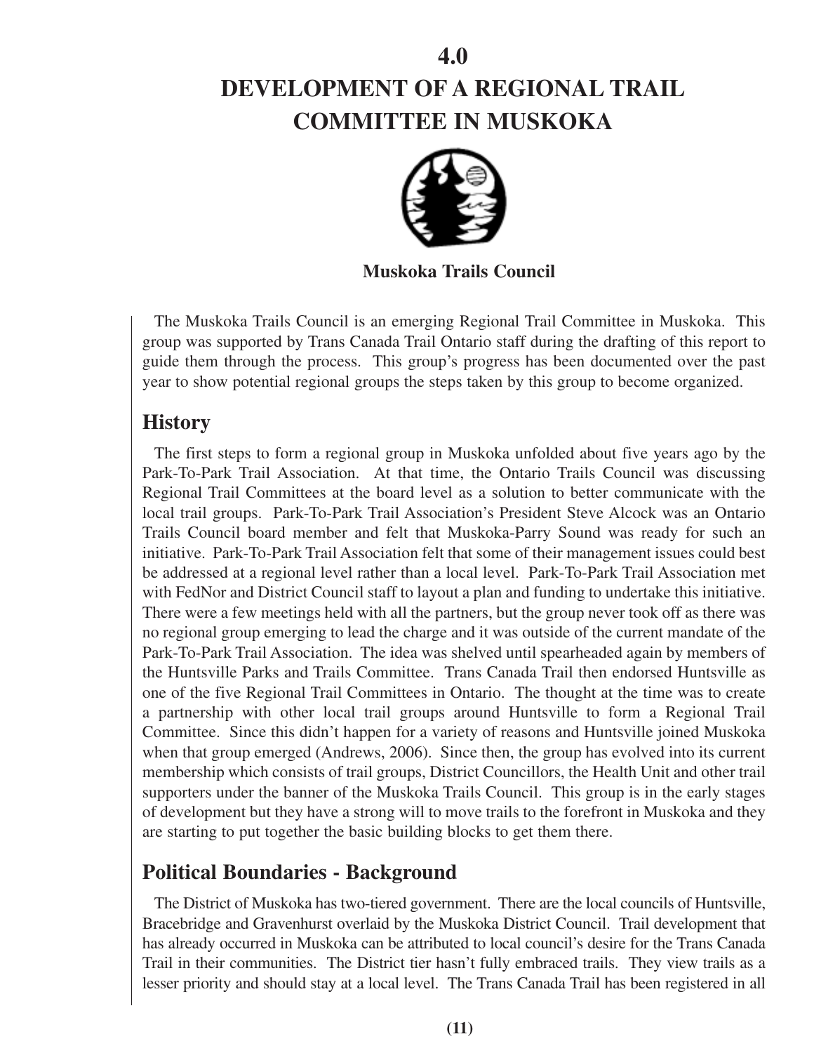# 4.0 DEVELOPMENT OF A REGIONAL TRAIL COMMITTEE IN MUSKOKA

**Muskoka Trails Council**

The Muskoka Trails Council is an emerging Regional Trail Committee in Muskoka. This group was supported by Trans Canada Trail Ontario staff during the drafting of this report to guide them through the process. This group's progress has been documented over the past year to show potential regional groups the steps taken by this group to become organized.

## History

The first steps to form a regional group in Muskoka unfolded about five years ago by the Park-To-Park Trail Association. At that time, the Ontario Trails Council was discussing Regional Trail Committees at the board level as a solution to better communicate with the local trail groups. Park-To-Park Trail Association's President Steve Alcock was an Ontario Trails Council board member and felt that Muskoka-Parry Sound was ready for such an initiative. Park-To-Park Trail Association felt that some of their management issues could best be addressed at a regional level rather than a local level. Park-To-Park Trail Association met with FedNor and District Council staff to layout a plan and funding to undertake this initiative. There were a few meetings held with all the partners, but the group never took off as there was no regional group emerging to lead the charge and it was outside of the current mandate of the Park-To-Park Trail Association. The idea was shelved until spearheaded again by members of the Huntsville Parks and Trails Committee. Trans Canada Trail then endorsed Huntsville as one of the five Regional Trail Committees in Ontario. The thought at the time was to create a partnership with other local trail groups around Huntsville to form a Regional Trail Committee. Since this didn't happen for a variety of reasons and Huntsville joined Muskoka when that group emerged (Andrews, 2006). Since then, the group has evolved into its current membership which consists of trail groups, District Councillors, the Health Unit and other trail supporters under the banner of the Muskoka Trails Council. This group is in the early stages of development but they have a strong will to move trails to the forefront in Muskoka and they are starting to put together the basic building blocks to get them there.

## Political Boundaries - Background

The District of Muskoka has two-tiered government. There are the local councils of Huntsville, Bracebridge and Gravenhurst overlaid by the Muskoka District Council. Trail development that has already occurred in Muskoka can be attributed to local council's desire for the Trans Canada Trail in their communities. The District tier hasn't fully embraced trails. They view trails as a lesser priority and should stay at a local level. The Trans Canada Trail has been registered in all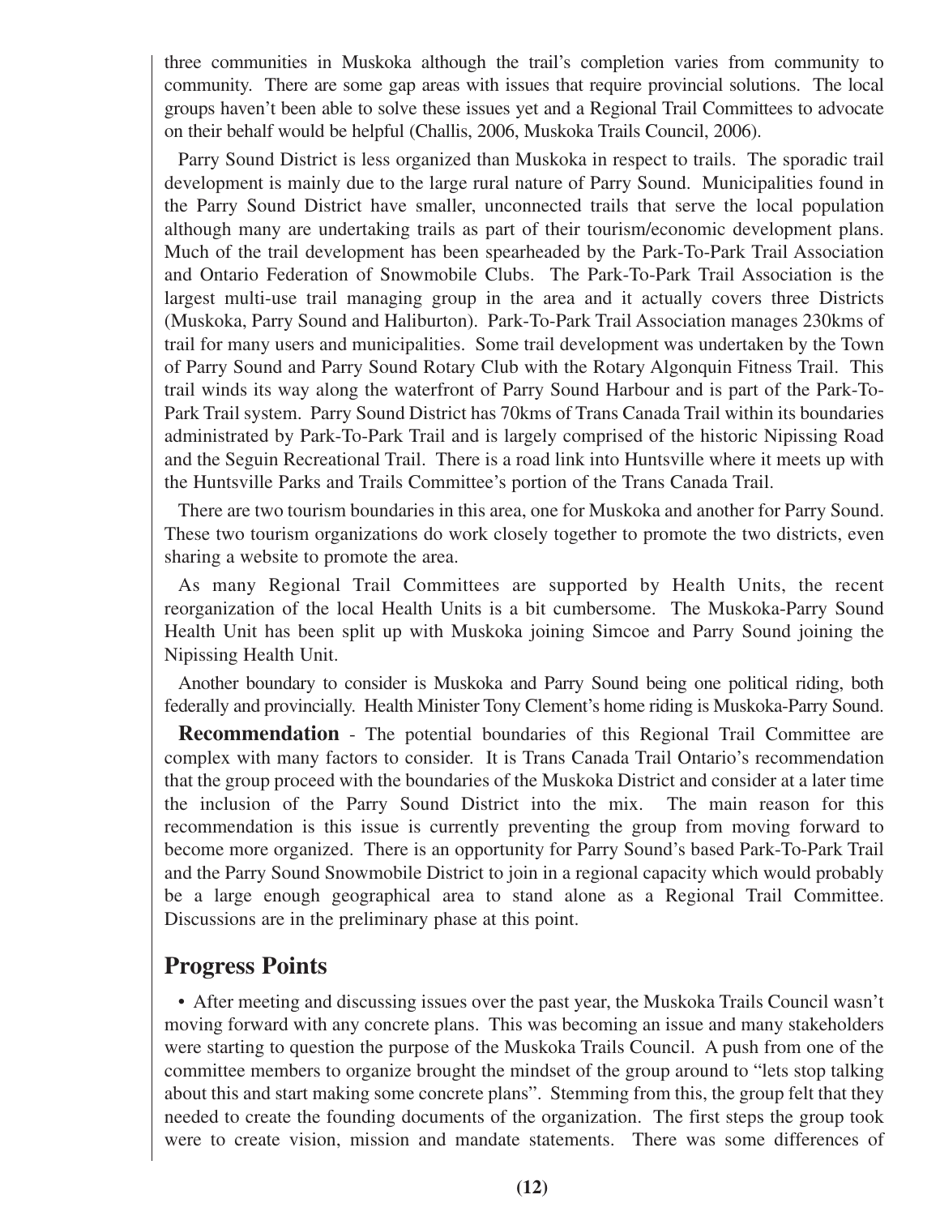three communities in Muskoka although the trail's completion varies from community to community. There are some gap areas with issues that require provincial solutions. The local groups haven't been able to solve these issues yet and a Regional Trail Committees to advocate on their behalf would be helpful (Challis, 2006, Muskoka Trails Council, 2006).

Parry Sound District is less organized than Muskoka in respect to trails. The sporadic trail development is mainly due to the large rural nature of Parry Sound. Municipalities found in the Parry Sound District have smaller, unconnected trails that serve the local population although many are undertaking trails as part of their tourism/economic development plans. Much of the trail development has been spearheaded by the Park-To-Park Trail Association and Ontario Federation of Snowmobile Clubs. The Park-To-Park Trail Association is the largest multi-use trail managing group in the area and it actually covers three Districts (Muskoka, Parry Sound and Haliburton). Park-To-Park Trail Association manages 230kms of trail for many users and municipalities. Some trail development was undertaken by the Town of Parry Sound and Parry Sound Rotary Club with the Rotary Algonquin Fitness Trail. This trail winds its way along the waterfront of Parry Sound Harbour and is part of the Park-To-Park Trail system. Parry Sound District has 70kms of Trans Canada Trail within its boundaries administrated by Park-To-Park Trail and is largely comprised of the historic Nipissing Road and the Seguin Recreational Trail. There is a road link into Huntsville where it meets up with the Huntsville Parks and Trails Committee's portion of the Trans Canada Trail.

There are two tourism boundaries in this area, one for Muskoka and another for Parry Sound. These two tourism organizations do work closely together to promote the two districts, even sharing a website to promote the area.

As many Regional Trail Committees are supported by Health Units, the recent reorganization of the local Health Units is a bit cumbersome. The Muskoka-Parry Sound Health Unit has been split up with Muskoka joining Simcoe and Parry Sound joining the Nipissing Health Unit.

Another boundary to consider is Muskoka and Parry Sound being one political riding, both federally and provincially. Health Minister Tony Clement's home riding is Muskoka-Parry Sound.

**Recommendation** - The potential boundaries of this Regional Trail Committee are complex with many factors to consider. It is Trans Canada Trail Ontario's recommendation that the group proceed with the boundaries of the Muskoka District and consider at a later time the inclusion of the Parry Sound District into the mix. The main reason for this recommendation is this issue is currently preventing the group from moving forward to become more organized. There is an opportunity for Parry Sound's based Park-To-Park Trail and the Parry Sound Snowmobile District to join in a regional capacity which would probably be a large enough geographical area to stand alone as a Regional Trail Committee. Discussions are in the preliminary phase at this point.

## Progress Points

- After meeting and discussing issues over the past year, the Muskoka Trails Council wasn't moving forward with any concrete plans. This was becoming an issue and many stakeholders were starting to question the purpose of the Muskoka Trails Council. A push from one of the committee members to organize brought the mindset of the group around to "lets stop talking about this and start making some concrete plans". Stemming from this, the group felt that they needed to create the founding documents of the organization. The first steps the group took were to create vision, mission and mandate statements. There was some differences of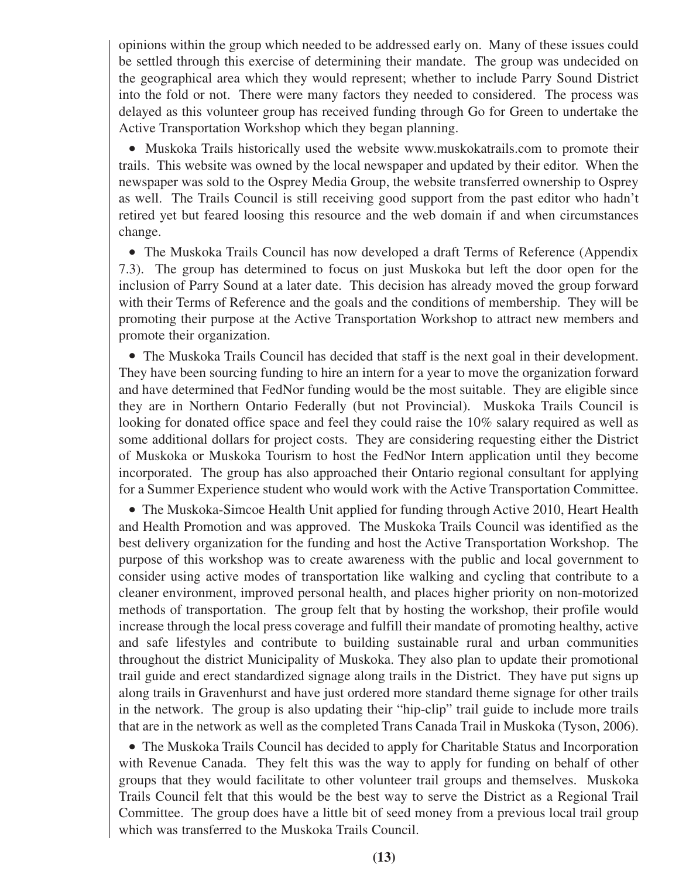opinions within the group which needed to be addressed early on. Many of these issues could be settled through this exercise of determining their mandate. The group was undecided on the geographical area which they would represent; whether to include Parry Sound District into the fold or not. There were many factors they needed to considered. The process was delayed as this volunteer group has received funding through Go for Green to undertake the Active Transportation Workshop which they began planning.

- Muskoka Trails historically used the website www.muskokatrails.com to promote their trails. This website was owned by the local newspaper and updated by their editor. When the newspaper was sold to the Osprey Media Group, the website transferred ownership to Osprey as well. The Trails Council is still receiving good support from the past editor who hadn't retired yet but feared loosing this resource and the web domain if and when circumstances change.

- The Muskoka Trails Council has now developed a draft Terms of Reference (Appendix 7.3). The group has determined to focus on just Muskoka but left the door open for the inclusion of Parry Sound at a later date. This decision has already moved the group forward with their Terms of Reference and the goals and the conditions of membership. They will be promoting their purpose at the Active Transportation Workshop to attract new members and promote their organization.

- The Muskoka Trails Council has decided that staff is the next goal in their development. They have been sourcing funding to hire an intern for a year to move the organization forward and have determined that FedNor funding would be the most suitable. They are eligible since they are in Northern Ontario Federally (but not Provincial). Muskoka Trails Council is looking for donated office space and feel they could raise the 10% salary required as well as some additional dollars for project costs. They are considering requesting either the District of Muskoka or Muskoka Tourism to host the FedNor Intern application until they become incorporated. The group has also approached their Ontario regional consultant for applying for a Summer Experience student who would work with the Active Transportation Committee.

- The Muskoka-Simcoe Health Unit applied for funding through Active 2010, Heart Health and Health Promotion and was approved. The Muskoka Trails Council was identified as the best delivery organization for the funding and host the Active Transportation Workshop. The purpose of this workshop was to create awareness with the public and local government to consider using active modes of transportation like walking and cycling that contribute to a cleaner environment, improved personal health, and places higher priority on non-motorized methods of transportation. The group felt that by hosting the workshop, their profile would increase through the local press coverage and fulfill their mandate of promoting healthy, active and safe lifestyles and contribute to building sustainable rural and urban communities throughout the district Municipality of Muskoka. They also plan to update their promotional trail guide and erect standardized signage along trails in the District. They have put signs up along trails in Gravenhurst and have just ordered more standard theme signage for other trails in the network. The group is also updating their "hip-clip" trail guide to include more trails that are in the network as well as the completed Trans Canada Trail in Muskoka (Tyson, 2006).

- The Muskoka Trails Council has decided to apply for Charitable Status and Incorporation with Revenue Canada. They felt this was the way to apply for funding on behalf of other groups that they would facilitate to other volunteer trail groups and themselves. Muskoka Trails Council felt that this would be the best way to serve the District as a Regional Trail Committee. The group does have a little bit of seed money from a previous local trail group which was transferred to the Muskoka Trails Council.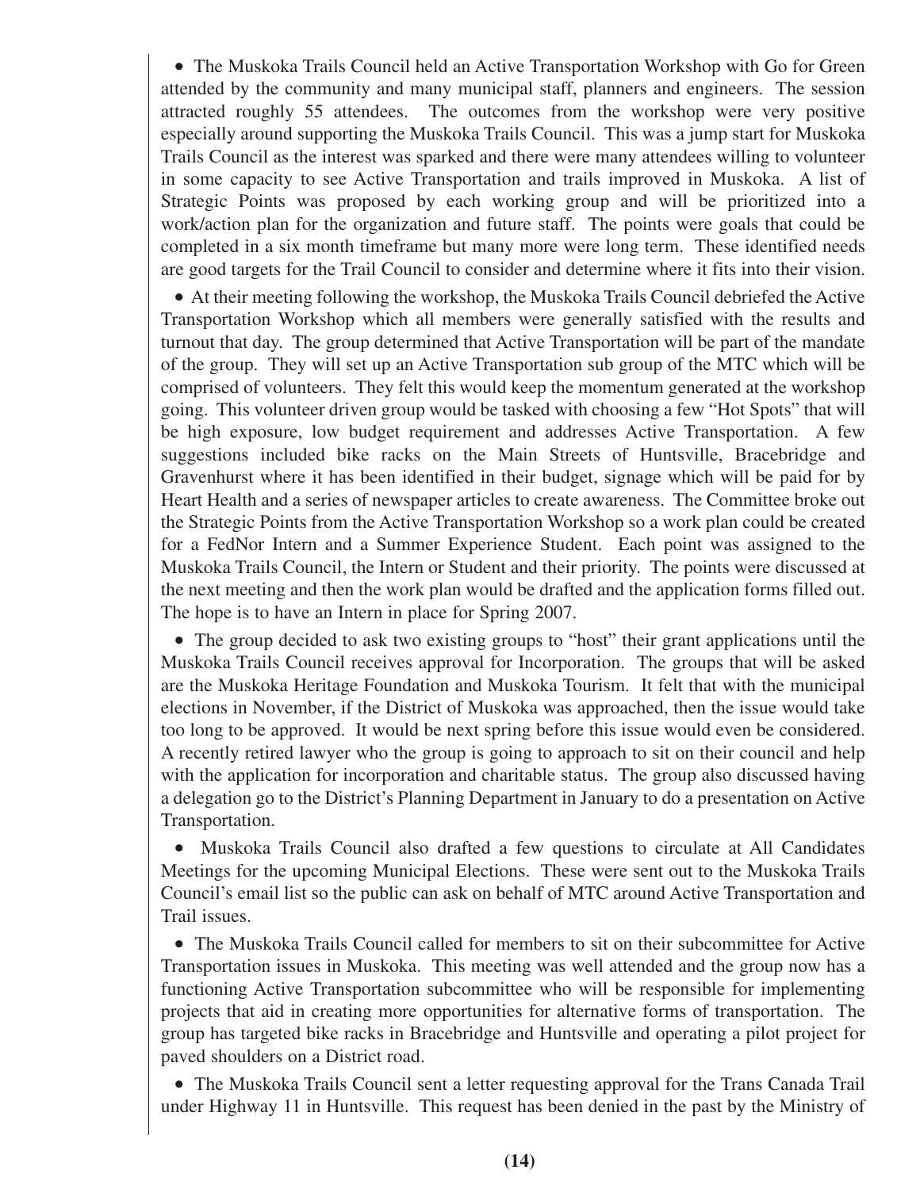- The Muskoka Trails Council held an Active Transportation Workshop with Go for Green attended by the community and many municipal staff, planners and engineers. The session attracted roughly 55 attendees. The outcomes from the workshop were very positive especially around supporting the Muskoka Trails Council. This was a jump start for Muskoka Trails Council as the interest was sparked and there were many attendees willing to volunteer in some capacity to see Active Transportation and trails improved in Muskoka. A list of Strategic Points was proposed by each working group and will be prioritized into a work/action plan for the organization and future staff. The points were goals that could be completed in a six month timeframe but many more were long term. These identified needs are good targets for the Trail Council to consider and determine where it fits into their vision.

- At their meeting following the workshop, the Muskoka Trails Council debriefed the Active Transportation Workshop which all members were generally satisfied with the results and turnout that day. The group determined that Active Transportation will be part of the mandate of the group. They will set up an Active Transportation sub group of the MTC which will be comprised of volunteers. They felt this would keep the momentum generated at the workshop going. This volunteer driven group would be tasked with choosing a few "Hot Spots" that will be high exposure, low budget requirement and addresses Active Transportation. A few suggestions included bike racks on the Main Streets of Huntsville, Bracebridge and Gravenhurst where it has been identified in their budget, signage which will be paid for by Heart Health and a series of newspaper articles to create awareness. The Committee broke out the Strategic Points from the Active Transportation Workshop so a work plan could be created for a FedNor Intern and a Summer Experience Student. Each point was assigned to the Muskoka Trails Council, the Intern or Student and their priority. The points were discussed at the next meeting and then the work plan would be drafted and the application forms filled out. The hope is to have an Intern in place for Spring 2007.

- The group decided to ask two existing groups to "host" their grant applications until the Muskoka Trails Council receives approval for Incorporation. The groups that will be asked are the Muskoka Heritage Foundation and Muskoka Tourism. It felt that with the municipal elections in November, if the District of Muskoka was approached, then the issue would take too long to be approved. It would be next spring before this issue would even be considered. A recently retired lawyer who the group is going to approach to sit on their council and help with the application for incorporation and charitable status. The group also discussed having a delegation go to the District's Planning Department in January to do a presentation on Active Transportation.

- Muskoka Trails Council also drafted a few questions to circulate at All Candidates Meetings for the upcoming Municipal Elections. These were sent out to the Muskoka Trails Council's email list so the public can ask on behalf of MTC around Active Transportation and Trail issues.

- The Muskoka Trails Council called for members to sit on their subcommittee for Active Transportation issues in Muskoka. This meeting was well attended and the group now has a functioning Active Transportation subcommittee who will be responsible for implementing projects that aid in creating more opportunities for alternative forms of transportation. The group has targeted bike racks in Bracebridge and Huntsville and operating a pilot project for paved shoulders on a District road.

- The Muskoka Trails Council sent a letter requesting approval for the Trans Canada Trail under Highway 11 in Huntsville. This request has been denied in the past by the Ministry of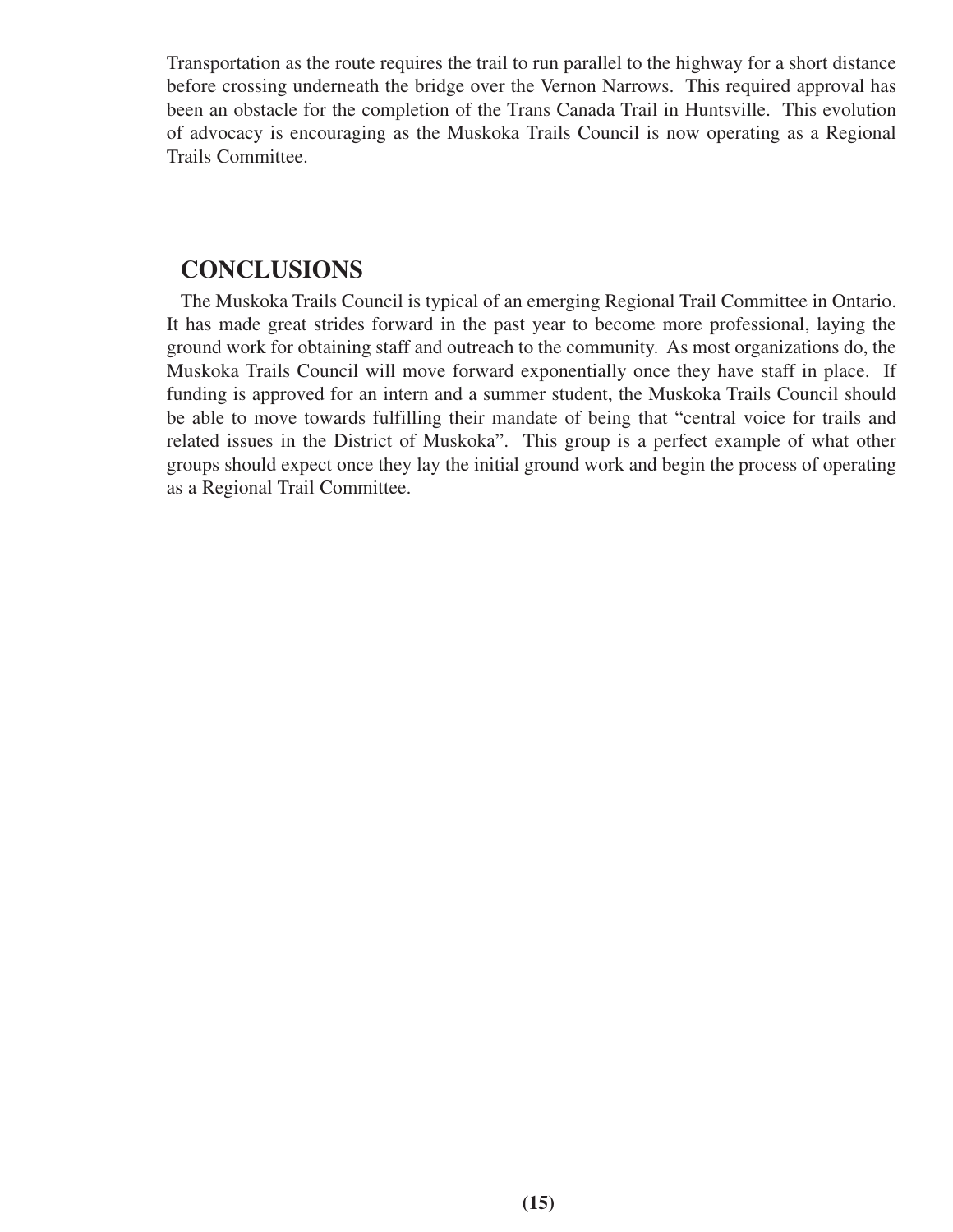Transportation as the route requires the trail to run parallel to the highway for a short distance before crossing underneath the bridge over the Vernon Narrows. This required approval has been an obstacle for the completion of the Trans Canada Trail in Huntsville. This evolution of advocacy is encouraging as the Muskoka Trails Council is now operating as a Regional Trails Committee.

## CONCLUSIONS

The Muskoka Trails Council is typical of an emerging Regional Trail Committee in Ontario. It has made great strides forward in the past year to become more professional, laying the ground work for obtaining staff and outreach to the community. As most organizations do, the Muskoka Trails Council will move forward exponentially once they have staff in place. If funding is approved for an intern and a summer student, the Muskoka Trails Council should be able to move towards fulfilling their mandate of being that "central voice for trails and related issues in the District of Muskoka". This group is a perfect example of what other groups should expect once they lay the initial ground work and begin the process of operating as a Regional Trail Committee.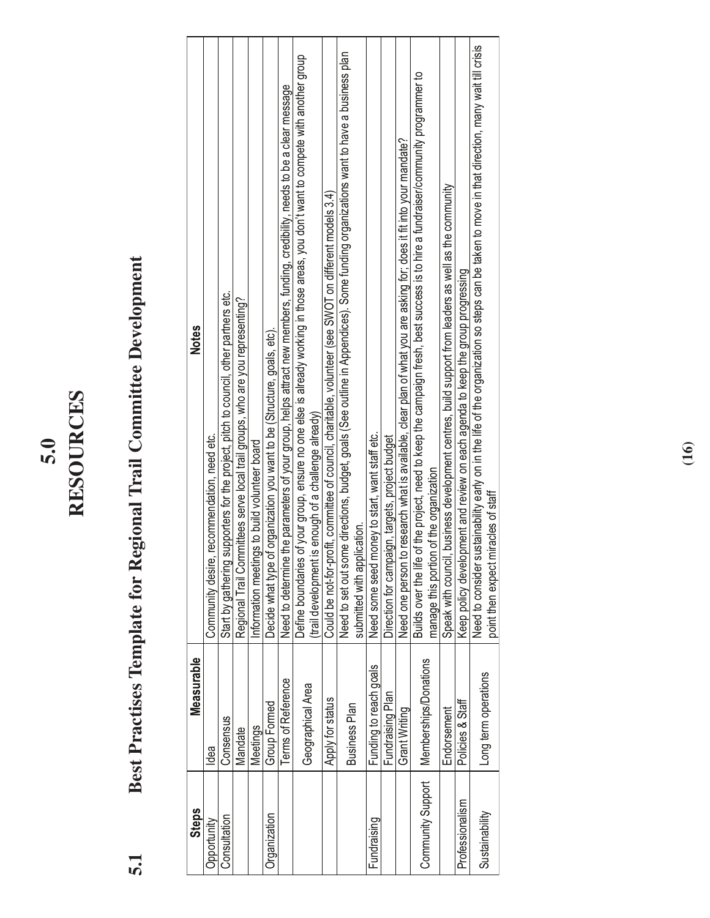# 5.0 RESOURCES

## 5.1 Best Practises Template for Regional Trail Committee Development

| Steps | Measurable | Notes |
|---|---|---|
| Opportunity | Idea | Community desire, recommendation, need etc. |
| Consultation | Consensus | Start by gathering supporters for the project, pitch to council, other partners etc. |
| | Mandate | Regional Trail Committees serve local trail groups, who are you representing? |
| | Meetings | Information meetings to build volunteer board |
| Organization | Group Formed | Decide what type of organization you want to be (Structure, goals, etc). |
| | Terms of Reference | Need to determine the parameters of your group, helps attract new members, funding, credibility, needs to be a clear message |
| | Geographical Area | Define boundaries of your group, ensure no one else is already working in those areas, you don't want to compete with another group (trail development is enough of a challenge already) |
| | Apply for status | Could be not-for-profit, committee of council, charitable, volunteer (see SWOT on different models 3.4) |
| | Business Plan | Need to set out some directions, budget, goals (See outline in Appendices). Some funding organizations want to have a business plan submitted with application. |
| Fundraising | Funding to reach goals | Need some seed money to start, want staff etc. |
| | Fundraising Plan | Direction for campaign, targets, project budget |
| | Grant Writing | Need one person to research what is available, clear plan of what you are asking for; does it fit into your mandate? |
| Community Support | Memberships/Donations | Builds over the life of the project, need to keep the campaign fresh, best success is to hire a fundraiser/community programmer to manage this portion of the organization |
| | Endorsement | Speak with council, business development centres, build support from leaders as well as the community |
| Professionalism | Policies & Staff | Keep policy development and review on each agenda to keep the group progressing |
| Sustainability | Long term operations | Need to consider sustainability early on in the life of the organization so steps can be taken to move in that direction, many wait till crisis point then expect miracles of staff |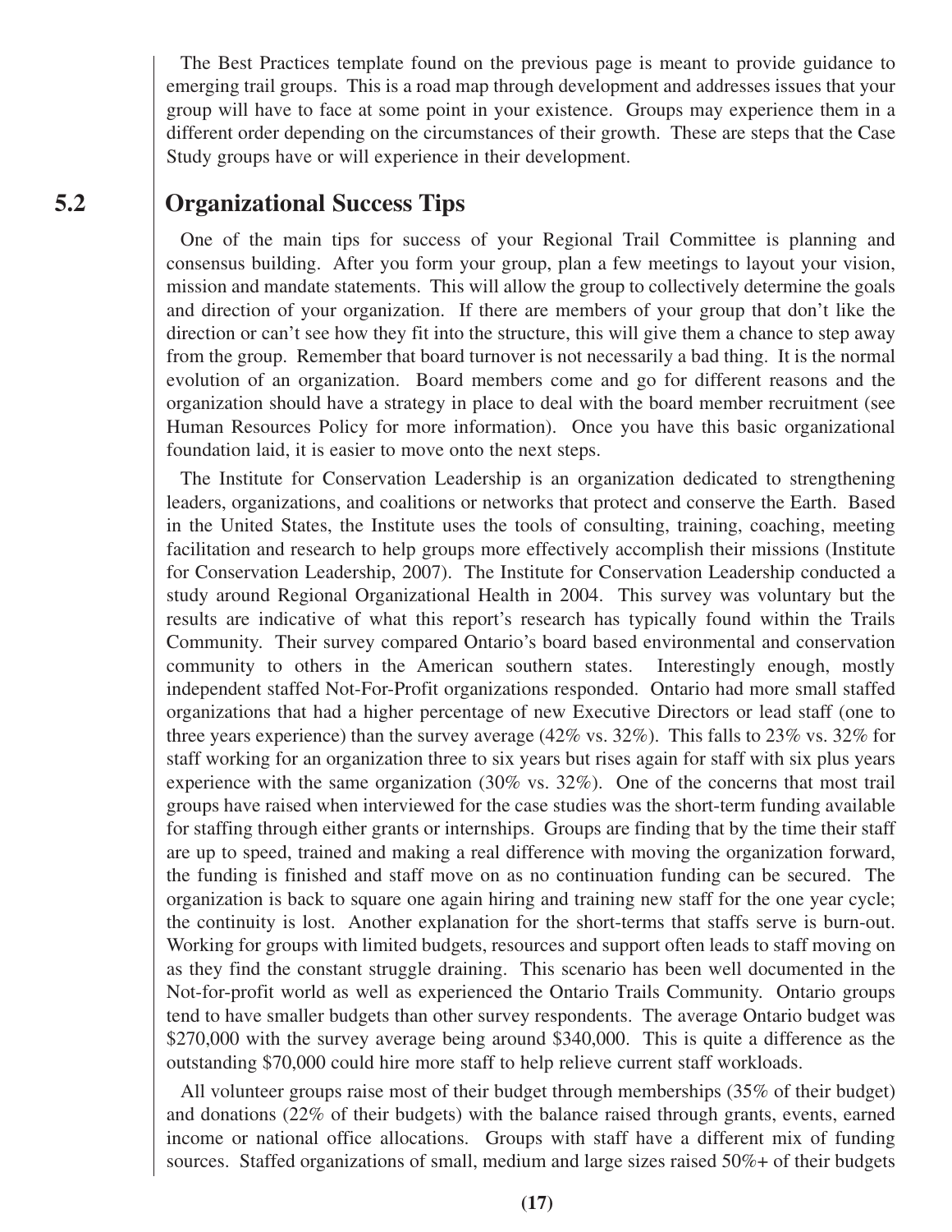The Best Practices template found on the previous page is meant to provide guidance to emerging trail groups. This is a road map through development and addresses issues that your group will have to face at some point in your existence. Groups may experience them in a different order depending on the circumstances of their growth. These are steps that the Case Study groups have or will experience in their development.

## 5.2 Organizational Success Tips

One of the main tips for success of your Regional Trail Committee is planning and consensus building. After you form your group, plan a few meetings to layout your vision, mission and mandate statements. This will allow the group to collectively determine the goals and direction of your organization. If there are members of your group that don't like the direction or can't see how they fit into the structure, this will give them a chance to step away from the group. Remember that board turnover is not necessarily a bad thing. It is the normal evolution of an organization. Board members come and go for different reasons and the organization should have a strategy in place to deal with the board member recruitment (see Human Resources Policy for more information). Once you have this basic organizational foundation laid, it is easier to move onto the next steps.

The Institute for Conservation Leadership is an organization dedicated to strengthening leaders, organizations, and coalitions or networks that protect and conserve the Earth. Based in the United States, the Institute uses the tools of consulting, training, coaching, meeting facilitation and research to help groups more effectively accomplish their missions (Institute for Conservation Leadership, 2007). The Institute for Conservation Leadership conducted a study around Regional Organizational Health in 2004. This survey was voluntary but the results are indicative of what this report's research has typically found within the Trails Community. Their survey compared Ontario's board based environmental and conservation community to others in the American southern states. Interestingly enough, mostly independent staffed Not-For-Profit organizations responded. Ontario had more small staffed organizations that had a higher percentage of new Executive Directors or lead staff (one to three years experience) than the survey average (42% vs. 32%). This falls to 23% vs. 32% for staff working for an organization three to six years but rises again for staff with six plus years experience with the same organization (30% vs. 32%). One of the concerns that most trail groups have raised when interviewed for the case studies was the short-term funding available for staffing through either grants or internships. Groups are finding that by the time their staff are up to speed, trained and making a real difference with moving the organization forward, the funding is finished and staff move on as no continuation funding can be secured. The organization is back to square one again hiring and training new staff for the one year cycle; the continuity is lost. Another explanation for the short-terms that staffs serve is burn-out. Working for groups with limited budgets, resources and support often leads to staff moving on as they find the constant struggle draining. This scenario has been well documented in the Not-for-profit world as well as experienced the Ontario Trails Community. Ontario groups tend to have smaller budgets than other survey respondents. The average Ontario budget was $270,000 with the survey average being around $340,000. This is quite a difference as the outstanding $70,000 could hire more staff to help relieve current staff workloads.

All volunteer groups raise most of their budget through memberships (35% of their budget) and donations (22% of their budgets) with the balance raised through grants, events, earned income or national office allocations. Groups with staff have a different mix of funding sources. Staffed organizations of small, medium and large sizes raised 50%+ of their budgets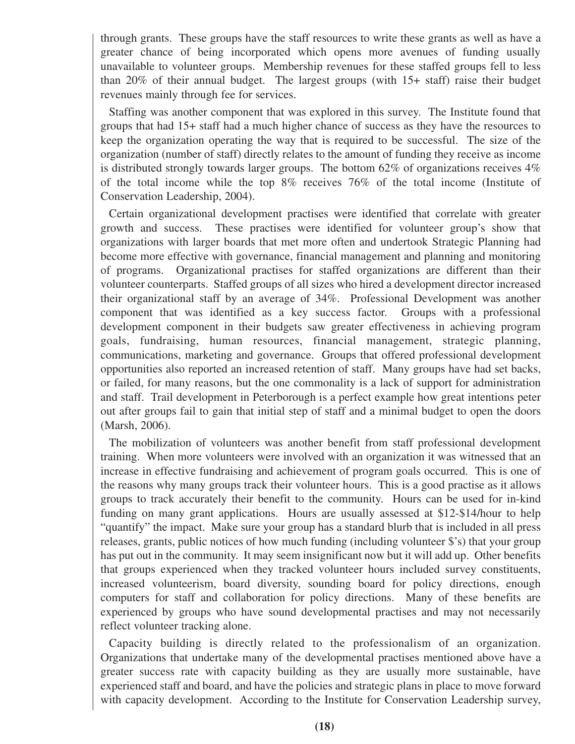through grants. These groups have the staff resources to write these grants as well as have a greater chance of being incorporated which opens more avenues of funding usually unavailable to volunteer groups. Membership revenues for these staffed groups fell to less than 20% of their annual budget. The largest groups (with 15+ staff) raise their budget revenues mainly through fee for services.

Staffing was another component that was explored in this survey. The Institute found that groups that had 15+ staff had a much higher chance of success as they have the resources to keep the organization operating the way that is required to be successful. The size of the organization (number of staff) directly relates to the amount of funding they receive as income is distributed strongly towards larger groups. The bottom 62% of organizations receives 4% of the total income while the top 8% receives 76% of the total income (Institute of Conservation Leadership, 2004).

Certain organizational development practises were identified that correlate with greater growth and success. These practises were identified for volunteer group's show that organizations with larger boards that met more often and undertook Strategic Planning had become more effective with governance, financial management and planning and monitoring of programs. Organizational practises for staffed organizations are different than their volunteer counterparts. Staffed groups of all sizes who hired a development director increased their organizational staff by an average of 34%. Professional Development was another component that was identified as a key success factor. Groups with a professional development component in their budgets saw greater effectiveness in achieving program goals, fundraising, human resources, financial management, strategic planning, communications, marketing and governance. Groups that offered professional development opportunities also reported an increased retention of staff. Many groups have had set backs, or failed, for many reasons, but the one commonality is a lack of support for administration and staff. Trail development in Peterborough is a perfect example how great intentions peter out after groups fail to gain that initial step of staff and a minimal budget to open the doors (Marsh, 2006).

The mobilization of volunteers was another benefit from staff professional development training. When more volunteers were involved with an organization it was witnessed that an increase in effective fundraising and achievement of program goals occurred. This is one of the reasons why many groups track their volunteer hours. This is a good practise as it allows groups to track accurately their benefit to the community. Hours can be used for in-kind funding on many grant applications. Hours are usually assessed at $12-$14/hour to help "quantify" the impact. Make sure your group has a standard blurb that is included in all press releases, grants, public notices of how much funding (including volunteer $'s) that your group has put out in the community. It may seem insignificant now but it will add up. Other benefits that groups experienced when they tracked volunteer hours included survey constituents, increased volunteerism, board diversity, sounding board for policy directions, enough computers for staff and collaboration for policy directions. Many of these benefits are experienced by groups who have sound developmental practises and may not necessarily reflect volunteer tracking alone.

Capacity building is directly related to the professionalism of an organization. Organizations that undertake many of the developmental practises mentioned above have a greater success rate with capacity building as they are usually more sustainable, have experienced staff and board, and have the policies and strategic plans in place to move forward with capacity development. According to the Institute for Conservation Leadership survey,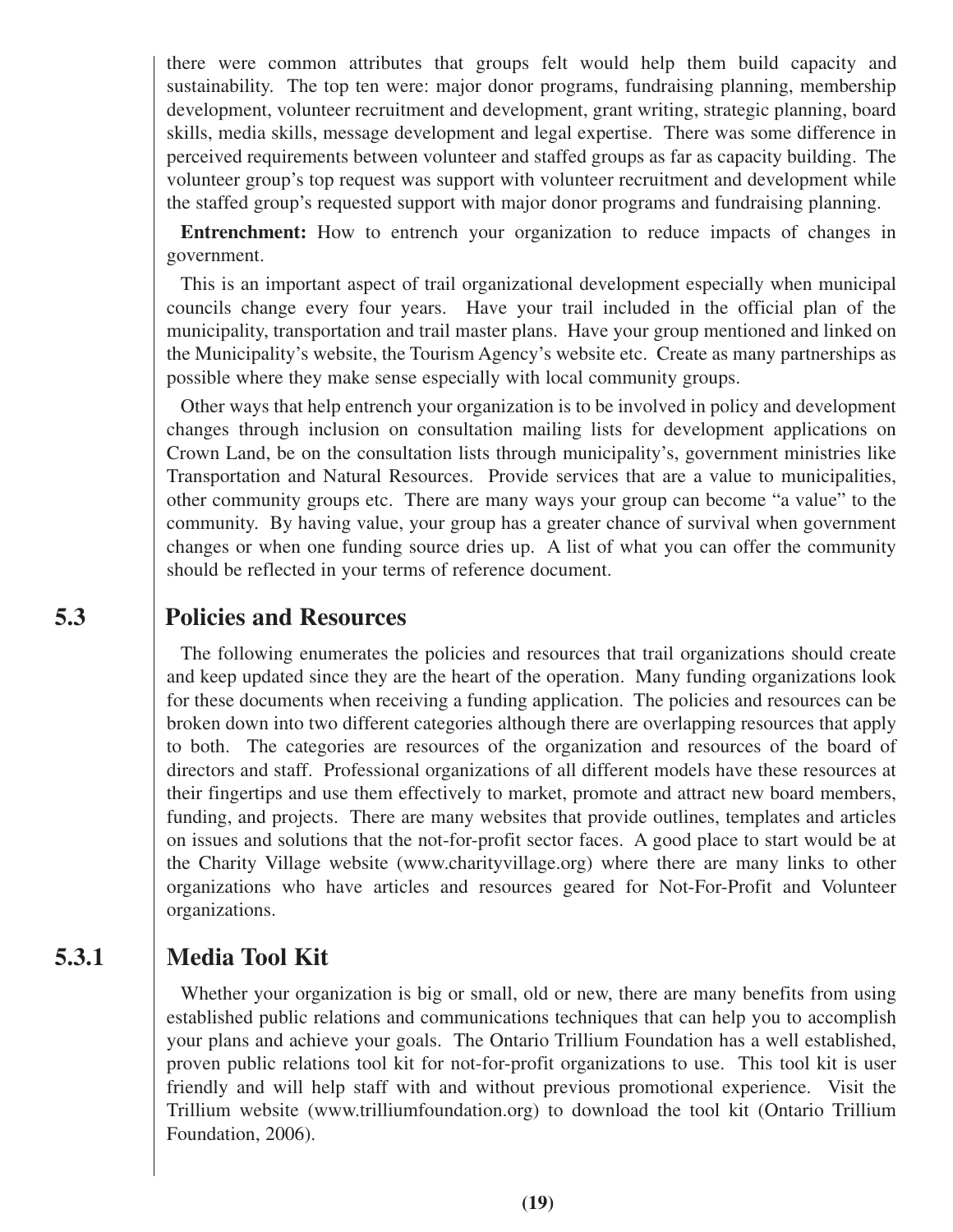there were common attributes that groups felt would help them build capacity and sustainability. The top ten were: major donor programs, fundraising planning, membership development, volunteer recruitment and development, grant writing, strategic planning, board skills, media skills, message development and legal expertise. There was some difference in perceived requirements between volunteer and staffed groups as far as capacity building. The volunteer group's top request was support with volunteer recruitment and development while the staffed group's requested support with major donor programs and fundraising planning.

**Entrenchment:** How to entrench your organization to reduce impacts of changes in government.

This is an important aspect of trail organizational development especially when municipal councils change every four years. Have your trail included in the official plan of the municipality, transportation and trail master plans. Have your group mentioned and linked on the Municipality's website, the Tourism Agency's website etc. Create as many partnerships as possible where they make sense especially with local community groups.

Other ways that help entrench your organization is to be involved in policy and development changes through inclusion on consultation mailing lists for development applications on Crown Land, be on the consultation lists through municipality's, government ministries like Transportation and Natural Resources. Provide services that are a value to municipalities, other community groups etc. There are many ways your group can become "a value" to the community. By having value, your group has a greater chance of survival when government changes or when one funding source dries up. A list of what you can offer the community should be reflected in your terms of reference document.

## 5.3 Policies and Resources

The following enumerates the policies and resources that trail organizations should create and keep updated since they are the heart of the operation. Many funding organizations look for these documents when receiving a funding application. The policies and resources can be broken down into two different categories although there are overlapping resources that apply to both. The categories are resources of the organization and resources of the board of directors and staff. Professional organizations of all different models have these resources at their fingertips and use them effectively to market, promote and attract new board members, funding, and projects. There are many websites that provide outlines, templates and articles on issues and solutions that the not-for-profit sector faces. A good place to start would be at the Charity Village website (www.charityvillage.org) where there are many links to other organizations who have articles and resources geared for Not-For-Profit and Volunteer organizations.

### 5.3.1 Media Tool Kit

Whether your organization is big or small, old or new, there are many benefits from using established public relations and communications techniques that can help you to accomplish your plans and achieve your goals. The Ontario Trillium Foundation has a well established, proven public relations tool kit for not-for-profit organizations to use. This tool kit is user friendly and will help staff with and without previous promotional experience. Visit the Trillium website (www.trilliumfoundation.org) to download the tool kit (Ontario Trillium Foundation, 2006).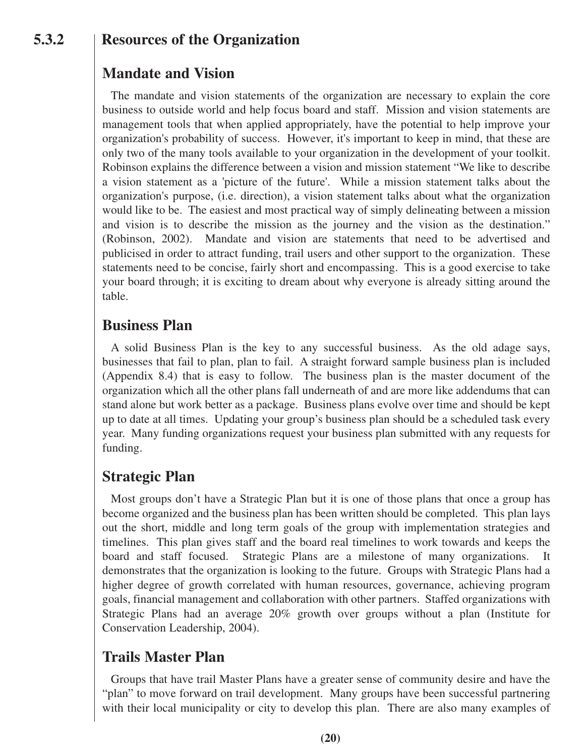## 5.3.2 Resources of the Organization

### Mandate and Vision

The mandate and vision statements of the organization are necessary to explain the core business to outside world and help focus board and staff. Mission and vision statements are management tools that when applied appropriately, have the potential to help improve your organization's probability of success. However, it's important to keep in mind, that these are only two of the many tools available to your organization in the development of your toolkit. Robinson explains the difference between a vision and mission statement "We like to describe a vision statement as a 'picture of the future'. While a mission statement talks about the organization's purpose, (i.e. direction), a vision statement talks about what the organization would like to be. The easiest and most practical way of simply delineating between a mission and vision is to describe the mission as the journey and the vision as the destination." (Robinson, 2002). Mandate and vision are statements that need to be advertised and publicised in order to attract funding, trail users and other support to the organization. These statements need to be concise, fairly short and encompassing. This is a good exercise to take your board through; it is exciting to dream about why everyone is already sitting around the table.

### Business Plan

A solid Business Plan is the key to any successful business. As the old adage says, businesses that fail to plan, plan to fail. A straight forward sample business plan is included (Appendix 8.4) that is easy to follow. The business plan is the master document of the organization which all the other plans fall underneath of and are more like addendums that can stand alone but work better as a package. Business plans evolve over time and should be kept up to date at all times. Updating your group's business plan should be a scheduled task every year. Many funding organizations request your business plan submitted with any requests for funding.

### Strategic Plan

Most groups don't have a Strategic Plan but it is one of those plans that once a group has become organized and the business plan has been written should be completed. This plan lays out the short, middle and long term goals of the group with implementation strategies and timelines. This plan gives staff and the board real timelines to work towards and keeps the board and staff focused. Strategic Plans are a milestone of many organizations. It demonstrates that the organization is looking to the future. Groups with Strategic Plans had a higher degree of growth correlated with human resources, governance, achieving program goals, financial management and collaboration with other partners. Staffed organizations with Strategic Plans had an average 20% growth over groups without a plan (Institute for Conservation Leadership, 2004).

### Trails Master Plan

Groups that have trail Master Plans have a greater sense of community desire and have the "plan" to move forward on trail development. Many groups have been successful partnering with their local municipality or city to develop this plan. There are also many examples of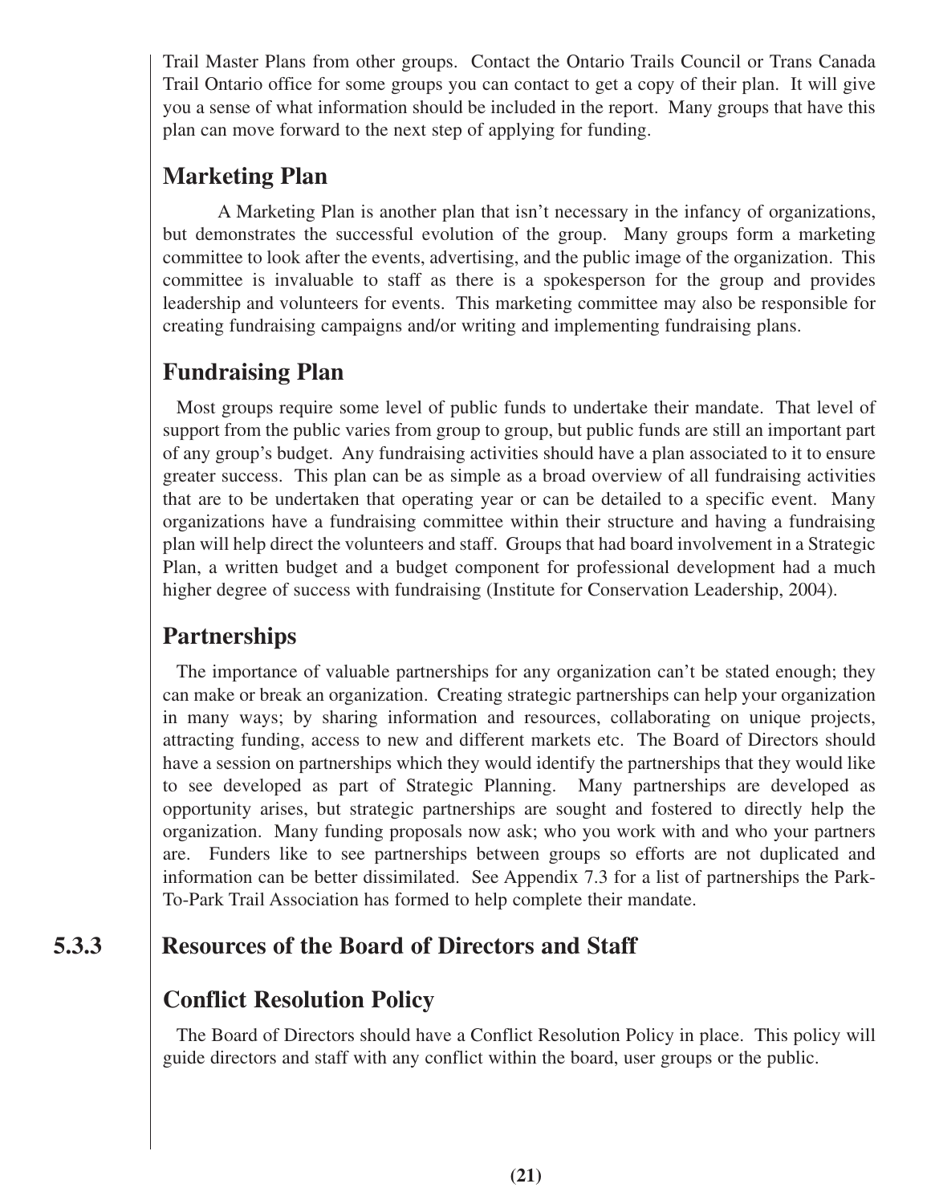Trail Master Plans from other groups. Contact the Ontario Trails Council or Trans Canada Trail Ontario office for some groups you can contact to get a copy of their plan. It will give you a sense of what information should be included in the report. Many groups that have this plan can move forward to the next step of applying for funding.

## Marketing Plan

A Marketing Plan is another plan that isn't necessary in the infancy of organizations, but demonstrates the successful evolution of the group. Many groups form a marketing committee to look after the events, advertising, and the public image of the organization. This committee is invaluable to staff as there is a spokesperson for the group and provides leadership and volunteers for events. This marketing committee may also be responsible for creating fundraising campaigns and/or writing and implementing fundraising plans.

## Fundraising Plan

Most groups require some level of public funds to undertake their mandate. That level of support from the public varies from group to group, but public funds are still an important part of any group's budget. Any fundraising activities should have a plan associated to it to ensure greater success. This plan can be as simple as a broad overview of all fundraising activities that are to be undertaken that operating year or can be detailed to a specific event. Many organizations have a fundraising committee within their structure and having a fundraising plan will help direct the volunteers and staff. Groups that had board involvement in a Strategic Plan, a written budget and a budget component for professional development had a much higher degree of success with fundraising (Institute for Conservation Leadership, 2004).

## Partnerships

The importance of valuable partnerships for any organization can't be stated enough; they can make or break an organization. Creating strategic partnerships can help your organization in many ways; by sharing information and resources, collaborating on unique projects, attracting funding, access to new and different markets etc. The Board of Directors should have a session on partnerships which they would identify the partnerships that they would like to see developed as part of Strategic Planning. Many partnerships are developed as opportunity arises, but strategic partnerships are sought and fostered to directly help the organization. Many funding proposals now ask; who you work with and who your partners are. Funders like to see partnerships between groups so efforts are not duplicated and information can be better dissimilated. See Appendix 7.3 for a list of partnerships the Park-To-Park Trail Association has formed to help complete their mandate.

# 5.3.3 Resources of the Board of Directors and Staff

## Conflict Resolution Policy

The Board of Directors should have a Conflict Resolution Policy in place. This policy will guide directors and staff with any conflict within the board, user groups or the public.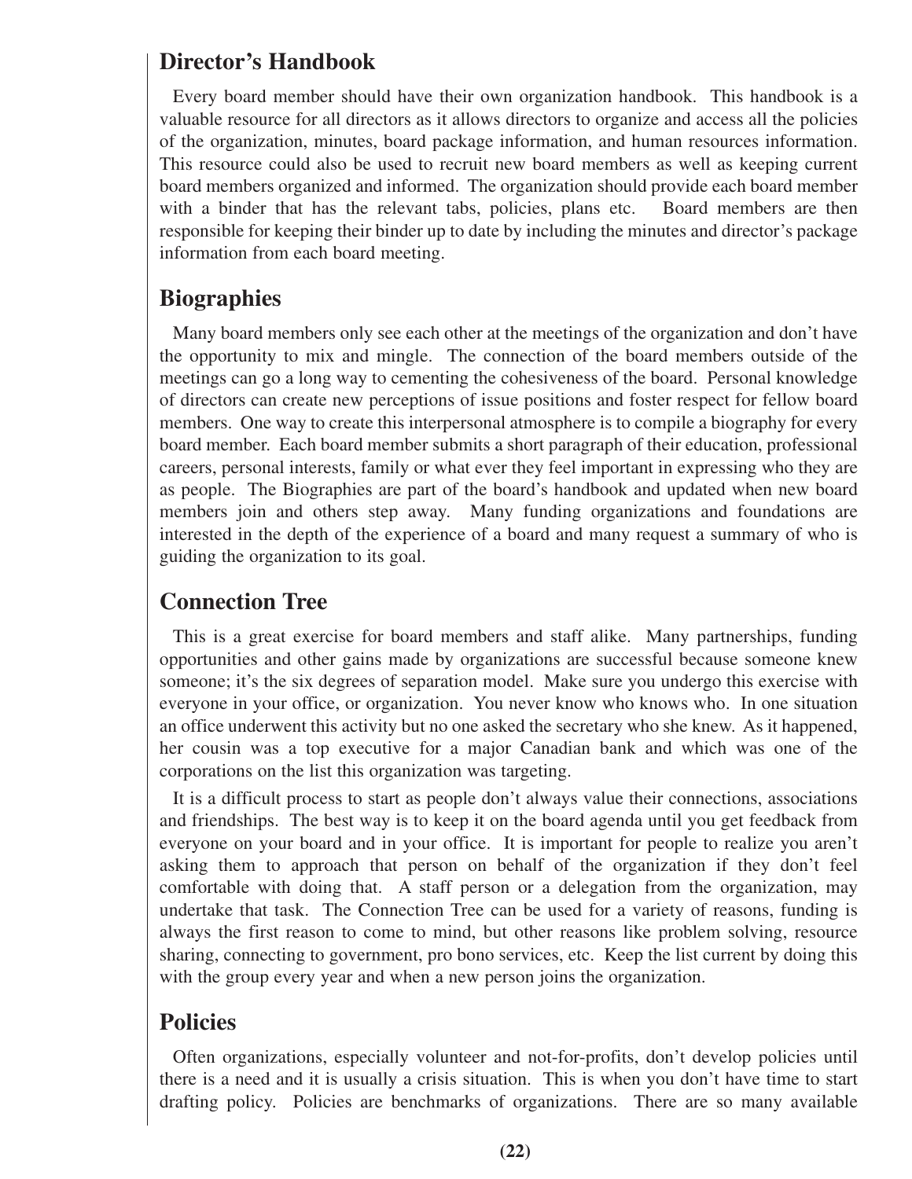## Director's Handbook

Every board member should have their own organization handbook. This handbook is a valuable resource for all directors as it allows directors to organize and access all the policies of the organization, minutes, board package information, and human resources information. This resource could also be used to recruit new board members as well as keeping current board members organized and informed. The organization should provide each board member with a binder that has the relevant tabs, policies, plans etc. Board members are then responsible for keeping their binder up to date by including the minutes and director's package information from each board meeting.

## Biographies

Many board members only see each other at the meetings of the organization and don't have the opportunity to mix and mingle. The connection of the board members outside of the meetings can go a long way to cementing the cohesiveness of the board. Personal knowledge of directors can create new perceptions of issue positions and foster respect for fellow board members. One way to create this interpersonal atmosphere is to compile a biography for every board member. Each board member submits a short paragraph of their education, professional careers, personal interests, family or what ever they feel important in expressing who they are as people. The Biographies are part of the board's handbook and updated when new board members join and others step away. Many funding organizations and foundations are interested in the depth of the experience of a board and many request a summary of who is guiding the organization to its goal.

## Connection Tree

This is a great exercise for board members and staff alike. Many partnerships, funding opportunities and other gains made by organizations are successful because someone knew someone; it's the six degrees of separation model. Make sure you undergo this exercise with everyone in your office, or organization. You never know who knows who. In one situation an office underwent this activity but no one asked the secretary who she knew. As it happened, her cousin was a top executive for a major Canadian bank and which was one of the corporations on the list this organization was targeting.

It is a difficult process to start as people don't always value their connections, associations and friendships. The best way is to keep it on the board agenda until you get feedback from everyone on your board and in your office. It is important for people to realize you aren't asking them to approach that person on behalf of the organization if they don't feel comfortable with doing that. A staff person or a delegation from the organization, may undertake that task. The Connection Tree can be used for a variety of reasons, funding is always the first reason to come to mind, but other reasons like problem solving, resource sharing, connecting to government, pro bono services, etc. Keep the list current by doing this with the group every year and when a new person joins the organization.

## Policies

Often organizations, especially volunteer and not-for-profits, don't develop policies until there is a need and it is usually a crisis situation. This is when you don't have time to start drafting policy. Policies are benchmarks of organizations. There are so many available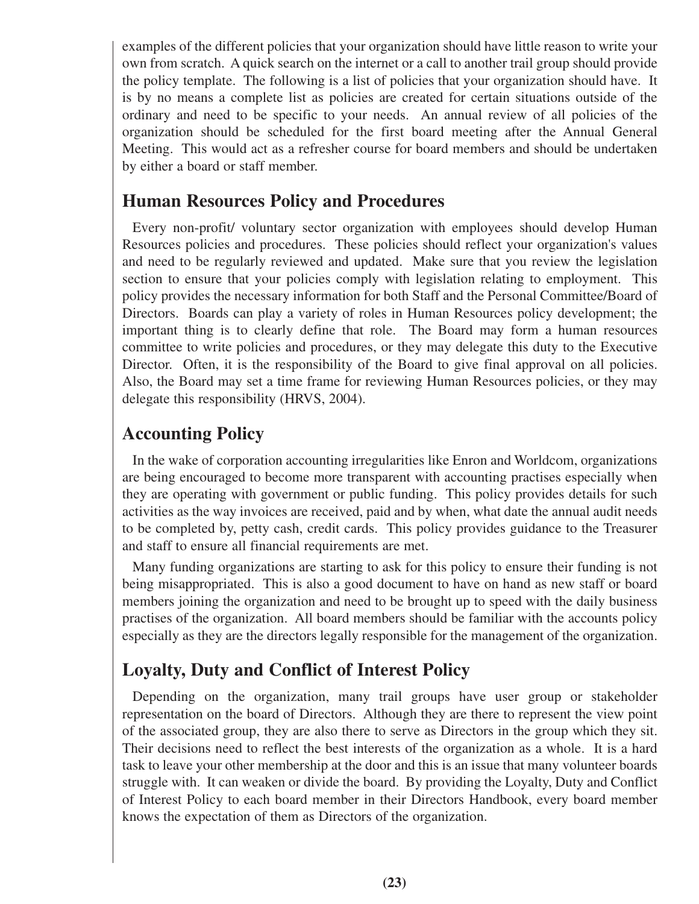examples of the different policies that your organization should have little reason to write your own from scratch. A quick search on the internet or a call to another trail group should provide the policy template. The following is a list of policies that your organization should have. It is by no means a complete list as policies are created for certain situations outside of the ordinary and need to be specific to your needs. An annual review of all policies of the organization should be scheduled for the first board meeting after the Annual General Meeting. This would act as a refresher course for board members and should be undertaken by either a board or staff member.

## Human Resources Policy and Procedures

Every non-profit/ voluntary sector organization with employees should develop Human Resources policies and procedures. These policies should reflect your organization's values and need to be regularly reviewed and updated. Make sure that you review the legislation section to ensure that your policies comply with legislation relating to employment. This policy provides the necessary information for both Staff and the Personal Committee/Board of Directors. Boards can play a variety of roles in Human Resources policy development; the important thing is to clearly define that role. The Board may form a human resources committee to write policies and procedures, or they may delegate this duty to the Executive Director. Often, it is the responsibility of the Board to give final approval on all policies. Also, the Board may set a time frame for reviewing Human Resources policies, or they may delegate this responsibility (HRVS, 2004).

## Accounting Policy

In the wake of corporation accounting irregularities like Enron and Worldcom, organizations are being encouraged to become more transparent with accounting practises especially when they are operating with government or public funding. This policy provides details for such activities as the way invoices are received, paid and by when, what date the annual audit needs to be completed by, petty cash, credit cards. This policy provides guidance to the Treasurer and staff to ensure all financial requirements are met.

Many funding organizations are starting to ask for this policy to ensure their funding is not being misappropriated. This is also a good document to have on hand as new staff or board members joining the organization and need to be brought up to speed with the daily business practises of the organization. All board members should be familiar with the accounts policy especially as they are the directors legally responsible for the management of the organization.

## Loyalty, Duty and Conflict of Interest Policy

Depending on the organization, many trail groups have user group or stakeholder representation on the board of Directors. Although they are there to represent the view point of the associated group, they are also there to serve as Directors in the group which they sit. Their decisions need to reflect the best interests of the organization as a whole. It is a hard task to leave your other membership at the door and this is an issue that many volunteer boards struggle with. It can weaken or divide the board. By providing the Loyalty, Duty and Conflict of Interest Policy to each board member in their Directors Handbook, every board member knows the expectation of them as Directors of the organization.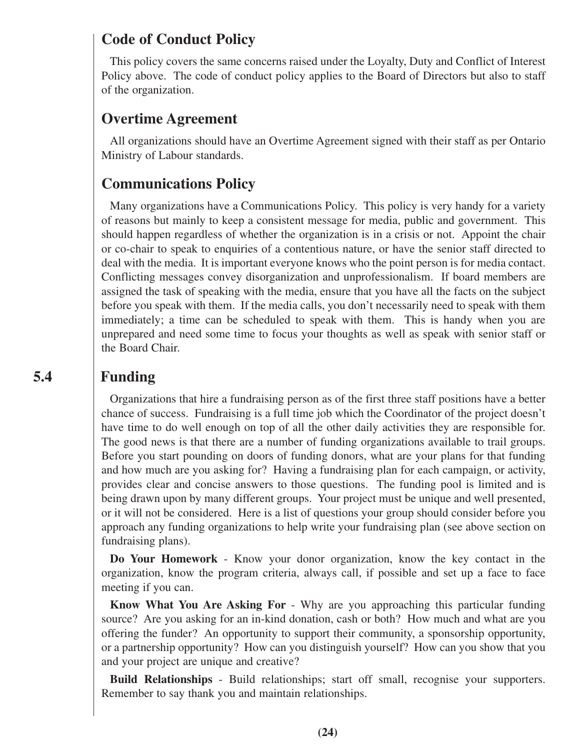## Code of Conduct Policy

This policy covers the same concerns raised under the Loyalty, Duty and Conflict of Interest Policy above. The code of conduct policy applies to the Board of Directors but also to staff of the organization.

## Overtime Agreement

All organizations should have an Overtime Agreement signed with their staff as per Ontario Ministry of Labour standards.

## Communications Policy

Many organizations have a Communications Policy. This policy is very handy for a variety of reasons but mainly to keep a consistent message for media, public and government. This should happen regardless of whether the organization is in a crisis or not. Appoint the chair or co-chair to speak to enquiries of a contentious nature, or have the senior staff directed to deal with the media. It is important everyone knows who the point person is for media contact. Conflicting messages convey disorganization and unprofessionalism. If board members are assigned the task of speaking with the media, ensure that you have all the facts on the subject before you speak with them. If the media calls, you don't necessarily need to speak with them immediately; a time can be scheduled to speak with them. This is handy when you are unprepared and need some time to focus your thoughts as well as speak with senior staff or the Board Chair.

# 5.4 Funding

Organizations that hire a fundraising person as of the first three staff positions have a better chance of success. Fundraising is a full time job which the Coordinator of the project doesn't have time to do well enough on top of all the other daily activities they are responsible for. The good news is that there are a number of funding organizations available to trail groups. Before you start pounding on doors of funding donors, what are your plans for that funding and how much are you asking for? Having a fundraising plan for each campaign, or activity, provides clear and concise answers to those questions. The funding pool is limited and is being drawn upon by many different groups. Your project must be unique and well presented, or it will not be considered. Here is a list of questions your group should consider before you approach any funding organizations to help write your fundraising plan (see above section on fundraising plans).

**Do Your Homework** - Know your donor organization, know the key contact in the organization, know the program criteria, always call, if possible and set up a face to face meeting if you can.

**Know What You Are Asking For** - Why are you approaching this particular funding source? Are you asking for an in-kind donation, cash or both? How much and what are you offering the funder? An opportunity to support their community, a sponsorship opportunity, or a partnership opportunity? How can you distinguish yourself? How can you show that you and your project are unique and creative?

**Build Relationships** - Build relationships; start off small, recognise your supporters. Remember to say thank you and maintain relationships.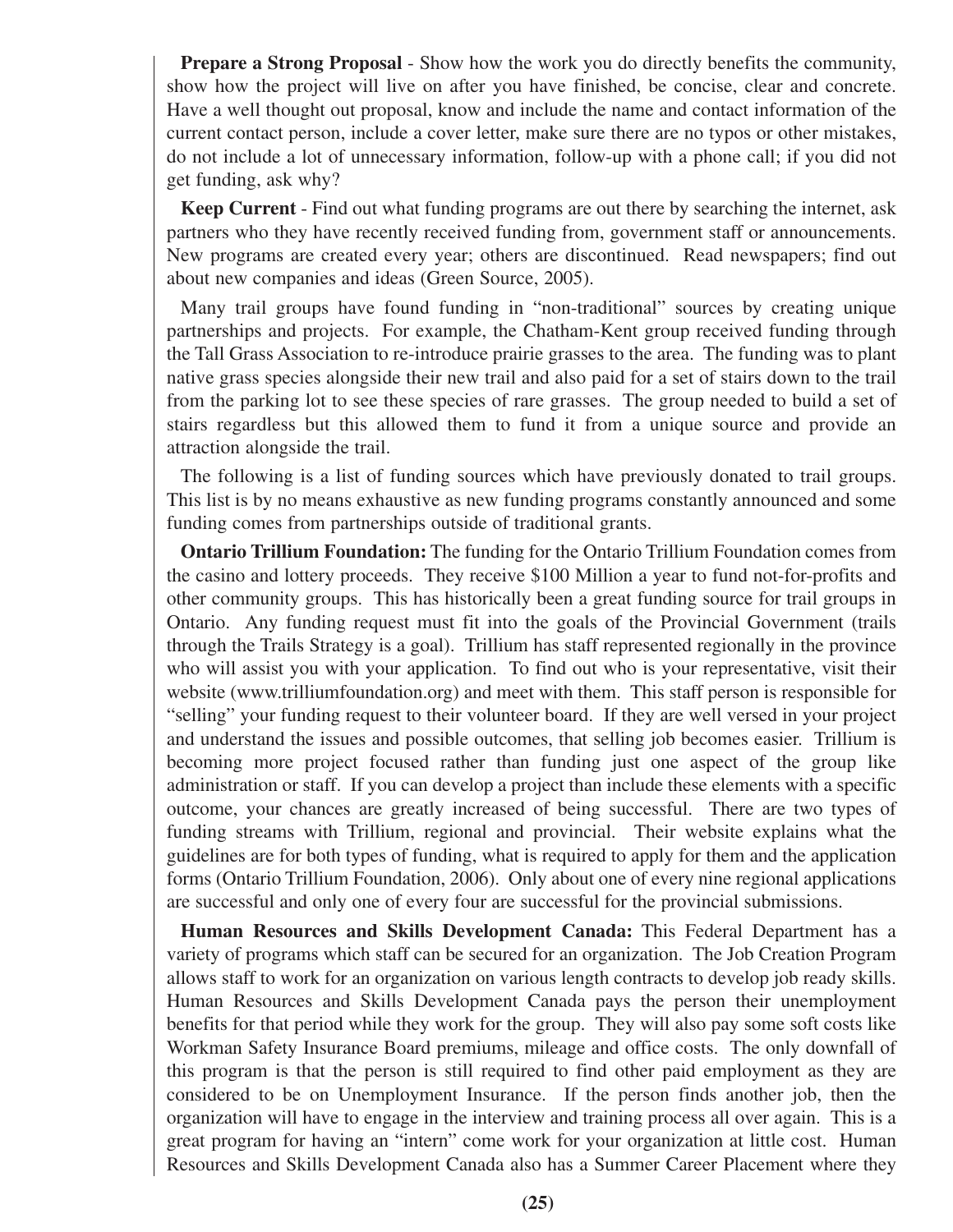**Prepare a Strong Proposal** - Show how the work you do directly benefits the community, show how the project will live on after you have finished, be concise, clear and concrete. Have a well thought out proposal, know and include the name and contact information of the current contact person, include a cover letter, make sure there are no typos or other mistakes, do not include a lot of unnecessary information, follow-up with a phone call; if you did not get funding, ask why?

**Keep Current** - Find out what funding programs are out there by searching the internet, ask partners who they have recently received funding from, government staff or announcements. New programs are created every year; others are discontinued. Read newspapers; find out about new companies and ideas (Green Source, 2005).

Many trail groups have found funding in "non-traditional" sources by creating unique partnerships and projects. For example, the Chatham-Kent group received funding through the Tall Grass Association to re-introduce prairie grasses to the area. The funding was to plant native grass species alongside their new trail and also paid for a set of stairs down to the trail from the parking lot to see these species of rare grasses. The group needed to build a set of stairs regardless but this allowed them to fund it from a unique source and provide an attraction alongside the trail.

The following is a list of funding sources which have previously donated to trail groups. This list is by no means exhaustive as new funding programs constantly announced and some funding comes from partnerships outside of traditional grants.

**Ontario Trillium Foundation:** The funding for the Ontario Trillium Foundation comes from the casino and lottery proceeds. They receive $100 Million a year to fund not-for-profits and other community groups. This has historically been a great funding source for trail groups in Ontario. Any funding request must fit into the goals of the Provincial Government (trails through the Trails Strategy is a goal). Trillium has staff represented regionally in the province who will assist you with your application. To find out who is your representative, visit their website (www.trilliumfoundation.org) and meet with them. This staff person is responsible for "selling" your funding request to their volunteer board. If they are well versed in your project and understand the issues and possible outcomes, that selling job becomes easier. Trillium is becoming more project focused rather than funding just one aspect of the group like administration or staff. If you can develop a project than include these elements with a specific outcome, your chances are greatly increased of being successful. There are two types of funding streams with Trillium, regional and provincial. Their website explains what the guidelines are for both types of funding, what is required to apply for them and the application forms (Ontario Trillium Foundation, 2006). Only about one of every nine regional applications are successful and only one of every four are successful for the provincial submissions.

**Human Resources and Skills Development Canada:** This Federal Department has a variety of programs which staff can be secured for an organization. The Job Creation Program allows staff to work for an organization on various length contracts to develop job ready skills. Human Resources and Skills Development Canada pays the person their unemployment benefits for that period while they work for the group. They will also pay some soft costs like Workman Safety Insurance Board premiums, mileage and office costs. The only downfall of this program is that the person is still required to find other paid employment as they are considered to be on Unemployment Insurance. If the person finds another job, then the organization will have to engage in the interview and training process all over again. This is a great program for having an "intern" come work for your organization at little cost. Human Resources and Skills Development Canada also has a Summer Career Placement where they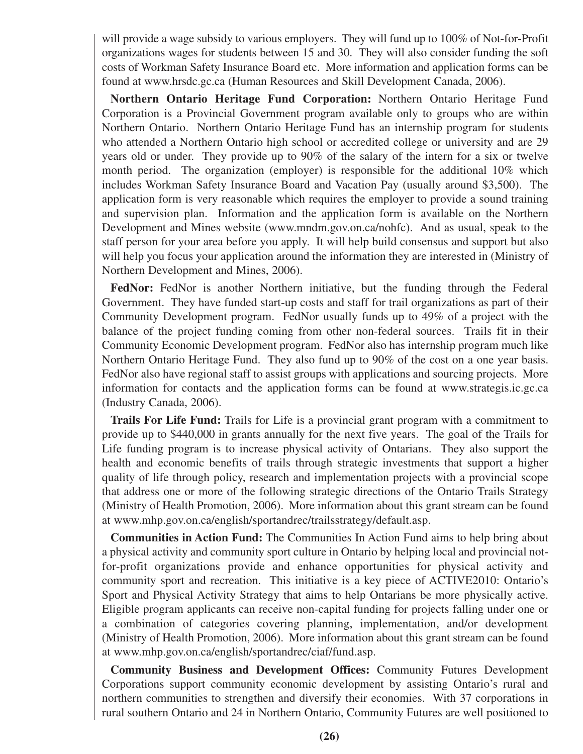will provide a wage subsidy to various employers. They will fund up to 100% of Not-for-Profit organizations wages for students between 15 and 30. They will also consider funding the soft costs of Workman Safety Insurance Board etc. More information and application forms can be found at www.hrsdc.gc.ca (Human Resources and Skill Development Canada, 2006).

**Northern Ontario Heritage Fund Corporation:** Northern Ontario Heritage Fund Corporation is a Provincial Government program available only to groups who are within Northern Ontario. Northern Ontario Heritage Fund has an internship program for students who attended a Northern Ontario high school or accredited college or university and are 29 years old or under. They provide up to 90% of the salary of the intern for a six or twelve month period. The organization (employer) is responsible for the additional 10% which includes Workman Safety Insurance Board and Vacation Pay (usually around $3,500). The application form is very reasonable which requires the employer to provide a sound training and supervision plan. Information and the application form is available on the Northern Development and Mines website (www.mndm.gov.on.ca/nohfc). And as usual, speak to the staff person for your area before you apply. It will help build consensus and support but also will help you focus your application around the information they are interested in (Ministry of Northern Development and Mines, 2006).

**FedNor:** FedNor is another Northern initiative, but the funding through the Federal Government. They have funded start-up costs and staff for trail organizations as part of their Community Development program. FedNor usually funds up to 49% of a project with the balance of the project funding coming from other non-federal sources. Trails fit in their Community Economic Development program. FedNor also has internship program much like Northern Ontario Heritage Fund. They also fund up to 90% of the cost on a one year basis. FedNor also have regional staff to assist groups with applications and sourcing projects. More information for contacts and the application forms can be found at www.strategis.ic.gc.ca (Industry Canada, 2006).

**Trails For Life Fund:** Trails for Life is a provincial grant program with a commitment to provide up to $440,000 in grants annually for the next five years. The goal of the Trails for Life funding program is to increase physical activity of Ontarians. They also support the health and economic benefits of trails through strategic investments that support a higher quality of life through policy, research and implementation projects with a provincial scope that address one or more of the following strategic directions of the Ontario Trails Strategy (Ministry of Health Promotion, 2006). More information about this grant stream can be found at www.mhp.gov.on.ca/english/sportandrec/trailsstrategy/default.asp.

**Communities in Action Fund:** The Communities In Action Fund aims to help bring about a physical activity and community sport culture in Ontario by helping local and provincial not-for-profit organizations provide and enhance opportunities for physical activity and community sport and recreation. This initiative is a key piece of ACTIVE2010: Ontario's Sport and Physical Activity Strategy that aims to help Ontarians be more physically active. Eligible program applicants can receive non-capital funding for projects falling under one or a combination of categories covering planning, implementation, and/or development (Ministry of Health Promotion, 2006). More information about this grant stream can be found at www.mhp.gov.on.ca/english/sportandrec/ciaf/fund.asp.

**Community Business and Development Offices:** Community Futures Development Corporations support community economic development by assisting Ontario's rural and northern communities to strengthen and diversify their economies. With 37 corporations in rural southern Ontario and 24 in Northern Ontario, Community Futures are well positioned to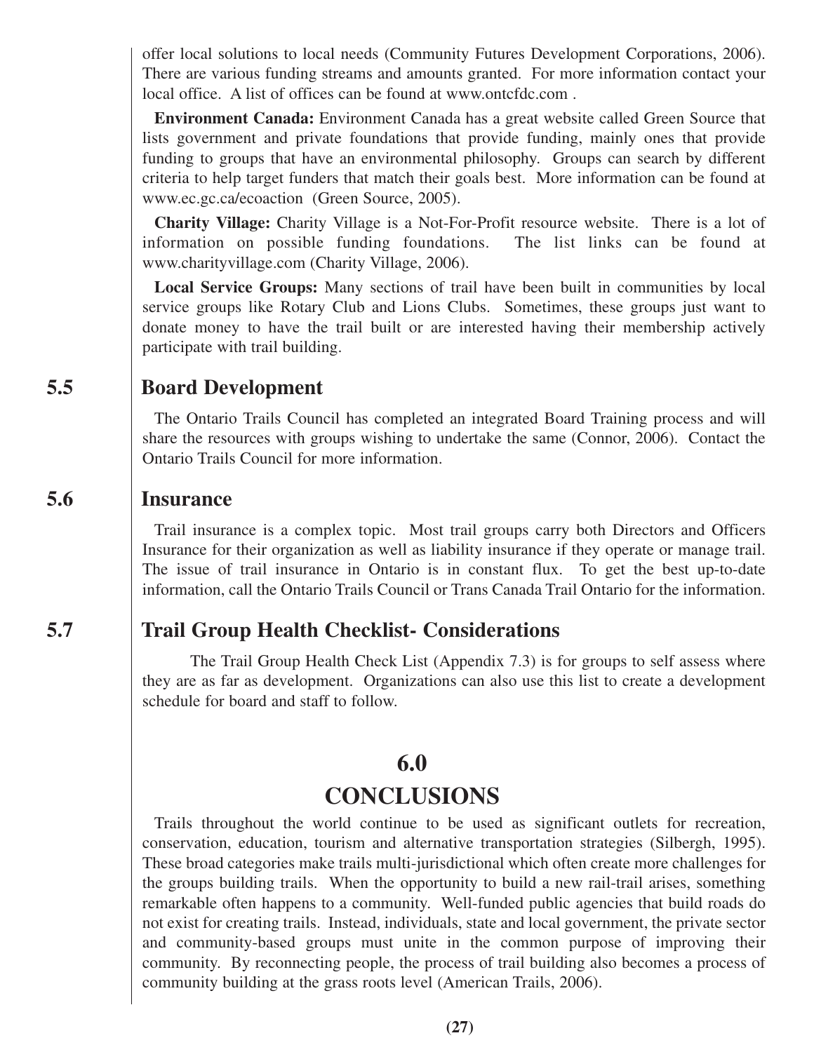offer local solutions to local needs (Community Futures Development Corporations, 2006). There are various funding streams and amounts granted. For more information contact your local office. A list of offices can be found at www.ontcfdc.com .

**Environment Canada:** Environment Canada has a great website called Green Source that lists government and private foundations that provide funding, mainly ones that provide funding to groups that have an environmental philosophy. Groups can search by different criteria to help target funders that match their goals best. More information can be found at www.ec.gc.ca/ecoaction (Green Source, 2005).

**Charity Village:** Charity Village is a Not-For-Profit resource website. There is a lot of information on possible funding foundations. The list links can be found at www.charityvillage.com (Charity Village, 2006).

**Local Service Groups:** Many sections of trail have been built in communities by local service groups like Rotary Club and Lions Clubs. Sometimes, these groups just want to donate money to have the trail built or are interested having their membership actively participate with trail building.

## 5.5 Board Development

The Ontario Trails Council has completed an integrated Board Training process and will share the resources with groups wishing to undertake the same (Connor, 2006). Contact the Ontario Trails Council for more information.

## 5.6 Insurance

Trail insurance is a complex topic. Most trail groups carry both Directors and Officers Insurance for their organization as well as liability insurance if they operate or manage trail. The issue of trail insurance in Ontario is in constant flux. To get the best up-to-date information, call the Ontario Trails Council or Trans Canada Trail Ontario for the information.

## 5.7 Trail Group Health Checklist- Considerations

The Trail Group Health Check List (Appendix 7.3) is for groups to self assess where they are as far as development. Organizations can also use this list to create a development schedule for board and staff to follow.

# 6.0 CONCLUSIONS

Trails throughout the world continue to be used as significant outlets for recreation, conservation, education, tourism and alternative transportation strategies (Silbergh, 1995). These broad categories make trails multi-jurisdictional which often create more challenges for the groups building trails. When the opportunity to build a new rail-trail arises, something remarkable often happens to a community. Well-funded public agencies that build roads do not exist for creating trails. Instead, individuals, state and local government, the private sector and community-based groups must unite in the common purpose of improving their community. By reconnecting people, the process of trail building also becomes a process of community building at the grass roots level (American Trails, 2006).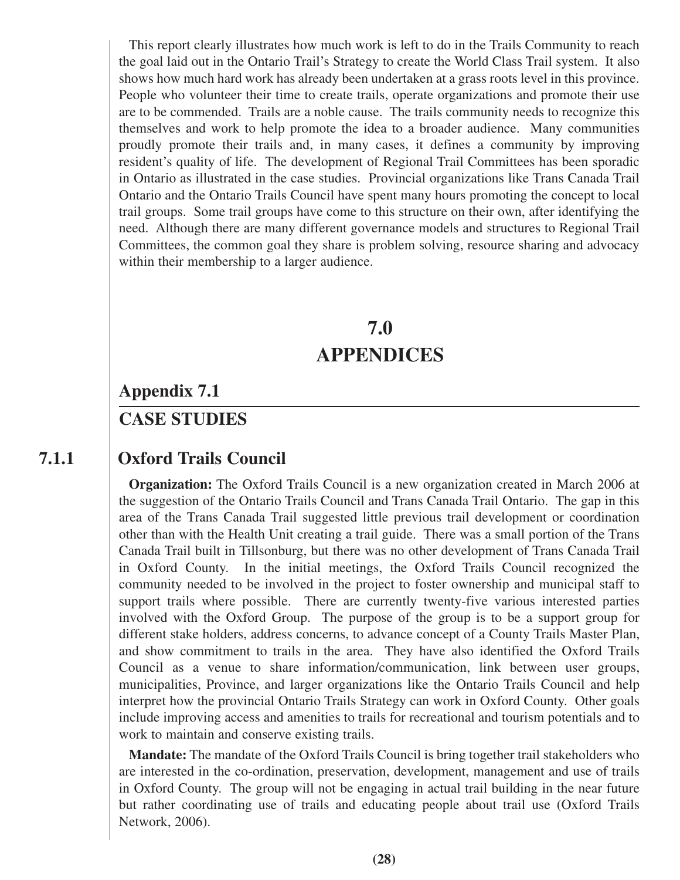This report clearly illustrates how much work is left to do in the Trails Community to reach the goal laid out in the Ontario Trail's Strategy to create the World Class Trail system. It also shows how much hard work has already been undertaken at a grass roots level in this province. People who volunteer their time to create trails, operate organizations and promote their use are to be commended. Trails are a noble cause. The trails community needs to recognize this themselves and work to help promote the idea to a broader audience. Many communities proudly promote their trails and, in many cases, it defines a community by improving resident's quality of life. The development of Regional Trail Committees has been sporadic in Ontario as illustrated in the case studies. Provincial organizations like Trans Canada Trail Ontario and the Ontario Trails Council have spent many hours promoting the concept to local trail groups. Some trail groups have come to this structure on their own, after identifying the need. Although there are many different governance models and structures to Regional Trail Committees, the common goal they share is problem solving, resource sharing and advocacy within their membership to a larger audience.

# 7.0 APPENDICES

## Appendix 7.1

## CASE STUDIES

### 7.1.1 Oxford Trails Council

**Organization:** The Oxford Trails Council is a new organization created in March 2006 at the suggestion of the Ontario Trails Council and Trans Canada Trail Ontario. The gap in this area of the Trans Canada Trail suggested little previous trail development or coordination other than with the Health Unit creating a trail guide. There was a small portion of the Trans Canada Trail built in Tillsonburg, but there was no other development of Trans Canada Trail in Oxford County. In the initial meetings, the Oxford Trails Council recognized the community needed to be involved in the project to foster ownership and municipal staff to support trails where possible. There are currently twenty-five various interested parties involved with the Oxford Group. The purpose of the group is to be a support group for different stake holders, address concerns, to advance concept of a County Trails Master Plan, and show commitment to trails in the area. They have also identified the Oxford Trails Council as a venue to share information/communication, link between user groups, municipalities, Province, and larger organizations like the Ontario Trails Council and help interpret how the provincial Ontario Trails Strategy can work in Oxford County. Other goals include improving access and amenities to trails for recreational and tourism potentials and to work to maintain and conserve existing trails.

**Mandate:** The mandate of the Oxford Trails Council is bring together trail stakeholders who are interested in the co-ordination, preservation, development, management and use of trails in Oxford County. The group will not be engaging in actual trail building in the near future but rather coordinating use of trails and educating people about trail use (Oxford Trails Network, 2006).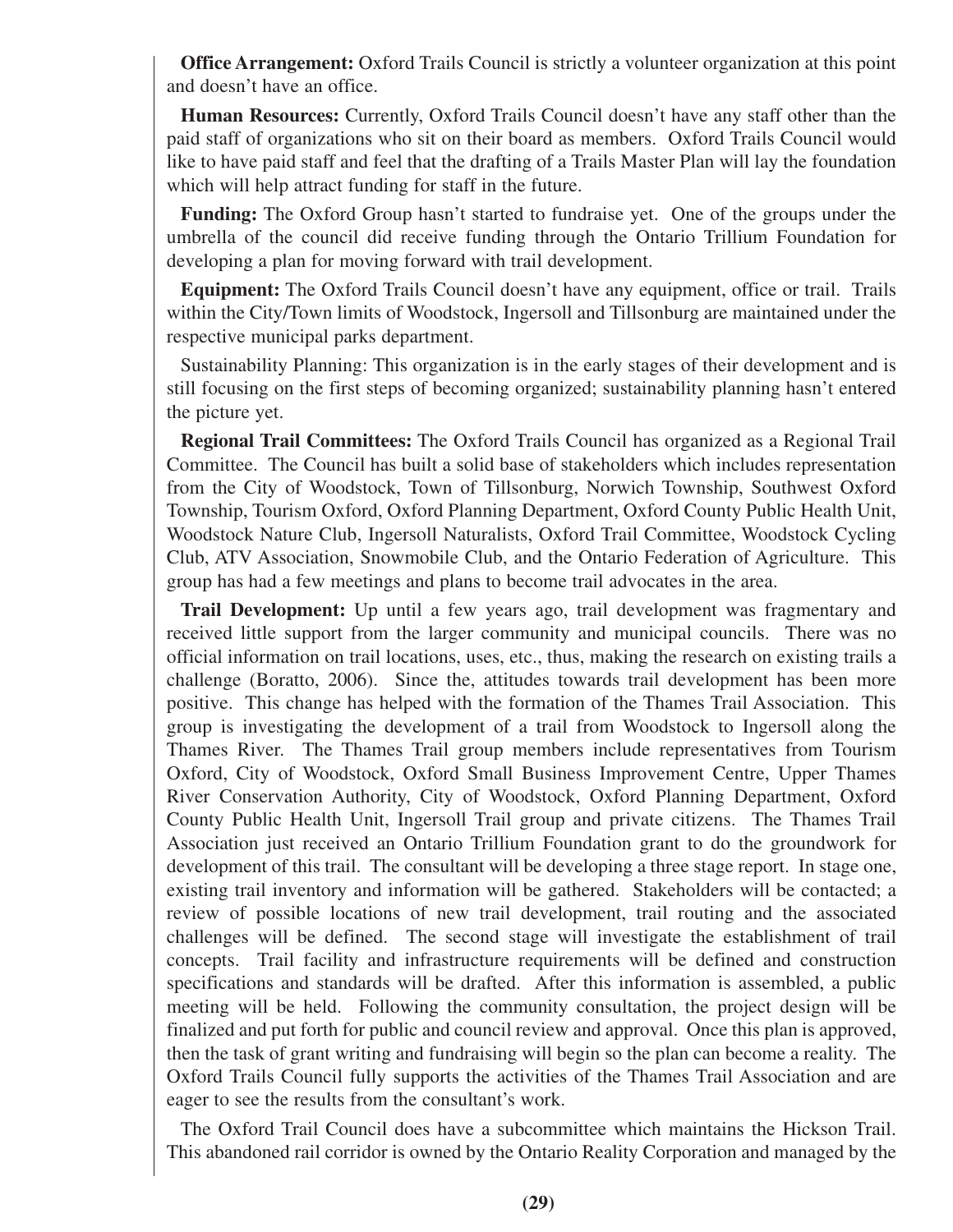**Office Arrangement:** Oxford Trails Council is strictly a volunteer organization at this point and doesn't have an office.

**Human Resources:** Currently, Oxford Trails Council doesn't have any staff other than the paid staff of organizations who sit on their board as members. Oxford Trails Council would like to have paid staff and feel that the drafting of a Trails Master Plan will lay the foundation which will help attract funding for staff in the future.

**Funding:** The Oxford Group hasn't started to fundraise yet. One of the groups under the umbrella of the council did receive funding through the Ontario Trillium Foundation for developing a plan for moving forward with trail development.

**Equipment:** The Oxford Trails Council doesn't have any equipment, office or trail. Trails within the City/Town limits of Woodstock, Ingersoll and Tillsonburg are maintained under the respective municipal parks department.

Sustainability Planning: This organization is in the early stages of their development and is still focusing on the first steps of becoming organized; sustainability planning hasn't entered the picture yet.

**Regional Trail Committees:** The Oxford Trails Council has organized as a Regional Trail Committee. The Council has built a solid base of stakeholders which includes representation from the City of Woodstock, Town of Tillsonburg, Norwich Township, Southwest Oxford Township, Tourism Oxford, Oxford Planning Department, Oxford County Public Health Unit, Woodstock Nature Club, Ingersoll Naturalists, Oxford Trail Committee, Woodstock Cycling Club, ATV Association, Snowmobile Club, and the Ontario Federation of Agriculture. This group has had a few meetings and plans to become trail advocates in the area.

**Trail Development:** Up until a few years ago, trail development was fragmentary and received little support from the larger community and municipal councils. There was no official information on trail locations, uses, etc., thus, making the research on existing trails a challenge (Boratto, 2006). Since the, attitudes towards trail development has been more positive. This change has helped with the formation of the Thames Trail Association. This group is investigating the development of a trail from Woodstock to Ingersoll along the Thames River. The Thames Trail group members include representatives from Tourism Oxford, City of Woodstock, Oxford Small Business Improvement Centre, Upper Thames River Conservation Authority, City of Woodstock, Oxford Planning Department, Oxford County Public Health Unit, Ingersoll Trail group and private citizens. The Thames Trail Association just received an Ontario Trillium Foundation grant to do the groundwork for development of this trail. The consultant will be developing a three stage report. In stage one, existing trail inventory and information will be gathered. Stakeholders will be contacted; a review of possible locations of new trail development, trail routing and the associated challenges will be defined. The second stage will investigate the establishment of trail concepts. Trail facility and infrastructure requirements will be defined and construction specifications and standards will be drafted. After this information is assembled, a public meeting will be held. Following the community consultation, the project design will be finalized and put forth for public and council review and approval. Once this plan is approved, then the task of grant writing and fundraising will begin so the plan can become a reality. The Oxford Trails Council fully supports the activities of the Thames Trail Association and are eager to see the results from the consultant's work.

The Oxford Trail Council does have a subcommittee which maintains the Hickson Trail. This abandoned rail corridor is owned by the Ontario Reality Corporation and managed by the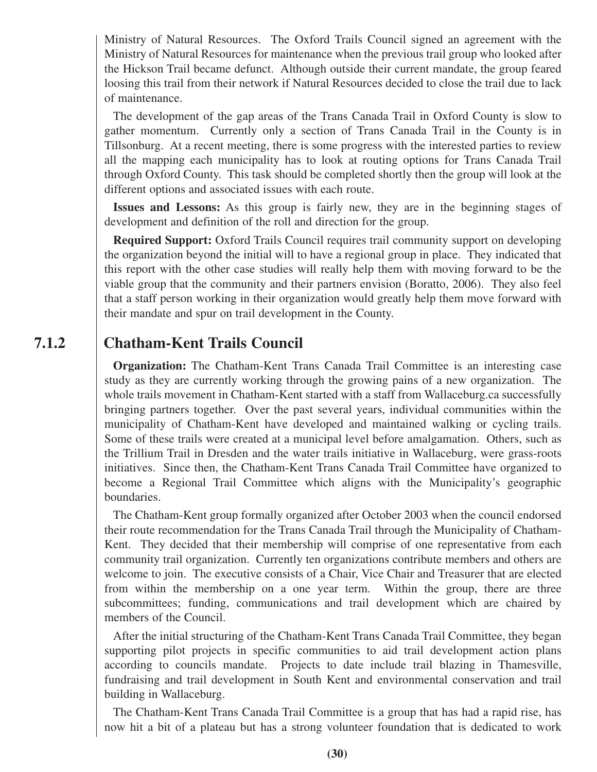Ministry of Natural Resources. The Oxford Trails Council signed an agreement with the Ministry of Natural Resources for maintenance when the previous trail group who looked after the Hickson Trail became defunct. Although outside their current mandate, the group feared loosing this trail from their network if Natural Resources decided to close the trail due to lack of maintenance.

The development of the gap areas of the Trans Canada Trail in Oxford County is slow to gather momentum. Currently only a section of Trans Canada Trail in the County is in Tillsonburg. At a recent meeting, there is some progress with the interested parties to review all the mapping each municipality has to look at routing options for Trans Canada Trail through Oxford County. This task should be completed shortly then the group will look at the different options and associated issues with each route.

**Issues and Lessons:** As this group is fairly new, they are in the beginning stages of development and definition of the roll and direction for the group.

**Required Support:** Oxford Trails Council requires trail community support on developing the organization beyond the initial will to have a regional group in place. They indicated that this report with the other case studies will really help them with moving forward to be the viable group that the community and their partners envision (Boratto, 2006). They also feel that a staff person working in their organization would greatly help them move forward with their mandate and spur on trail development in the County.

### 7.1.2 Chatham-Kent Trails Council

**Organization:** The Chatham-Kent Trans Canada Trail Committee is an interesting case study as they are currently working through the growing pains of a new organization. The whole trails movement in Chatham-Kent started with a staff from Wallaceburg.ca successfully bringing partners together. Over the past several years, individual communities within the municipality of Chatham-Kent have developed and maintained walking or cycling trails. Some of these trails were created at a municipal level before amalgamation. Others, such as the Trillium Trail in Dresden and the water trails initiative in Wallaceburg, were grass-roots initiatives. Since then, the Chatham-Kent Trans Canada Trail Committee have organized to become a Regional Trail Committee which aligns with the Municipality's geographic boundaries.

The Chatham-Kent group formally organized after October 2003 when the council endorsed their route recommendation for the Trans Canada Trail through the Municipality of Chatham-Kent. They decided that their membership will comprise of one representative from each community trail organization. Currently ten organizations contribute members and others are welcome to join. The executive consists of a Chair, Vice Chair and Treasurer that are elected from within the membership on a one year term. Within the group, there are three subcommittees; funding, communications and trail development which are chaired by members of the Council.

After the initial structuring of the Chatham-Kent Trans Canada Trail Committee, they began supporting pilot projects in specific communities to aid trail development action plans according to councils mandate. Projects to date include trail blazing in Thamesville, fundraising and trail development in South Kent and environmental conservation and trail building in Wallaceburg.

The Chatham-Kent Trans Canada Trail Committee is a group that has had a rapid rise, has now hit a bit of a plateau but has a strong volunteer foundation that is dedicated to work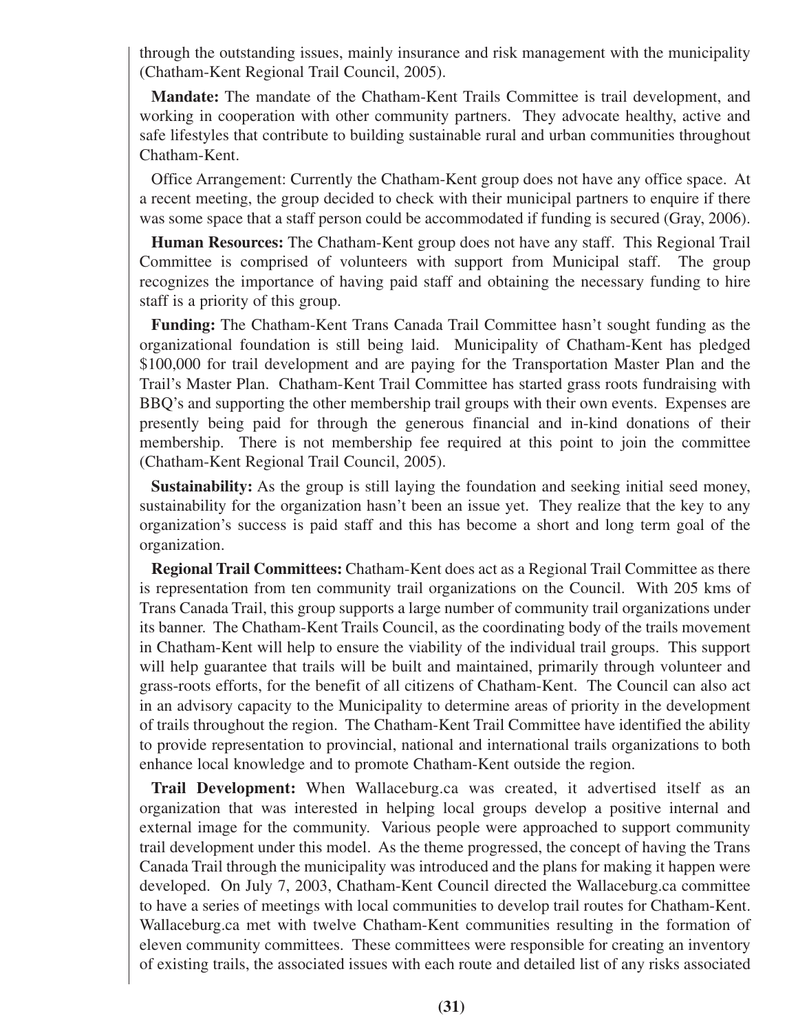through the outstanding issues, mainly insurance and risk management with the municipality (Chatham-Kent Regional Trail Council, 2005).

**Mandate:** The mandate of the Chatham-Kent Trails Committee is trail development, and working in cooperation with other community partners. They advocate healthy, active and safe lifestyles that contribute to building sustainable rural and urban communities throughout Chatham-Kent.

Office Arrangement: Currently the Chatham-Kent group does not have any office space. At a recent meeting, the group decided to check with their municipal partners to enquire if there was some space that a staff person could be accommodated if funding is secured (Gray, 2006).

**Human Resources:** The Chatham-Kent group does not have any staff. This Regional Trail Committee is comprised of volunteers with support from Municipal staff. The group recognizes the importance of having paid staff and obtaining the necessary funding to hire staff is a priority of this group.

**Funding:** The Chatham-Kent Trans Canada Trail Committee hasn't sought funding as the organizational foundation is still being laid. Municipality of Chatham-Kent has pledged \$100,000 for trail development and are paying for the Transportation Master Plan and the Trail's Master Plan. Chatham-Kent Trail Committee has started grass roots fundraising with BBQ's and supporting the other membership trail groups with their own events. Expenses are presently being paid for through the generous financial and in-kind donations of their membership. There is not membership fee required at this point to join the committee (Chatham-Kent Regional Trail Council, 2005).

**Sustainability:** As the group is still laying the foundation and seeking initial seed money, sustainability for the organization hasn't been an issue yet. They realize that the key to any organization's success is paid staff and this has become a short and long term goal of the organization.

**Regional Trail Committees:** Chatham-Kent does act as a Regional Trail Committee as there is representation from ten community trail organizations on the Council. With 205 kms of Trans Canada Trail, this group supports a large number of community trail organizations under its banner. The Chatham-Kent Trails Council, as the coordinating body of the trails movement in Chatham-Kent will help to ensure the viability of the individual trail groups. This support will help guarantee that trails will be built and maintained, primarily through volunteer and grass-roots efforts, for the benefit of all citizens of Chatham-Kent. The Council can also act in an advisory capacity to the Municipality to determine areas of priority in the development of trails throughout the region. The Chatham-Kent Trail Committee have identified the ability to provide representation to provincial, national and international trails organizations to both enhance local knowledge and to promote Chatham-Kent outside the region.

**Trail Development:** When Wallaceburg.ca was created, it advertised itself as an organization that was interested in helping local groups develop a positive internal and external image for the community. Various people were approached to support community trail development under this model. As the theme progressed, the concept of having the Trans Canada Trail through the municipality was introduced and the plans for making it happen were developed. On July 7, 2003, Chatham-Kent Council directed the Wallaceburg.ca committee to have a series of meetings with local communities to develop trail routes for Chatham-Kent. Wallaceburg.ca met with twelve Chatham-Kent communities resulting in the formation of eleven community committees. These committees were responsible for creating an inventory of existing trails, the associated issues with each route and detailed list of any risks associated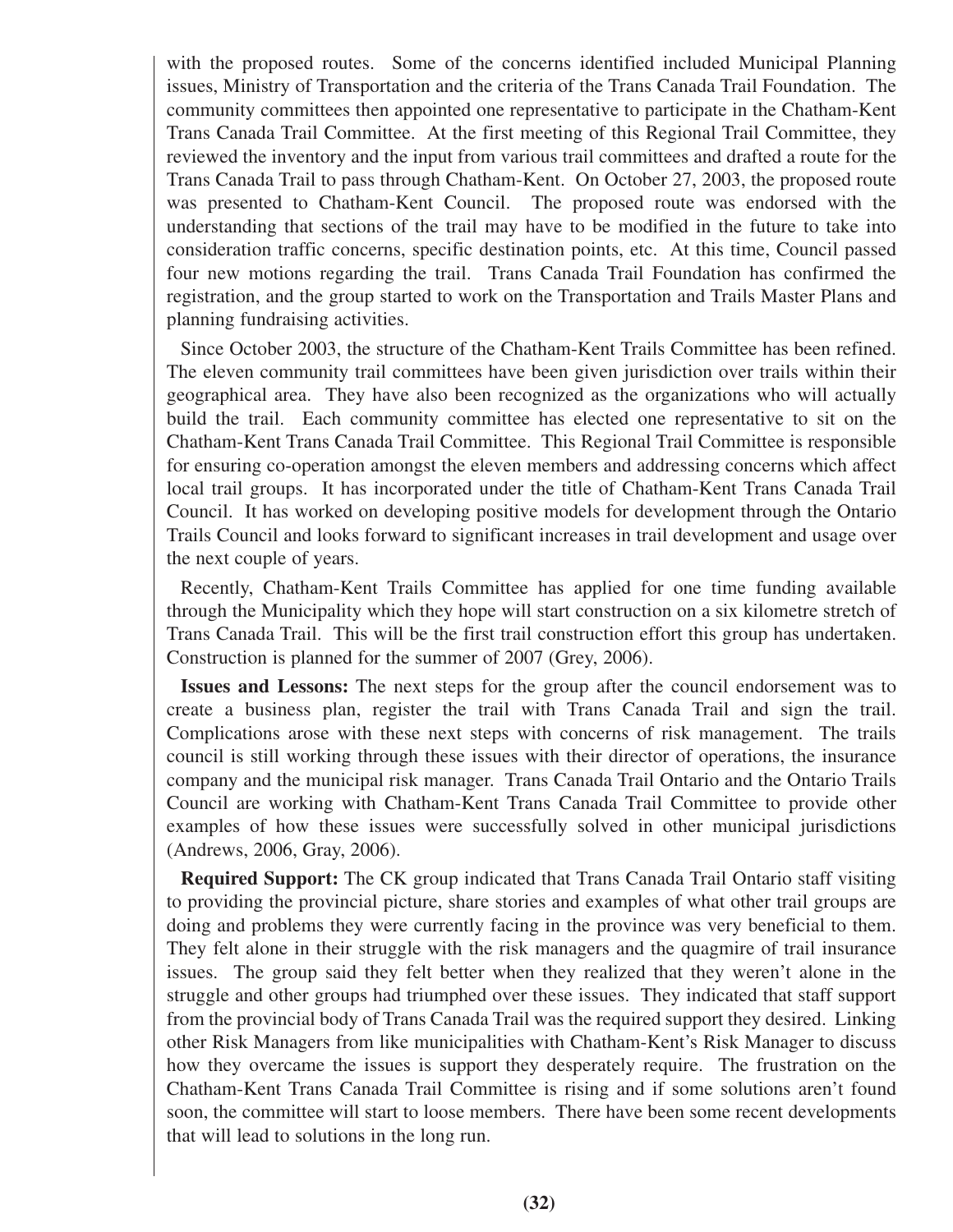with the proposed routes. Some of the concerns identified included Municipal Planning issues, Ministry of Transportation and the criteria of the Trans Canada Trail Foundation. The community committees then appointed one representative to participate in the Chatham-Kent Trans Canada Trail Committee. At the first meeting of this Regional Trail Committee, they reviewed the inventory and the input from various trail committees and drafted a route for the Trans Canada Trail to pass through Chatham-Kent. On October 27, 2003, the proposed route was presented to Chatham-Kent Council. The proposed route was endorsed with the understanding that sections of the trail may have to be modified in the future to take into consideration traffic concerns, specific destination points, etc. At this time, Council passed four new motions regarding the trail. Trans Canada Trail Foundation has confirmed the registration, and the group started to work on the Transportation and Trails Master Plans and planning fundraising activities.

Since October 2003, the structure of the Chatham-Kent Trails Committee has been refined. The eleven community trail committees have been given jurisdiction over trails within their geographical area. They have also been recognized as the organizations who will actually build the trail. Each community committee has elected one representative to sit on the Chatham-Kent Trans Canada Trail Committee. This Regional Trail Committee is responsible for ensuring co-operation amongst the eleven members and addressing concerns which affect local trail groups. It has incorporated under the title of Chatham-Kent Trans Canada Trail Council. It has worked on developing positive models for development through the Ontario Trails Council and looks forward to significant increases in trail development and usage over the next couple of years.

Recently, Chatham-Kent Trails Committee has applied for one time funding available through the Municipality which they hope will start construction on a six kilometre stretch of Trans Canada Trail. This will be the first trail construction effort this group has undertaken. Construction is planned for the summer of 2007 (Grey, 2006).

**Issues and Lessons:** The next steps for the group after the council endorsement was to create a business plan, register the trail with Trans Canada Trail and sign the trail. Complications arose with these next steps with concerns of risk management. The trails council is still working through these issues with their director of operations, the insurance company and the municipal risk manager. Trans Canada Trail Ontario and the Ontario Trails Council are working with Chatham-Kent Trans Canada Trail Committee to provide other examples of how these issues were successfully solved in other municipal jurisdictions (Andrews, 2006, Gray, 2006).

**Required Support:** The CK group indicated that Trans Canada Trail Ontario staff visiting to providing the provincial picture, share stories and examples of what other trail groups are doing and problems they were currently facing in the province was very beneficial to them. They felt alone in their struggle with the risk managers and the quagmire of trail insurance issues. The group said they felt better when they realized that they weren't alone in the struggle and other groups had triumphed over these issues. They indicated that staff support from the provincial body of Trans Canada Trail was the required support they desired. Linking other Risk Managers from like municipalities with Chatham-Kent's Risk Manager to discuss how they overcame the issues is support they desperately require. The frustration on the Chatham-Kent Trans Canada Trail Committee is rising and if some solutions aren't found soon, the committee will start to loose members. There have been some recent developments that will lead to solutions in the long run.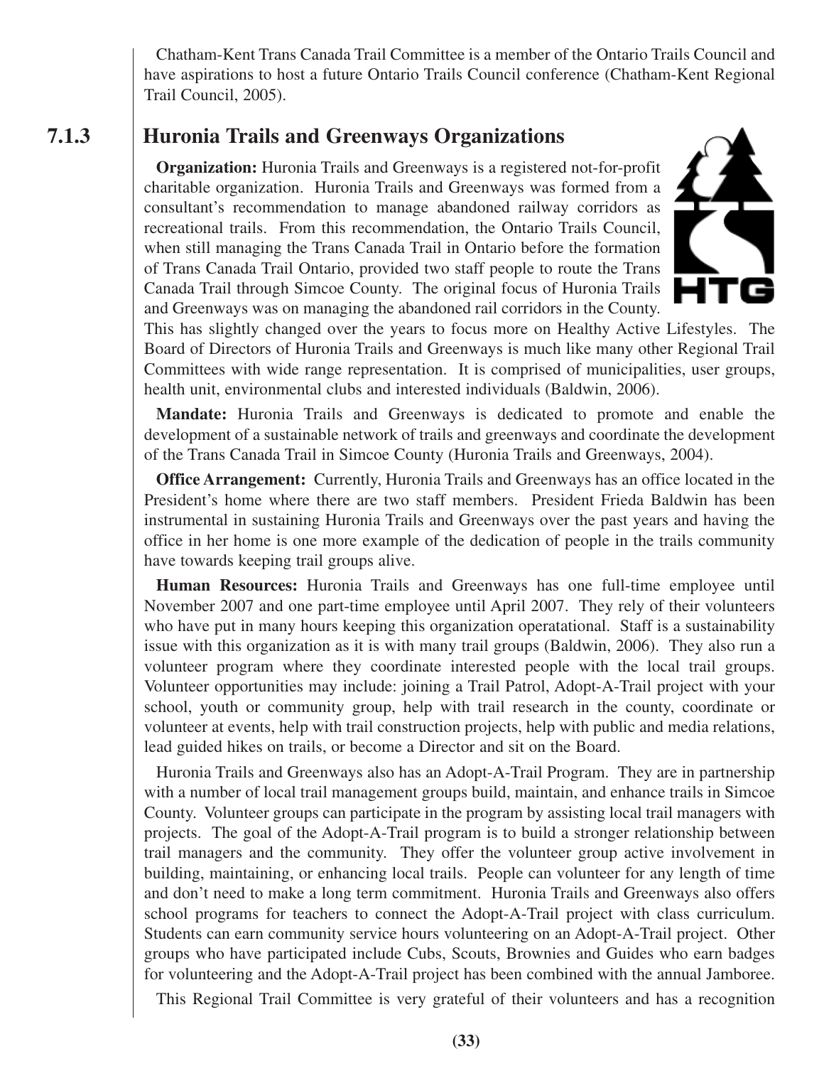Chatham-Kent Trans Canada Trail Committee is a member of the Ontario Trails Council and have aspirations to host a future Ontario Trails Council conference (Chatham-Kent Regional Trail Council, 2005).

### 7.1.3 Huronia Trails and Greenways Organizations

**Organization:** Huronia Trails and Greenways is a registered not-for-profit charitable organization. Huronia Trails and Greenways was formed from a consultant's recommendation to manage abandoned railway corridors as recreational trails. From this recommendation, the Ontario Trails Council, when still managing the Trans Canada Trail in Ontario before the formation of Trans Canada Trail Ontario, provided two staff people to route the Trans Canada Trail through Simcoe County. The original focus of Huronia Trails and Greenways was on managing the abandoned rail corridors in the County. This has slightly changed over the years to focus more on Healthy Active Lifestyles. The Board of Directors of Huronia Trails and Greenways is much like many other Regional Trail Committees with wide range representation. It is comprised of municipalities, user groups, health unit, environmental clubs and interested individuals (Baldwin, 2006).

**Mandate:** Huronia Trails and Greenways is dedicated to promote and enable the development of a sustainable network of trails and greenways and coordinate the development of the Trans Canada Trail in Simcoe County (Huronia Trails and Greenways, 2004).

**Office Arrangement:** Currently, Huronia Trails and Greenways has an office located in the President's home where there are two staff members. President Frieda Baldwin has been instrumental in sustaining Huronia Trails and Greenways over the past years and having the office in her home is one more example of the dedication of people in the trails community have towards keeping trail groups alive.

**Human Resources:** Huronia Trails and Greenways has one full-time employee until November 2007 and one part-time employee until April 2007. They rely of their volunteers who have put in many hours keeping this organization operatational. Staff is a sustainability issue with this organization as it is with many trail groups (Baldwin, 2006). They also run a volunteer program where they coordinate interested people with the local trail groups. Volunteer opportunities may include: joining a Trail Patrol, Adopt-A-Trail project with your school, youth or community group, help with trail research in the county, coordinate or volunteer at events, help with trail construction projects, help with public and media relations, lead guided hikes on trails, or become a Director and sit on the Board.

Huronia Trails and Greenways also has an Adopt-A-Trail Program. They are in partnership with a number of local trail management groups build, maintain, and enhance trails in Simcoe County. Volunteer groups can participate in the program by assisting local trail managers with projects. The goal of the Adopt-A-Trail program is to build a stronger relationship between trail managers and the community. They offer the volunteer group active involvement in building, maintaining, or enhancing local trails. People can volunteer for any length of time and don't need to make a long term commitment. Huronia Trails and Greenways also offers school programs for teachers to connect the Adopt-A-Trail project with class curriculum. Students can earn community service hours volunteering on an Adopt-A-Trail project. Other groups who have participated include Cubs, Scouts, Brownies and Guides who earn badges for volunteering and the Adopt-A-Trail project has been combined with the annual Jamboree.

This Regional Trail Committee is very grateful of their volunteers and has a recognition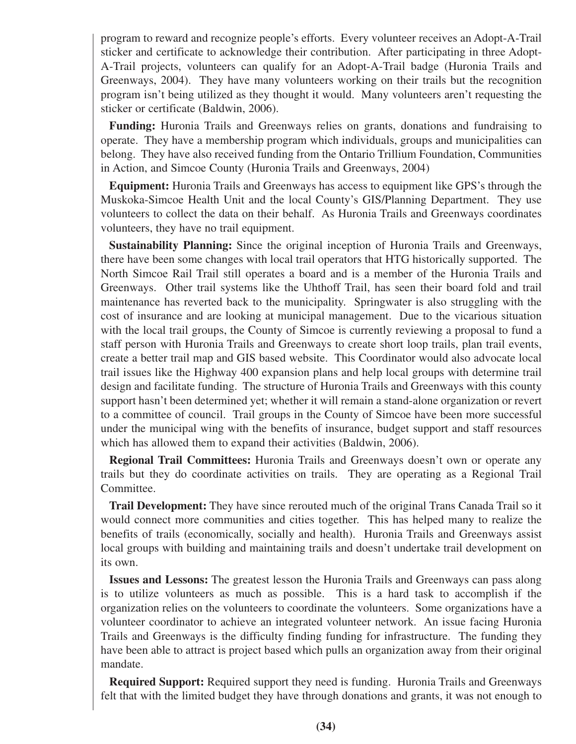program to reward and recognize people's efforts. Every volunteer receives an Adopt-A-Trail sticker and certificate to acknowledge their contribution. After participating in three Adopt-A-Trail projects, volunteers can qualify for an Adopt-A-Trail badge (Huronia Trails and Greenways, 2004). They have many volunteers working on their trails but the recognition program isn't being utilized as they thought it would. Many volunteers aren't requesting the sticker or certificate (Baldwin, 2006).

**Funding:** Huronia Trails and Greenways relies on grants, donations and fundraising to operate. They have a membership program which individuals, groups and municipalities can belong. They have also received funding from the Ontario Trillium Foundation, Communities in Action, and Simcoe County (Huronia Trails and Greenways, 2004)

**Equipment:** Huronia Trails and Greenways has access to equipment like GPS's through the Muskoka-Simcoe Health Unit and the local County's GIS/Planning Department. They use volunteers to collect the data on their behalf. As Huronia Trails and Greenways coordinates volunteers, they have no trail equipment.

**Sustainability Planning:** Since the original inception of Huronia Trails and Greenways, there have been some changes with local trail operators that HTG historically supported. The North Simcoe Rail Trail still operates a board and is a member of the Huronia Trails and Greenways. Other trail systems like the Uhthoff Trail, has seen their board fold and trail maintenance has reverted back to the municipality. Springwater is also struggling with the cost of insurance and are looking at municipal management. Due to the vicarious situation with the local trail groups, the County of Simcoe is currently reviewing a proposal to fund a staff person with Huronia Trails and Greenways to create short loop trails, plan trail events, create a better trail map and GIS based website. This Coordinator would also advocate local trail issues like the Highway 400 expansion plans and help local groups with determine trail design and facilitate funding. The structure of Huronia Trails and Greenways with this county support hasn't been determined yet; whether it will remain a stand-alone organization or revert to a committee of council. Trail groups in the County of Simcoe have been more successful under the municipal wing with the benefits of insurance, budget support and staff resources which has allowed them to expand their activities (Baldwin, 2006).

**Regional Trail Committees:** Huronia Trails and Greenways doesn't own or operate any trails but they do coordinate activities on trails. They are operating as a Regional Trail Committee.

**Trail Development:** They have since rerouted much of the original Trans Canada Trail so it would connect more communities and cities together. This has helped many to realize the benefits of trails (economically, socially and health). Huronia Trails and Greenways assist local groups with building and maintaining trails and doesn't undertake trail development on its own.

**Issues and Lessons:** The greatest lesson the Huronia Trails and Greenways can pass along is to utilize volunteers as much as possible. This is a hard task to accomplish if the organization relies on the volunteers to coordinate the volunteers. Some organizations have a volunteer coordinator to achieve an integrated volunteer network. An issue facing Huronia Trails and Greenways is the difficulty finding funding for infrastructure. The funding they have been able to attract is project based which pulls an organization away from their original mandate.

**Required Support:** Required support they need is funding. Huronia Trails and Greenways felt that with the limited budget they have through donations and grants, it was not enough to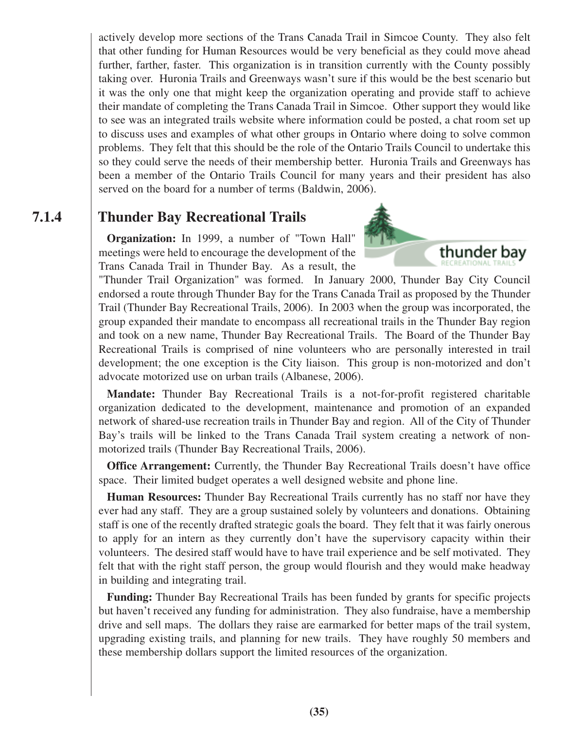actively develop more sections of the Trans Canada Trail in Simcoe County. They also felt that other funding for Human Resources would be very beneficial as they could move ahead further, farther, faster. This organization is in transition currently with the County possibly taking over. Huronia Trails and Greenways wasn't sure if this would be the best scenario but it was the only one that might keep the organization operating and provide staff to achieve their mandate of completing the Trans Canada Trail in Simcoe. Other support they would like to see was an integrated trails website where information could be posted, a chat room set up to discuss uses and examples of what other groups in Ontario where doing to solve common problems. They felt that this should be the role of the Ontario Trails Council to undertake this so they could serve the needs of their membership better. Huronia Trails and Greenways has been a member of the Ontario Trails Council for many years and their president has also served on the board for a number of terms (Baldwin, 2006).

### 7.1.4 Thunder Bay Recreational Trails

**Organization:** In 1999, a number of "Town Hall" meetings were held to encourage the development of the Trans Canada Trail in Thunder Bay. As a result, the "Thunder Trail Organization" was formed. In January 2000, Thunder Bay City Council endorsed a route through Thunder Bay for the Trans Canada Trail as proposed by the Thunder Trail (Thunder Bay Recreational Trails, 2006). In 2003 when the group was incorporated, the group expanded their mandate to encompass all recreational trails in the Thunder Bay region and took on a new name, Thunder Bay Recreational Trails. The Board of the Thunder Bay Recreational Trails is comprised of nine volunteers who are personally interested in trail development; the one exception is the City liaison. This group is non-motorized and don't advocate motorized use on urban trails (Albanese, 2006).

**Mandate:** Thunder Bay Recreational Trails is a not-for-profit registered charitable organization dedicated to the development, maintenance and promotion of an expanded network of shared-use recreation trails in Thunder Bay and region. All of the City of Thunder Bay's trails will be linked to the Trans Canada Trail system creating a network of non-motorized trails (Thunder Bay Recreational Trails, 2006).

**Office Arrangement:** Currently, the Thunder Bay Recreational Trails doesn't have office space. Their limited budget operates a well designed website and phone line.

**Human Resources:** Thunder Bay Recreational Trails currently has no staff nor have they ever had any staff. They are a group sustained solely by volunteers and donations. Obtaining staff is one of the recently drafted strategic goals the board. They felt that it was fairly onerous to apply for an intern as they currently don't have the supervisory capacity within their volunteers. The desired staff would have to have trail experience and be self motivated. They felt that with the right staff person, the group would flourish and they would make headway in building and integrating trail.

**Funding:** Thunder Bay Recreational Trails has been funded by grants for specific projects but haven't received any funding for administration. They also fundraise, have a membership drive and sell maps. The dollars they raise are earmarked for better maps of the trail system, upgrading existing trails, and planning for new trails. They have roughly 50 members and these membership dollars support the limited resources of the organization.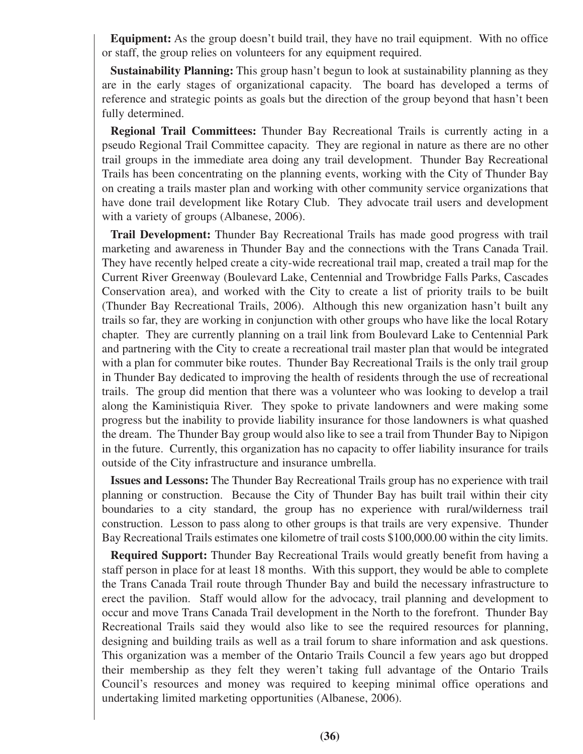**Equipment:** As the group doesn't build trail, they have no trail equipment. With no office or staff, the group relies on volunteers for any equipment required.

**Sustainability Planning:** This group hasn't begun to look at sustainability planning as they are in the early stages of organizational capacity. The board has developed a terms of reference and strategic points as goals but the direction of the group beyond that hasn't been fully determined.

**Regional Trail Committees:** Thunder Bay Recreational Trails is currently acting in a pseudo Regional Trail Committee capacity. They are regional in nature as there are no other trail groups in the immediate area doing any trail development. Thunder Bay Recreational Trails has been concentrating on the planning events, working with the City of Thunder Bay on creating a trails master plan and working with other community service organizations that have done trail development like Rotary Club. They advocate trail users and development with a variety of groups (Albanese, 2006).

**Trail Development:** Thunder Bay Recreational Trails has made good progress with trail marketing and awareness in Thunder Bay and the connections with the Trans Canada Trail. They have recently helped create a city-wide recreational trail map, created a trail map for the Current River Greenway (Boulevard Lake, Centennial and Trowbridge Falls Parks, Cascades Conservation area), and worked with the City to create a list of priority trails to be built (Thunder Bay Recreational Trails, 2006). Although this new organization hasn't built any trails so far, they are working in conjunction with other groups who have like the local Rotary chapter. They are currently planning on a trail link from Boulevard Lake to Centennial Park and partnering with the City to create a recreational trail master plan that would be integrated with a plan for commuter bike routes. Thunder Bay Recreational Trails is the only trail group in Thunder Bay dedicated to improving the health of residents through the use of recreational trails. The group did mention that there was a volunteer who was looking to develop a trail along the Kaministiquia River. They spoke to private landowners and were making some progress but the inability to provide liability insurance for those landowners is what quashed the dream. The Thunder Bay group would also like to see a trail from Thunder Bay to Nipigon in the future. Currently, this organization has no capacity to offer liability insurance for trails outside of the City infrastructure and insurance umbrella.

**Issues and Lessons:** The Thunder Bay Recreational Trails group has no experience with trail planning or construction. Because the City of Thunder Bay has built trail within their city boundaries to a city standard, the group has no experience with rural/wilderness trail construction. Lesson to pass along to other groups is that trails are very expensive. Thunder Bay Recreational Trails estimates one kilometre of trail costs $100,000.00 within the city limits.

**Required Support:** Thunder Bay Recreational Trails would greatly benefit from having a staff person in place for at least 18 months. With this support, they would be able to complete the Trans Canada Trail route through Thunder Bay and build the necessary infrastructure to erect the pavilion. Staff would allow for the advocacy, trail planning and development to occur and move Trans Canada Trail development in the North to the forefront. Thunder Bay Recreational Trails said they would also like to see the required resources for planning, designing and building trails as well as a trail forum to share information and ask questions. This organization was a member of the Ontario Trails Council a few years ago but dropped their membership as they felt they weren't taking full advantage of the Ontario Trails Council's resources and money was required to keeping minimal office operations and undertaking limited marketing opportunities (Albanese, 2006).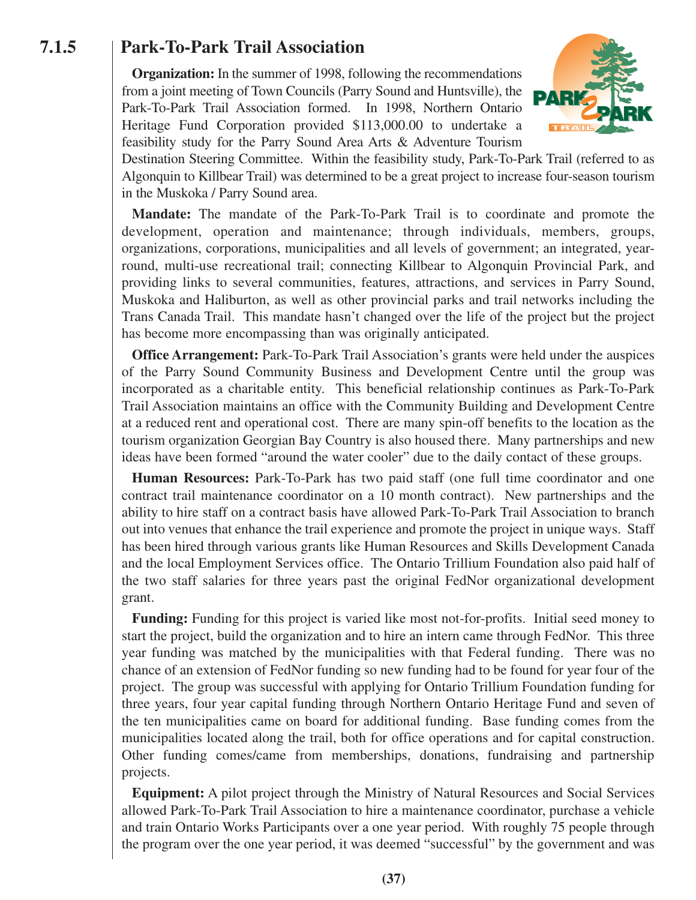## 7.1.5 Park-To-Park Trail Association

**Organization:** In the summer of 1998, following the recommendations from a joint meeting of Town Councils (Parry Sound and Huntsville), the Park-To-Park Trail Association formed. In 1998, Northern Ontario Heritage Fund Corporation provided $113,000.00 to undertake a feasibility study for the Parry Sound Area Arts & Adventure Tourism Destination Steering Committee. Within the feasibility study, Park-To-Park Trail (referred to as Algonquin to Killbear Trail) was determined to be a great project to increase four-season tourism in the Muskoka / Parry Sound area.

**Mandate:** The mandate of the Park-To-Park Trail is to coordinate and promote the development, operation and maintenance; through individuals, members, groups, organizations, corporations, municipalities and all levels of government; an integrated, year-round, multi-use recreational trail; connecting Killbear to Algonquin Provincial Park, and providing links to several communities, features, attractions, and services in Parry Sound, Muskoka and Haliburton, as well as other provincial parks and trail networks including the Trans Canada Trail. This mandate hasn't changed over the life of the project but the project has become more encompassing than was originally anticipated.

**Office Arrangement:** Park-To-Park Trail Association's grants were held under the auspices of the Parry Sound Community Business and Development Centre until the group was incorporated as a charitable entity. This beneficial relationship continues as Park-To-Park Trail Association maintains an office with the Community Building and Development Centre at a reduced rent and operational cost. There are many spin-off benefits to the location as the tourism organization Georgian Bay Country is also housed there. Many partnerships and new ideas have been formed "around the water cooler" due to the daily contact of these groups.

**Human Resources:** Park-To-Park has two paid staff (one full time coordinator and one contract trail maintenance coordinator on a 10 month contract). New partnerships and the ability to hire staff on a contract basis have allowed Park-To-Park Trail Association to branch out into venues that enhance the trail experience and promote the project in unique ways. Staff has been hired through various grants like Human Resources and Skills Development Canada and the local Employment Services office. The Ontario Trillium Foundation also paid half of the two staff salaries for three years past the original FedNor organizational development grant.

**Funding:** Funding for this project is varied like most not-for-profits. Initial seed money to start the project, build the organization and to hire an intern came through FedNor. This three year funding was matched by the municipalities with that Federal funding. There was no chance of an extension of FedNor funding so new funding had to be found for year four of the project. The group was successful with applying for Ontario Trillium Foundation funding for three years, four year capital funding through Northern Ontario Heritage Fund and seven of the ten municipalities came on board for additional funding. Base funding comes from the municipalities located along the trail, both for office operations and for capital construction. Other funding comes/came from memberships, donations, fundraising and partnership projects.

**Equipment:** A pilot project through the Ministry of Natural Resources and Social Services allowed Park-To-Park Trail Association to hire a maintenance coordinator, purchase a vehicle and train Ontario Works Participants over a one year period. With roughly 75 people through the program over the one year period, it was deemed "successful" by the government and was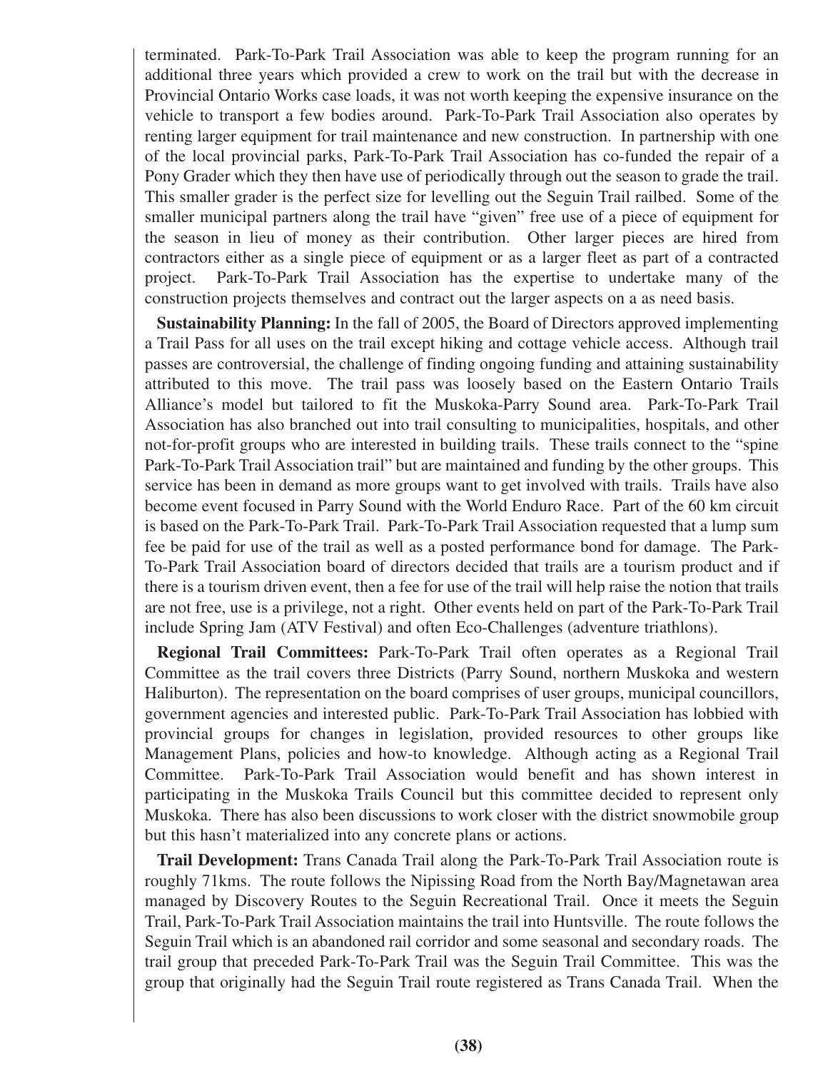terminated. Park-To-Park Trail Association was able to keep the program running for an additional three years which provided a crew to work on the trail but with the decrease in Provincial Ontario Works case loads, it was not worth keeping the expensive insurance on the vehicle to transport a few bodies around. Park-To-Park Trail Association also operates by renting larger equipment for trail maintenance and new construction. In partnership with one of the local provincial parks, Park-To-Park Trail Association has co-funded the repair of a Pony Grader which they then have use of periodically through out the season to grade the trail. This smaller grader is the perfect size for levelling out the Seguin Trail railbed. Some of the smaller municipal partners along the trail have "given" free use of a piece of equipment for the season in lieu of money as their contribution. Other larger pieces are hired from contractors either as a single piece of equipment or as a larger fleet as part of a contracted project. Park-To-Park Trail Association has the expertise to undertake many of the construction projects themselves and contract out the larger aspects on a as need basis.

**Sustainability Planning:** In the fall of 2005, the Board of Directors approved implementing a Trail Pass for all uses on the trail except hiking and cottage vehicle access. Although trail passes are controversial, the challenge of finding ongoing funding and attaining sustainability attributed to this move. The trail pass was loosely based on the Eastern Ontario Trails Alliance's model but tailored to fit the Muskoka-Parry Sound area. Park-To-Park Trail Association has also branched out into trail consulting to municipalities, hospitals, and other not-for-profit groups who are interested in building trails. These trails connect to the "spine Park-To-Park Trail Association trail" but are maintained and funding by the other groups. This service has been in demand as more groups want to get involved with trails. Trails have also become event focused in Parry Sound with the World Enduro Race. Part of the 60 km circuit is based on the Park-To-Park Trail. Park-To-Park Trail Association requested that a lump sum fee be paid for use of the trail as well as a posted performance bond for damage. The Park-To-Park Trail Association board of directors decided that trails are a tourism product and if there is a tourism driven event, then a fee for use of the trail will help raise the notion that trails are not free, use is a privilege, not a right. Other events held on part of the Park-To-Park Trail include Spring Jam (ATV Festival) and often Eco-Challenges (adventure triathlons).

**Regional Trail Committees:** Park-To-Park Trail often operates as a Regional Trail Committee as the trail covers three Districts (Parry Sound, northern Muskoka and western Haliburton). The representation on the board comprises of user groups, municipal councillors, government agencies and interested public. Park-To-Park Trail Association has lobbied with provincial groups for changes in legislation, provided resources to other groups like Management Plans, policies and how-to knowledge. Although acting as a Regional Trail Committee. Park-To-Park Trail Association would benefit and has shown interest in participating in the Muskoka Trails Council but this committee decided to represent only Muskoka. There has also been discussions to work closer with the district snowmobile group but this hasn't materialized into any concrete plans or actions.

**Trail Development:** Trans Canada Trail along the Park-To-Park Trail Association route is roughly 71kms. The route follows the Nipissing Road from the North Bay/Magnetawan area managed by Discovery Routes to the Seguin Recreational Trail. Once it meets the Seguin Trail, Park-To-Park Trail Association maintains the trail into Huntsville. The route follows the Seguin Trail which is an abandoned rail corridor and some seasonal and secondary roads. The trail group that preceded Park-To-Park Trail was the Seguin Trail Committee. This was the group that originally had the Seguin Trail route registered as Trans Canada Trail. When the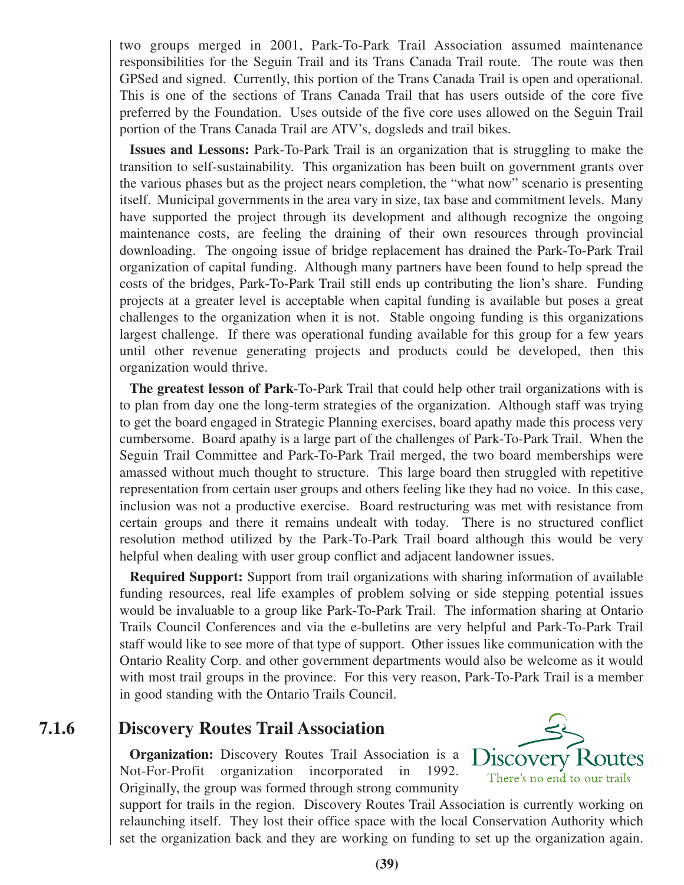two groups merged in 2001, Park-To-Park Trail Association assumed maintenance responsibilities for the Seguin Trail and its Trans Canada Trail route. The route was then GPSed and signed. Currently, this portion of the Trans Canada Trail is open and operational. This is one of the sections of Trans Canada Trail that has users outside of the core five preferred by the Foundation. Uses outside of the five core uses allowed on the Seguin Trail portion of the Trans Canada Trail are ATV's, dogsleds and trail bikes.

**Issues and Lessons:** Park-To-Park Trail is an organization that is struggling to make the transition to self-sustainability. This organization has been built on government grants over the various phases but as the project nears completion, the "what now" scenario is presenting itself. Municipal governments in the area vary in size, tax base and commitment levels. Many have supported the project through its development and although recognize the ongoing maintenance costs, are feeling the draining of their own resources through provincial downloading. The ongoing issue of bridge replacement has drained the Park-To-Park Trail organization of capital funding. Although many partners have been found to help spread the costs of the bridges, Park-To-Park Trail still ends up contributing the lion's share. Funding projects at a greater level is acceptable when capital funding is available but poses a great challenges to the organization when it is not. Stable ongoing funding is this organizations largest challenge. If there was operational funding available for this group for a few years until other revenue generating projects and products could be developed, then this organization would thrive.

**The greatest lesson of Park**-To-Park Trail that could help other trail organizations with is to plan from day one the long-term strategies of the organization. Although staff was trying to get the board engaged in Strategic Planning exercises, board apathy made this process very cumbersome. Board apathy is a large part of the challenges of Park-To-Park Trail. When the Seguin Trail Committee and Park-To-Park Trail merged, the two board memberships were amassed without much thought to structure. This large board then struggled with repetitive representation from certain user groups and others feeling like they had no voice. In this case, inclusion was not a productive exercise. Board restructuring was met with resistance from certain groups and there it remains undealt with today. There is no structured conflict resolution method utilized by the Park-To-Park Trail board although this would be very helpful when dealing with user group conflict and adjacent landowner issues.

**Required Support:** Support from trail organizations with sharing information of available funding resources, real life examples of problem solving or side stepping potential issues would be invaluable to a group like Park-To-Park Trail. The information sharing at Ontario Trails Council Conferences and via the e-bulletins are very helpful and Park-To-Park Trail staff would like to see more of that type of support. Other issues like communication with the Ontario Reality Corp. and other government departments would also be welcome as it would with most trail groups in the province. For this very reason, Park-To-Park Trail is a member in good standing with the Ontario Trails Council.

## 7.1.6 Discovery Routes Trail Association

Discovery Routes
There's no end to our trails

**Organization:** Discovery Routes Trail Association is a Not-For-Profit organization incorporated in 1992. Originally, the group was formed through strong community support for trails in the region. Discovery Routes Trail Association is currently working on relaunching itself. They lost their office space with the local Conservation Authority which set the organization back and they are working on funding to set up the organization again.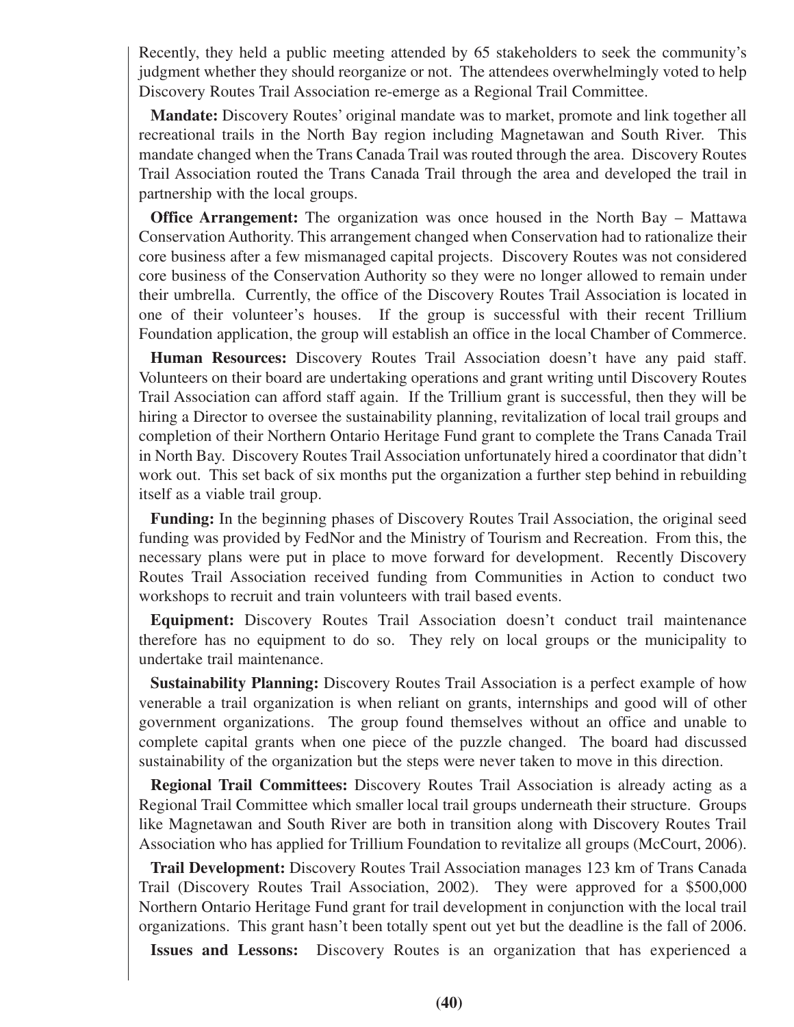Recently, they held a public meeting attended by 65 stakeholders to seek the community's judgment whether they should reorganize or not. The attendees overwhelmingly voted to help Discovery Routes Trail Association re-emerge as a Regional Trail Committee.

**Mandate:** Discovery Routes' original mandate was to market, promote and link together all recreational trails in the North Bay region including Magnetawan and South River. This mandate changed when the Trans Canada Trail was routed through the area. Discovery Routes Trail Association routed the Trans Canada Trail through the area and developed the trail in partnership with the local groups.

**Office Arrangement:** The organization was once housed in the North Bay – Mattawa Conservation Authority. This arrangement changed when Conservation had to rationalize their core business after a few mismanaged capital projects. Discovery Routes was not considered core business of the Conservation Authority so they were no longer allowed to remain under their umbrella. Currently, the office of the Discovery Routes Trail Association is located in one of their volunteer's houses. If the group is successful with their recent Trillium Foundation application, the group will establish an office in the local Chamber of Commerce.

**Human Resources:** Discovery Routes Trail Association doesn't have any paid staff. Volunteers on their board are undertaking operations and grant writing until Discovery Routes Trail Association can afford staff again. If the Trillium grant is successful, then they will be hiring a Director to oversee the sustainability planning, revitalization of local trail groups and completion of their Northern Ontario Heritage Fund grant to complete the Trans Canada Trail in North Bay. Discovery Routes Trail Association unfortunately hired a coordinator that didn't work out. This set back of six months put the organization a further step behind in rebuilding itself as a viable trail group.

**Funding:** In the beginning phases of Discovery Routes Trail Association, the original seed funding was provided by FedNor and the Ministry of Tourism and Recreation. From this, the necessary plans were put in place to move forward for development. Recently Discovery Routes Trail Association received funding from Communities in Action to conduct two workshops to recruit and train volunteers with trail based events.

**Equipment:** Discovery Routes Trail Association doesn't conduct trail maintenance therefore has no equipment to do so. They rely on local groups or the municipality to undertake trail maintenance.

**Sustainability Planning:** Discovery Routes Trail Association is a perfect example of how venerable a trail organization is when reliant on grants, internships and good will of other government organizations. The group found themselves without an office and unable to complete capital grants when one piece of the puzzle changed. The board had discussed sustainability of the organization but the steps were never taken to move in this direction.

**Regional Trail Committees:** Discovery Routes Trail Association is already acting as a Regional Trail Committee which smaller local trail groups underneath their structure. Groups like Magnetawan and South River are both in transition along with Discovery Routes Trail Association who has applied for Trillium Foundation to revitalize all groups (McCourt, 2006).

**Trail Development:** Discovery Routes Trail Association manages 123 km of Trans Canada Trail (Discovery Routes Trail Association, 2002). They were approved for a $500,000 Northern Ontario Heritage Fund grant for trail development in conjunction with the local trail organizations. This grant hasn't been totally spent out yet but the deadline is the fall of 2006.

**Issues and Lessons:** Discovery Routes is an organization that has experienced a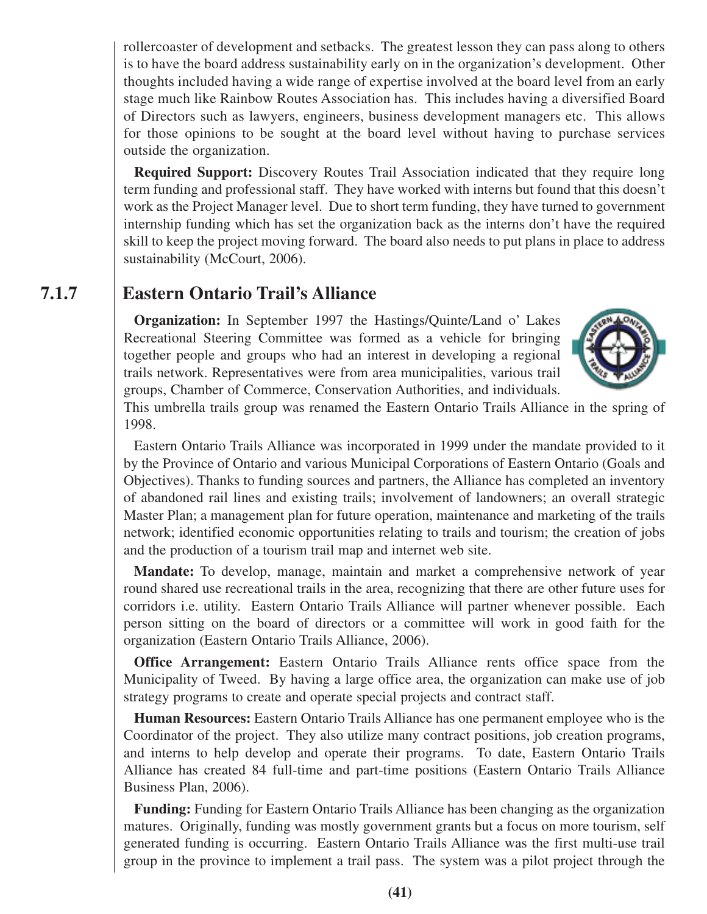rollercoaster of development and setbacks. The greatest lesson they can pass along to others is to have the board address sustainability early on in the organization's development. Other thoughts included having a wide range of expertise involved at the board level from an early stage much like Rainbow Routes Association has. This includes having a diversified Board of Directors such as lawyers, engineers, business development managers etc. This allows for those opinions to be sought at the board level without having to purchase services outside the organization.

**Required Support:** Discovery Routes Trail Association indicated that they require long term funding and professional staff. They have worked with interns but found that this doesn't work as the Project Manager level. Due to short term funding, they have turned to government internship funding which has set the organization back as the interns don't have the required skill to keep the project moving forward. The board also needs to put plans in place to address sustainability (McCourt, 2006).

### 7.1.7 Eastern Ontario Trail's Alliance

**Organization:** In September 1997 the Hastings/Quinte/Land o' Lakes Recreational Steering Committee was formed as a vehicle for bringing together people and groups who had an interest in developing a regional trails network. Representatives were from area municipalities, various trail groups, Chamber of Commerce, Conservation Authorities, and individuals. This umbrella trails group was renamed the Eastern Ontario Trails Alliance in the spring of 1998.

Eastern Ontario Trails Alliance was incorporated in 1999 under the mandate provided to it by the Province of Ontario and various Municipal Corporations of Eastern Ontario (Goals and Objectives). Thanks to funding sources and partners, the Alliance has completed an inventory of abandoned rail lines and existing trails; involvement of landowners; an overall strategic Master Plan; a management plan for future operation, maintenance and marketing of the trails network; identified economic opportunities relating to trails and tourism; the creation of jobs and the production of a tourism trail map and internet web site.

**Mandate:** To develop, manage, maintain and market a comprehensive network of year round shared use recreational trails in the area, recognizing that there are other future uses for corridors i.e. utility. Eastern Ontario Trails Alliance will partner whenever possible. Each person sitting on the board of directors or a committee will work in good faith for the organization (Eastern Ontario Trails Alliance, 2006).

**Office Arrangement:** Eastern Ontario Trails Alliance rents office space from the Municipality of Tweed. By having a large office area, the organization can make use of job strategy programs to create and operate special projects and contract staff.

**Human Resources:** Eastern Ontario Trails Alliance has one permanent employee who is the Coordinator of the project. They also utilize many contract positions, job creation programs, and interns to help develop and operate their programs. To date, Eastern Ontario Trails Alliance has created 84 full-time and part-time positions (Eastern Ontario Trails Alliance Business Plan, 2006).

**Funding:** Funding for Eastern Ontario Trails Alliance has been changing as the organization matures. Originally, funding was mostly government grants but a focus on more tourism, self generated funding is occurring. Eastern Ontario Trails Alliance was the first multi-use trail group in the province to implement a trail pass. The system was a pilot project through the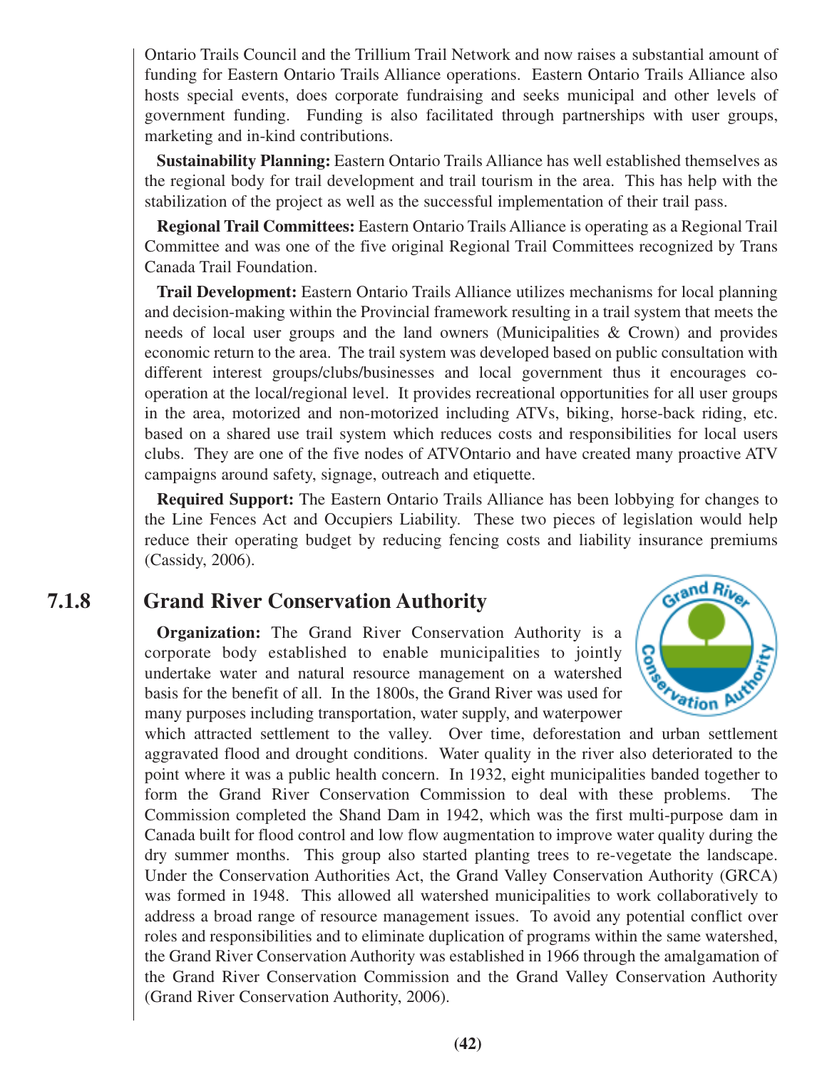Ontario Trails Council and the Trillium Trail Network and now raises a substantial amount of funding for Eastern Ontario Trails Alliance operations. Eastern Ontario Trails Alliance also hosts special events, does corporate fundraising and seeks municipal and other levels of government funding. Funding is also facilitated through partnerships with user groups, marketing and in-kind contributions.

**Sustainability Planning:** Eastern Ontario Trails Alliance has well established themselves as the regional body for trail development and trail tourism in the area. This has help with the stabilization of the project as well as the successful implementation of their trail pass.

**Regional Trail Committees:** Eastern Ontario Trails Alliance is operating as a Regional Trail Committee and was one of the five original Regional Trail Committees recognized by Trans Canada Trail Foundation.

**Trail Development:** Eastern Ontario Trails Alliance utilizes mechanisms for local planning and decision-making within the Provincial framework resulting in a trail system that meets the needs of local user groups and the land owners (Municipalities & Crown) and provides economic return to the area. The trail system was developed based on public consultation with different interest groups/clubs/businesses and local government thus it encourages co-operation at the local/regional level. It provides recreational opportunities for all user groups in the area, motorized and non-motorized including ATVs, biking, horse-back riding, etc. based on a shared use trail system which reduces costs and responsibilities for local users clubs. They are one of the five nodes of ATVOntario and have created many proactive ATV campaigns around safety, signage, outreach and etiquette.

**Required Support:** The Eastern Ontario Trails Alliance has been lobbying for changes to the Line Fences Act and Occupiers Liability. These two pieces of legislation would help reduce their operating budget by reducing fencing costs and liability insurance premiums (Cassidy, 2006).

### 7.1.8 Grand River Conservation Authority

**Organization:** The Grand River Conservation Authority is a corporate body established to enable municipalities to jointly undertake water and natural resource management on a watershed basis for the benefit of all. In the 1800s, the Grand River was used for many purposes including transportation, water supply, and waterpower which attracted settlement to the valley. Over time, deforestation and urban settlement aggravated flood and drought conditions. Water quality in the river also deteriorated to the point where it was a public health concern. In 1932, eight municipalities banded together to form the Grand River Conservation Commission to deal with these problems. The Commission completed the Shand Dam in 1942, which was the first multi-purpose dam in Canada built for flood control and low flow augmentation to improve water quality during the dry summer months. This group also started planting trees to re-vegetate the landscape. Under the Conservation Authorities Act, the Grand Valley Conservation Authority (GRCA) was formed in 1948. This allowed all watershed municipalities to work collaboratively to address a broad range of resource management issues. To avoid any potential conflict over roles and responsibilities and to eliminate duplication of programs within the same watershed, the Grand River Conservation Authority was established in 1966 through the amalgamation of the Grand River Conservation Commission and the Grand Valley Conservation Authority (Grand River Conservation Authority, 2006).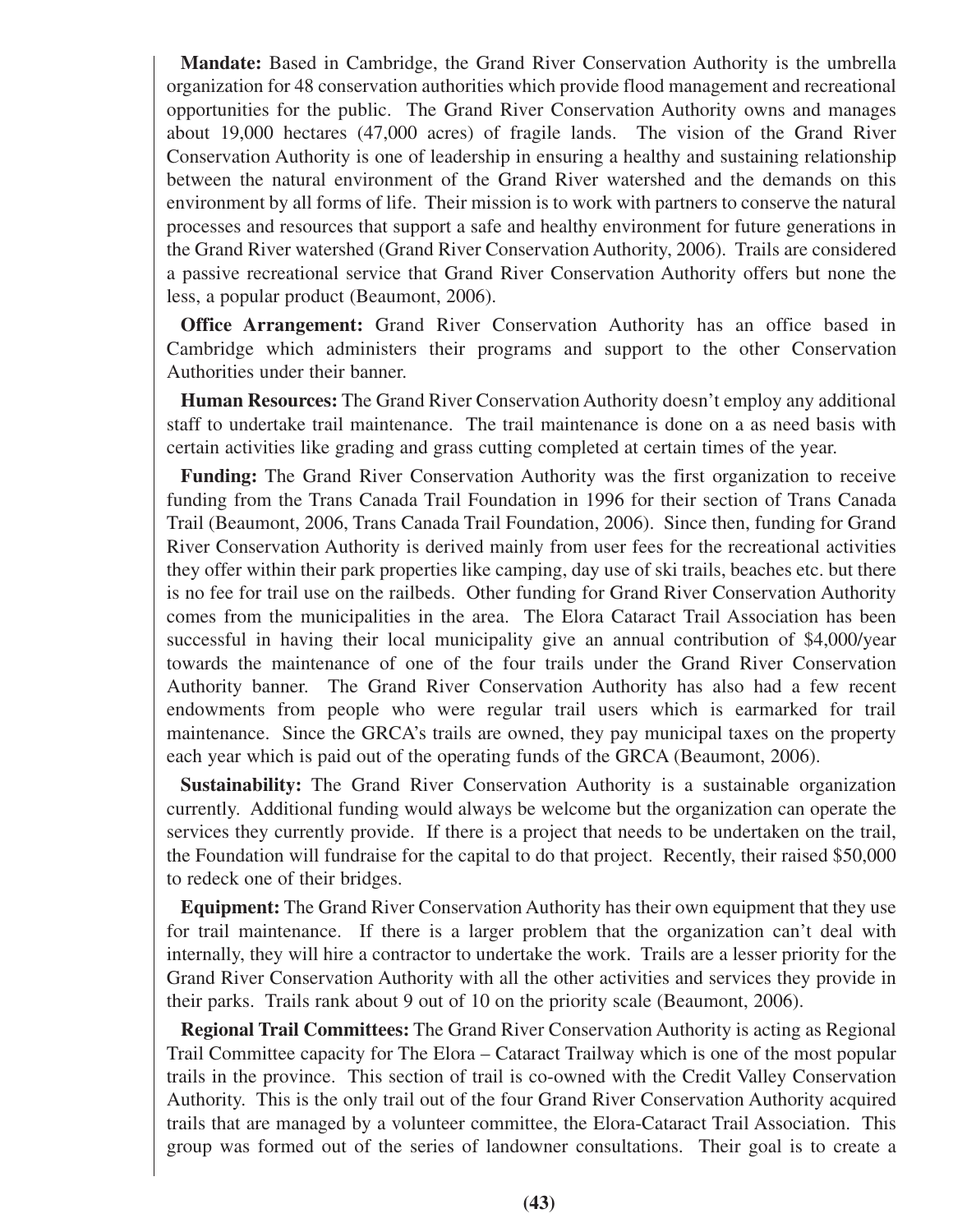**Mandate:** Based in Cambridge, the Grand River Conservation Authority is the umbrella organization for 48 conservation authorities which provide flood management and recreational opportunities for the public. The Grand River Conservation Authority owns and manages about 19,000 hectares (47,000 acres) of fragile lands. The vision of the Grand River Conservation Authority is one of leadership in ensuring a healthy and sustaining relationship between the natural environment of the Grand River watershed and the demands on this environment by all forms of life. Their mission is to work with partners to conserve the natural processes and resources that support a safe and healthy environment for future generations in the Grand River watershed (Grand River Conservation Authority, 2006). Trails are considered a passive recreational service that Grand River Conservation Authority offers but none the less, a popular product (Beaumont, 2006).

**Office Arrangement:** Grand River Conservation Authority has an office based in Cambridge which administers their programs and support to the other Conservation Authorities under their banner.

**Human Resources:** The Grand River Conservation Authority doesn't employ any additional staff to undertake trail maintenance. The trail maintenance is done on a as need basis with certain activities like grading and grass cutting completed at certain times of the year.

**Funding:** The Grand River Conservation Authority was the first organization to receive funding from the Trans Canada Trail Foundation in 1996 for their section of Trans Canada Trail (Beaumont, 2006, Trans Canada Trail Foundation, 2006). Since then, funding for Grand River Conservation Authority is derived mainly from user fees for the recreational activities they offer within their park properties like camping, day use of ski trails, beaches etc. but there is no fee for trail use on the railbeds. Other funding for Grand River Conservation Authority comes from the municipalities in the area. The Elora Cataract Trail Association has been successful in having their local municipality give an annual contribution of $4,000/year towards the maintenance of one of the four trails under the Grand River Conservation Authority banner. The Grand River Conservation Authority has also had a few recent endowments from people who were regular trail users which is earmarked for trail maintenance. Since the GRCA's trails are owned, they pay municipal taxes on the property each year which is paid out of the operating funds of the GRCA (Beaumont, 2006).

**Sustainability:** The Grand River Conservation Authority is a sustainable organization currently. Additional funding would always be welcome but the organization can operate the services they currently provide. If there is a project that needs to be undertaken on the trail, the Foundation will fundraise for the capital to do that project. Recently, their raised $50,000 to redeck one of their bridges.

**Equipment:** The Grand River Conservation Authority has their own equipment that they use for trail maintenance. If there is a larger problem that the organization can't deal with internally, they will hire a contractor to undertake the work. Trails are a lesser priority for the Grand River Conservation Authority with all the other activities and services they provide in their parks. Trails rank about 9 out of 10 on the priority scale (Beaumont, 2006).

**Regional Trail Committees:** The Grand River Conservation Authority is acting as Regional Trail Committee capacity for The Elora – Cataract Trailway which is one of the most popular trails in the province. This section of trail is co-owned with the Credit Valley Conservation Authority. This is the only trail out of the four Grand River Conservation Authority acquired trails that are managed by a volunteer committee, the Elora-Cataract Trail Association. This group was formed out of the series of landowner consultations. Their goal is to create a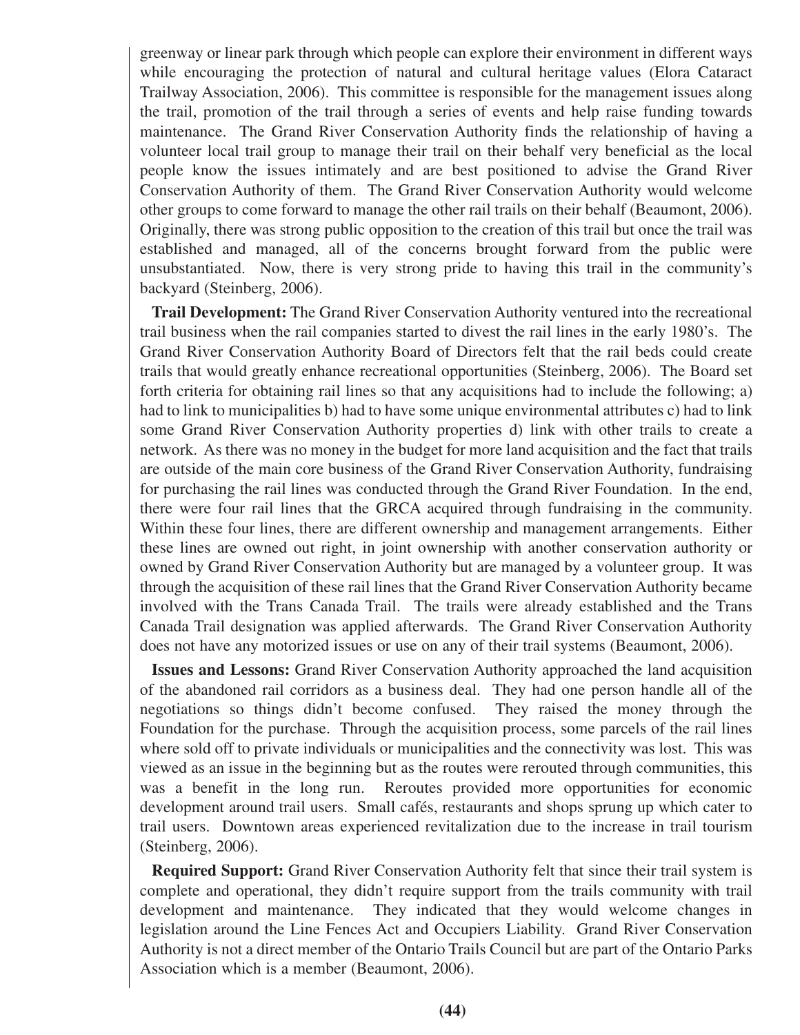greenway or linear park through which people can explore their environment in different ways while encouraging the protection of natural and cultural heritage values (Elora Cataract Trailway Association, 2006). This committee is responsible for the management issues along the trail, promotion of the trail through a series of events and help raise funding towards maintenance. The Grand River Conservation Authority finds the relationship of having a volunteer local trail group to manage their trail on their behalf very beneficial as the local people know the issues intimately and are best positioned to advise the Grand River Conservation Authority of them. The Grand River Conservation Authority would welcome other groups to come forward to manage the other rail trails on their behalf (Beaumont, 2006). Originally, there was strong public opposition to the creation of this trail but once the trail was established and managed, all of the concerns brought forward from the public were unsubstantiated. Now, there is very strong pride to having this trail in the community's backyard (Steinberg, 2006).

**Trail Development:** The Grand River Conservation Authority ventured into the recreational trail business when the rail companies started to divest the rail lines in the early 1980's. The Grand River Conservation Authority Board of Directors felt that the rail beds could create trails that would greatly enhance recreational opportunities (Steinberg, 2006). The Board set forth criteria for obtaining rail lines so that any acquisitions had to include the following; a) had to link to municipalities b) had to have some unique environmental attributes c) had to link some Grand River Conservation Authority properties d) link with other trails to create a network. As there was no money in the budget for more land acquisition and the fact that trails are outside of the main core business of the Grand River Conservation Authority, fundraising for purchasing the rail lines was conducted through the Grand River Foundation. In the end, there were four rail lines that the GRCA acquired through fundraising in the community. Within these four lines, there are different ownership and management arrangements. Either these lines are owned out right, in joint ownership with another conservation authority or owned by Grand River Conservation Authority but are managed by a volunteer group. It was through the acquisition of these rail lines that the Grand River Conservation Authority became involved with the Trans Canada Trail. The trails were already established and the Trans Canada Trail designation was applied afterwards. The Grand River Conservation Authority does not have any motorized issues or use on any of their trail systems (Beaumont, 2006).

**Issues and Lessons:** Grand River Conservation Authority approached the land acquisition of the abandoned rail corridors as a business deal. They had one person handle all of the negotiations so things didn't become confused. They raised the money through the Foundation for the purchase. Through the acquisition process, some parcels of the rail lines where sold off to private individuals or municipalities and the connectivity was lost. This was viewed as an issue in the beginning but as the routes were rerouted through communities, this was a benefit in the long run. Reroutes provided more opportunities for economic development around trail users. Small cafés, restaurants and shops sprung up which cater to trail users. Downtown areas experienced revitalization due to the increase in trail tourism (Steinberg, 2006).

**Required Support:** Grand River Conservation Authority felt that since their trail system is complete and operational, they didn't require support from the trails community with trail development and maintenance. They indicated that they would welcome changes in legislation around the Line Fences Act and Occupiers Liability. Grand River Conservation Authority is not a direct member of the Ontario Trails Council but are part of the Ontario Parks Association which is a member (Beaumont, 2006).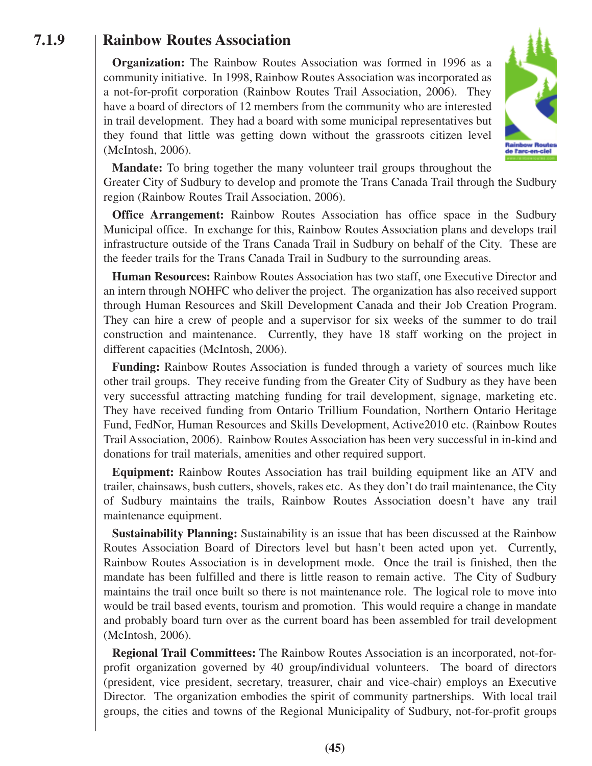## 7.1.9 Rainbow Routes Association

**Organization:** The Rainbow Routes Association was formed in 1996 as a community initiative. In 1998, Rainbow Routes Association was incorporated as a not-for-profit corporation (Rainbow Routes Trail Association, 2006). They have a board of directors of 12 members from the community who are interested in trail development. They had a board with some municipal representatives but they found that little was getting down without the grassroots citizen level (McIntosh, 2006).

**Mandate:** To bring together the many volunteer trail groups throughout the Greater City of Sudbury to develop and promote the Trans Canada Trail through the Sudbury region (Rainbow Routes Trail Association, 2006).

**Office Arrangement:** Rainbow Routes Association has office space in the Sudbury Municipal office. In exchange for this, Rainbow Routes Association plans and develops trail infrastructure outside of the Trans Canada Trail in Sudbury on behalf of the City. These are the feeder trails for the Trans Canada Trail in Sudbury to the surrounding areas.

**Human Resources:** Rainbow Routes Association has two staff, one Executive Director and an intern through NOHFC who deliver the project. The organization has also received support through Human Resources and Skill Development Canada and their Job Creation Program. They can hire a crew of people and a supervisor for six weeks of the summer to do trail construction and maintenance. Currently, they have 18 staff working on the project in different capacities (McIntosh, 2006).

**Funding:** Rainbow Routes Association is funded through a variety of sources much like other trail groups. They receive funding from the Greater City of Sudbury as they have been very successful attracting matching funding for trail development, signage, marketing etc. They have received funding from Ontario Trillium Foundation, Northern Ontario Heritage Fund, FedNor, Human Resources and Skills Development, Active2010 etc. (Rainbow Routes Trail Association, 2006). Rainbow Routes Association has been very successful in in-kind and donations for trail materials, amenities and other required support.

**Equipment:** Rainbow Routes Association has trail building equipment like an ATV and trailer, chainsaws, bush cutters, shovels, rakes etc. As they don't do trail maintenance, the City of Sudbury maintains the trails, Rainbow Routes Association doesn't have any trail maintenance equipment.

**Sustainability Planning:** Sustainability is an issue that has been discussed at the Rainbow Routes Association Board of Directors level but hasn't been acted upon yet. Currently, Rainbow Routes Association is in development mode. Once the trail is finished, then the mandate has been fulfilled and there is little reason to remain active. The City of Sudbury maintains the trail once built so there is not maintenance role. The logical role to move into would be trail based events, tourism and promotion. This would require a change in mandate and probably board turn over as the current board has been assembled for trail development (McIntosh, 2006).

**Regional Trail Committees:** The Rainbow Routes Association is an incorporated, not-for-profit organization governed by 40 group/individual volunteers. The board of directors (president, vice president, secretary, treasurer, chair and vice-chair) employs an Executive Director. The organization embodies the spirit of community partnerships. With local trail groups, the cities and towns of the Regional Municipality of Sudbury, not-for-profit groups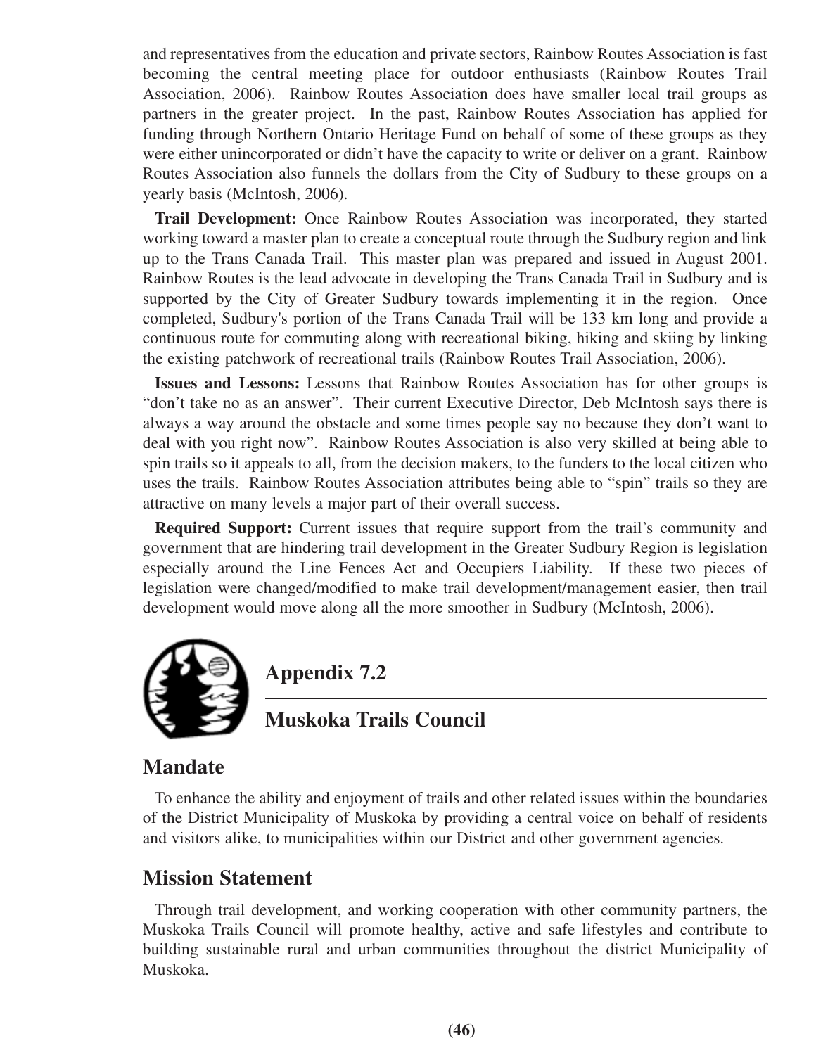and representatives from the education and private sectors, Rainbow Routes Association is fast becoming the central meeting place for outdoor enthusiasts (Rainbow Routes Trail Association, 2006). Rainbow Routes Association does have smaller local trail groups as partners in the greater project. In the past, Rainbow Routes Association has applied for funding through Northern Ontario Heritage Fund on behalf of some of these groups as they were either unincorporated or didn't have the capacity to write or deliver on a grant. Rainbow Routes Association also funnels the dollars from the City of Sudbury to these groups on a yearly basis (McIntosh, 2006).

**Trail Development:** Once Rainbow Routes Association was incorporated, they started working toward a master plan to create a conceptual route through the Sudbury region and link up to the Trans Canada Trail. This master plan was prepared and issued in August 2001. Rainbow Routes is the lead advocate in developing the Trans Canada Trail in Sudbury and is supported by the City of Greater Sudbury towards implementing it in the region. Once completed, Sudbury's portion of the Trans Canada Trail will be 133 km long and provide a continuous route for commuting along with recreational biking, hiking and skiing by linking the existing patchwork of recreational trails (Rainbow Routes Trail Association, 2006).

**Issues and Lessons:** Lessons that Rainbow Routes Association has for other groups is "don't take no as an answer". Their current Executive Director, Deb McIntosh says there is always a way around the obstacle and some times people say no because they don't want to deal with you right now". Rainbow Routes Association is also very skilled at being able to spin trails so it appeals to all, from the decision makers, to the funders to the local citizen who uses the trails. Rainbow Routes Association attributes being able to "spin" trails so they are attractive on many levels a major part of their overall success.

**Required Support:** Current issues that require support from the trail's community and government that are hindering trail development in the Greater Sudbury Region is legislation especially around the Line Fences Act and Occupiers Liability. If these two pieces of legislation were changed/modified to make trail development/management easier, then trail development would move along all the more smoother in Sudbury (McIntosh, 2006).

# Appendix 7.2

## Muskoka Trails Council

## Mandate

To enhance the ability and enjoyment of trails and other related issues within the boundaries of the District Municipality of Muskoka by providing a central voice on behalf of residents and visitors alike, to municipalities within our District and other government agencies.

## Mission Statement

Through trail development, and working cooperation with other community partners, the Muskoka Trails Council will promote healthy, active and safe lifestyles and contribute to building sustainable rural and urban communities throughout the district Municipality of Muskoka.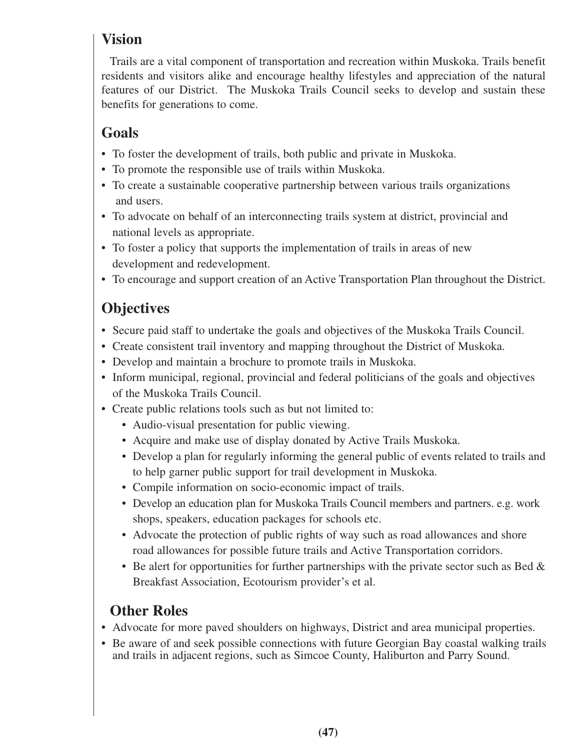## Vision

Trails are a vital component of transportation and recreation within Muskoka. Trails benefit residents and visitors alike and encourage healthy lifestyles and appreciation of the natural features of our District. The Muskoka Trails Council seeks to develop and sustain these benefits for generations to come.

## Goals

- To foster the development of trails, both public and private in Muskoka.
- To promote the responsible use of trails within Muskoka.
- To create a sustainable cooperative partnership between various trails organizations and users.
- To advocate on behalf of an interconnecting trails system at district, provincial and national levels as appropriate.
- To foster a policy that supports the implementation of trails in areas of new development and redevelopment.
- To encourage and support creation of an Active Transportation Plan throughout the District.

## Objectives

- Secure paid staff to undertake the goals and objectives of the Muskoka Trails Council.
- Create consistent trail inventory and mapping throughout the District of Muskoka.
- Develop and maintain a brochure to promote trails in Muskoka.
- Inform municipal, regional, provincial and federal politicians of the goals and objectives of the Muskoka Trails Council.
- Create public relations tools such as but not limited to:
  - Audio-visual presentation for public viewing.
  - Acquire and make use of display donated by Active Trails Muskoka.
  - Develop a plan for regularly informing the general public of events related to trails and to help garner public support for trail development in Muskoka.
  - Compile information on socio-economic impact of trails.
  - Develop an education plan for Muskoka Trails Council members and partners. e.g. work shops, speakers, education packages for schools etc.
  - Advocate the protection of public rights of way such as road allowances and shore road allowances for possible future trails and Active Transportation corridors.
  - Be alert for opportunities for further partnerships with the private sector such as Bed & Breakfast Association, Ecotourism provider's et al.

## Other Roles

- Advocate for more paved shoulders on highways, District and area municipal properties.
- Be aware of and seek possible connections with future Georgian Bay coastal walking trails and trails in adjacent regions, such as Simcoe County, Haliburton and Parry Sound.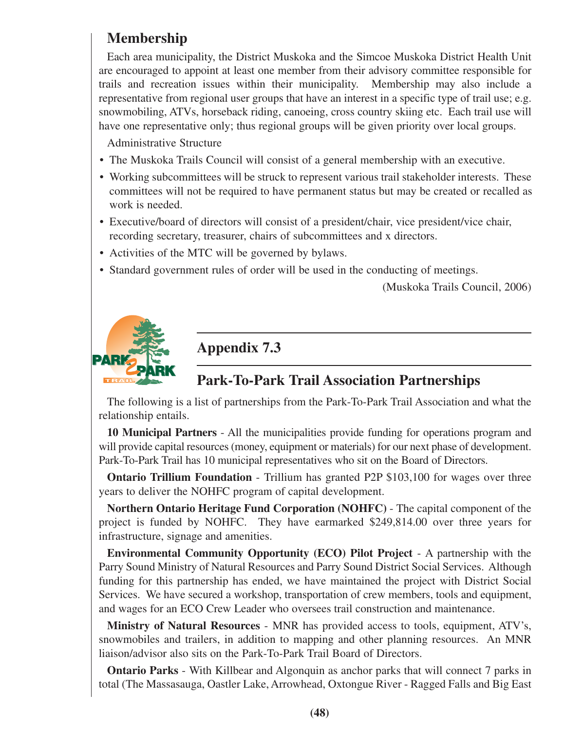## Membership

Each area municipality, the District Muskoka and the Simcoe Muskoka District Health Unit are encouraged to appoint at least one member from their advisory committee responsible for trails and recreation issues within their municipality. Membership may also include a representative from regional user groups that have an interest in a specific type of trail use; e.g. snowmobiling, ATVs, horseback riding, canoeing, cross country skiing etc. Each trail use will have one representative only; thus regional groups will be given priority over local groups.

Administrative Structure

- The Muskoka Trails Council will consist of a general membership with an executive.
- Working subcommittees will be struck to represent various trail stakeholder interests. These committees will not be required to have permanent status but may be created or recalled as work is needed.
- Executive/board of directors will consist of a president/chair, vice president/vice chair, recording secretary, treasurer, chairs of subcommittees and x directors.
- Activities of the MTC will be governed by bylaws.
- Standard government rules of order will be used in the conducting of meetings.

(Muskoka Trails Council, 2006)

## Appendix 7.3

## Park-To-Park Trail Association Partnerships

The following is a list of partnerships from the Park-To-Park Trail Association and what the relationship entails.

**10 Municipal Partners** - All the municipalities provide funding for operations program and will provide capital resources (money, equipment or materials) for our next phase of development. Park-To-Park Trail has 10 municipal representatives who sit on the Board of Directors.

**Ontario Trillium Foundation** - Trillium has granted P2P $103,100 for wages over three years to deliver the NOHFC program of capital development.

**Northern Ontario Heritage Fund Corporation (NOHFC)** - The capital component of the project is funded by NOHFC. They have earmarked $249,814.00 over three years for infrastructure, signage and amenities.

**Environmental Community Opportunity (ECO) Pilot Project** - A partnership with the Parry Sound Ministry of Natural Resources and Parry Sound District Social Services. Although funding for this partnership has ended, we have maintained the project with District Social Services. We have secured a workshop, transportation of crew members, tools and equipment, and wages for an ECO Crew Leader who oversees trail construction and maintenance.

**Ministry of Natural Resources** - MNR has provided access to tools, equipment, ATV's, snowmobiles and trailers, in addition to mapping and other planning resources. An MNR liaison/advisor also sits on the Park-To-Park Trail Board of Directors.

**Ontario Parks** - With Killbear and Algonquin as anchor parks that will connect 7 parks in total (The Massasauga, Oastler Lake, Arrowhead, Oxtongue River - Ragged Falls and Big East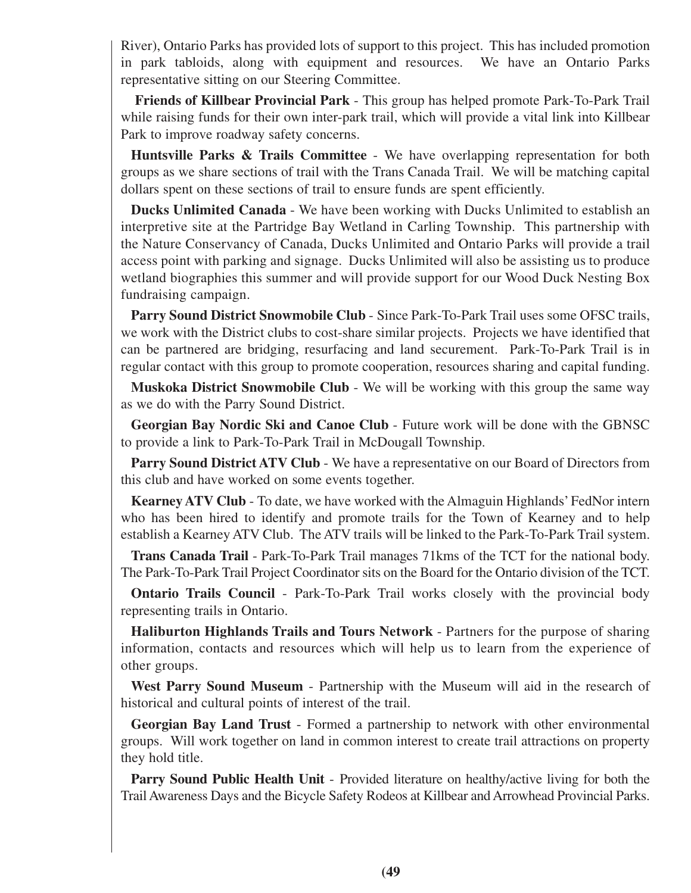River), Ontario Parks has provided lots of support to this project. This has included promotion in park tabloids, along with equipment and resources. We have an Ontario Parks representative sitting on our Steering Committee.

**Friends of Killbear Provincial Park** - This group has helped promote Park-To-Park Trail while raising funds for their own inter-park trail, which will provide a vital link into Killbear Park to improve roadway safety concerns.

**Huntsville Parks & Trails Committee** - We have overlapping representation for both groups as we share sections of trail with the Trans Canada Trail. We will be matching capital dollars spent on these sections of trail to ensure funds are spent efficiently.

**Ducks Unlimited Canada** - We have been working with Ducks Unlimited to establish an interpretive site at the Partridge Bay Wetland in Carling Township. This partnership with the Nature Conservancy of Canada, Ducks Unlimited and Ontario Parks will provide a trail access point with parking and signage. Ducks Unlimited will also be assisting us to produce wetland biographies this summer and will provide support for our Wood Duck Nesting Box fundraising campaign.

**Parry Sound District Snowmobile Club** - Since Park-To-Park Trail uses some OFSC trails, we work with the District clubs to cost-share similar projects. Projects we have identified that can be partnered are bridging, resurfacing and land securement. Park-To-Park Trail is in regular contact with this group to promote cooperation, resources sharing and capital funding.

**Muskoka District Snowmobile Club** - We will be working with this group the same way as we do with the Parry Sound District.

**Georgian Bay Nordic Ski and Canoe Club** - Future work will be done with the GBNSC to provide a link to Park-To-Park Trail in McDougall Township.

**Parry Sound District ATV Club** - We have a representative on our Board of Directors from this club and have worked on some events together.

**Kearney ATV Club** - To date, we have worked with the Almaguin Highlands' FedNor intern who has been hired to identify and promote trails for the Town of Kearney and to help establish a Kearney ATV Club. The ATV trails will be linked to the Park-To-Park Trail system.

**Trans Canada Trail** - Park-To-Park Trail manages 71kms of the TCT for the national body. The Park-To-Park Trail Project Coordinator sits on the Board for the Ontario division of the TCT.

**Ontario Trails Council** - Park-To-Park Trail works closely with the provincial body representing trails in Ontario.

**Haliburton Highlands Trails and Tours Network** - Partners for the purpose of sharing information, contacts and resources which will help us to learn from the experience of other groups.

**West Parry Sound Museum** - Partnership with the Museum will aid in the research of historical and cultural points of interest of the trail.

**Georgian Bay Land Trust** - Formed a partnership to network with other environmental groups. Will work together on land in common interest to create trail attractions on property they hold title.

**Parry Sound Public Health Unit** - Provided literature on healthy/active living for both the Trail Awareness Days and the Bicycle Safety Rodeos at Killbear and Arrowhead Provincial Parks.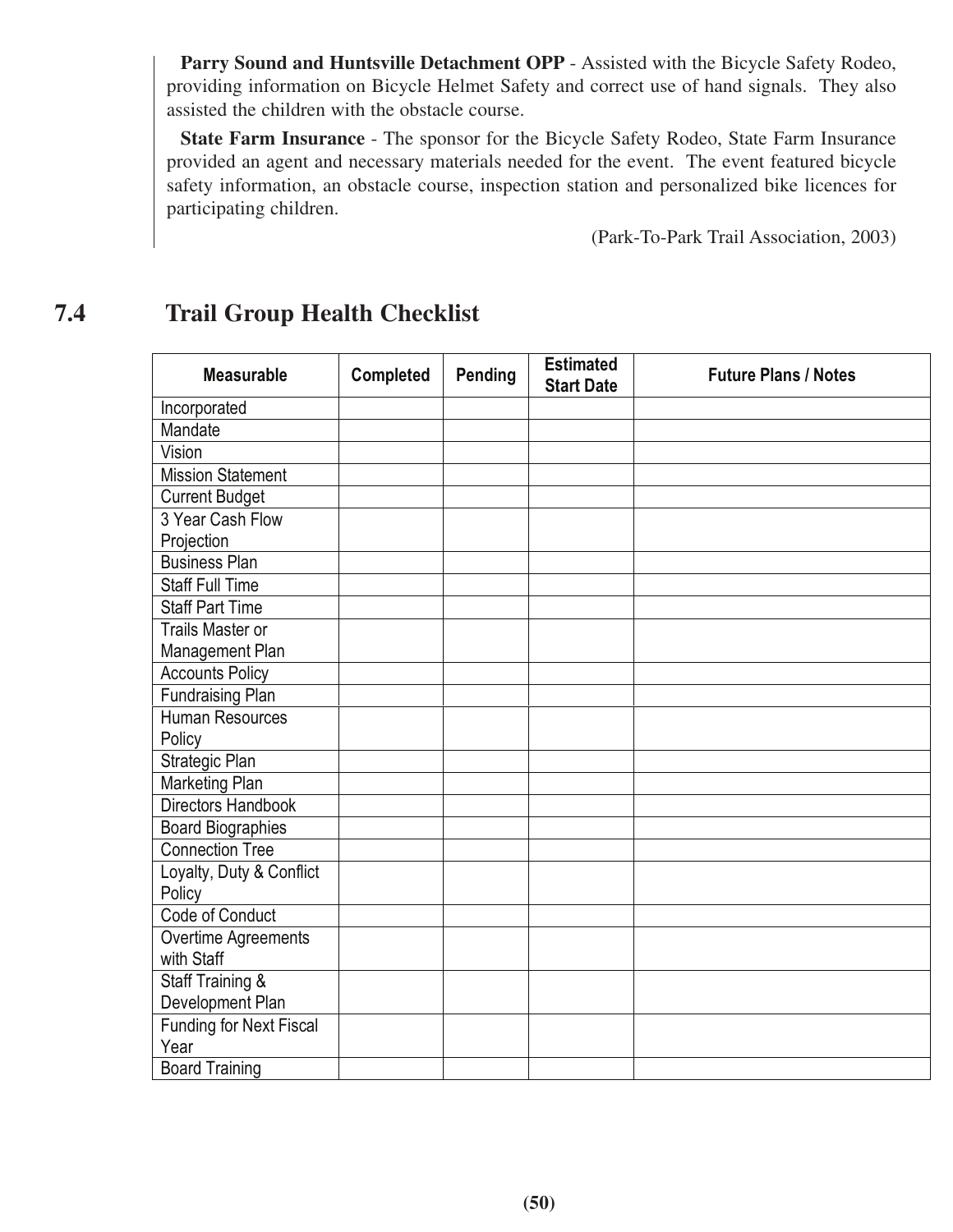**Parry Sound and Huntsville Detachment OPP** - Assisted with the Bicycle Safety Rodeo, providing information on Bicycle Helmet Safety and correct use of hand signals. They also assisted the children with the obstacle course.

**State Farm Insurance** - The sponsor for the Bicycle Safety Rodeo, State Farm Insurance provided an agent and necessary materials needed for the event. The event featured bicycle safety information, an obstacle course, inspection station and personalized bike licences for participating children.

(Park-To-Park Trail Association, 2003)

## 7.4 Trail Group Health Checklist

| Measurable | Completed | Pending | Estimated Start Date | Future Plans / Notes |
|---|---|---|---|---|
| Incorporated | | | | |
| Mandate | | | | |
| Vision | | | | |
| Mission Statement | | | | |
| Current Budget | | | | |
| 3 Year Cash Flow Projection | | | | |
| Business Plan | | | | |
| Staff Full Time | | | | |
| Staff Part Time | | | | |
| Trails Master or Management Plan | | | | |
| Accounts Policy | | | | |
| Fundraising Plan | | | | |
| Human Resources Policy | | | | |
| Strategic Plan | | | | |
| Marketing Plan | | | | |
| Directors Handbook | | | | |
| Board Biographies | | | | |
| Connection Tree | | | | |
| Loyalty, Duty & Conflict Policy | | | | |
| Code of Conduct | | | | |
| Overtime Agreements with Staff | | | | |
| Staff Training & Development Plan | | | | |
| Funding for Next Fiscal Year | | | | |
| Board Training | | | | |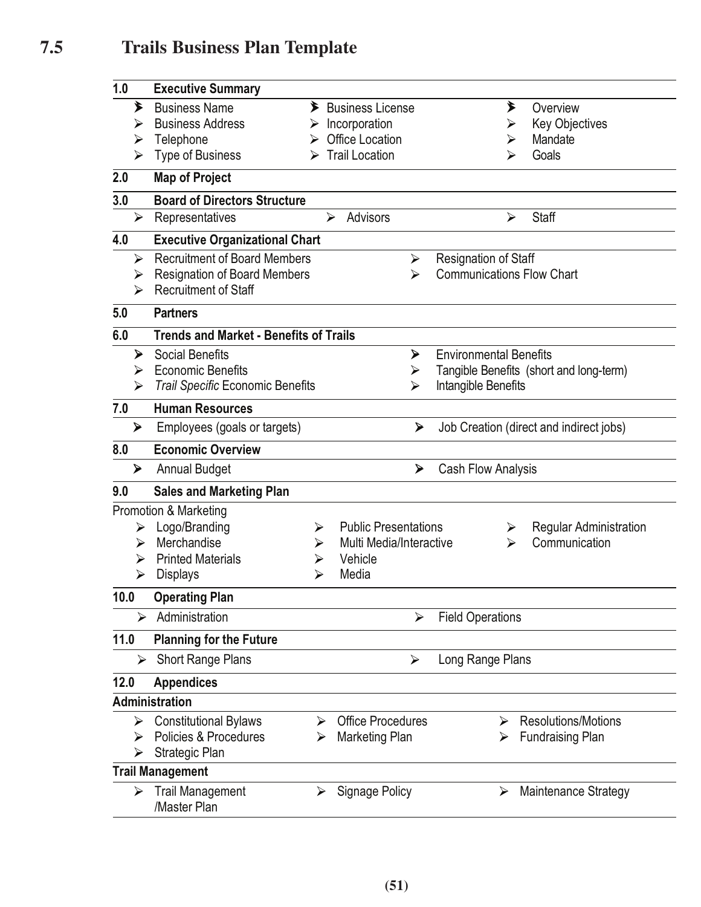## 7.5 Trails Business Plan Template

**1.0 Executive Summary**

- Business Name
- Business Address
- Telephone
- Type of Business
- Business License
- Incorporation
- Office Location
- Trail Location
- Overview
- Key Objectives
- Mandate
- Goals

**2.0 Map of Project**

**3.0 Board of Directors Structure**

- Representatives
- Advisors
- Staff

**4.0 Executive Organizational Chart**

- Recruitment of Board Members
- Resignation of Board Members
- Recruitment of Staff
- Resignation of Staff
- Communications Flow Chart

**5.0 Partners**

**6.0 Trends and Market - Benefits of Trails**

- Social Benefits
- Economic Benefits
- *Trail Specific* Economic Benefits
- Environmental Benefits
- Tangible Benefits (short and long-term)
- Intangible Benefits

**7.0 Human Resources**

- Employees (goals or targets)
- Job Creation (direct and indirect jobs)

**8.0 Economic Overview**

- Annual Budget
- Cash Flow Analysis

**9.0 Sales and Marketing Plan**

Promotion & Marketing

- Logo/Branding
- Merchandise
- Printed Materials
- Displays
- Public Presentations
- Multi Media/Interactive
- Vehicle
- Media
- Regular Administration
- Communication

**10.0 Operating Plan**

- Administration
- Field Operations

**11.0 Planning for the Future**

- Short Range Plans
- Long Range Plans

**12.0 Appendices**

**Administration**

- Constitutional Bylaws
- Policies & Procedures
- Strategic Plan
- Office Procedures
- Marketing Plan
- Resolutions/Motions
- Fundraising Plan

**Trail Management**

- Trail Management /Master Plan
- Signage Policy
- Maintenance Strategy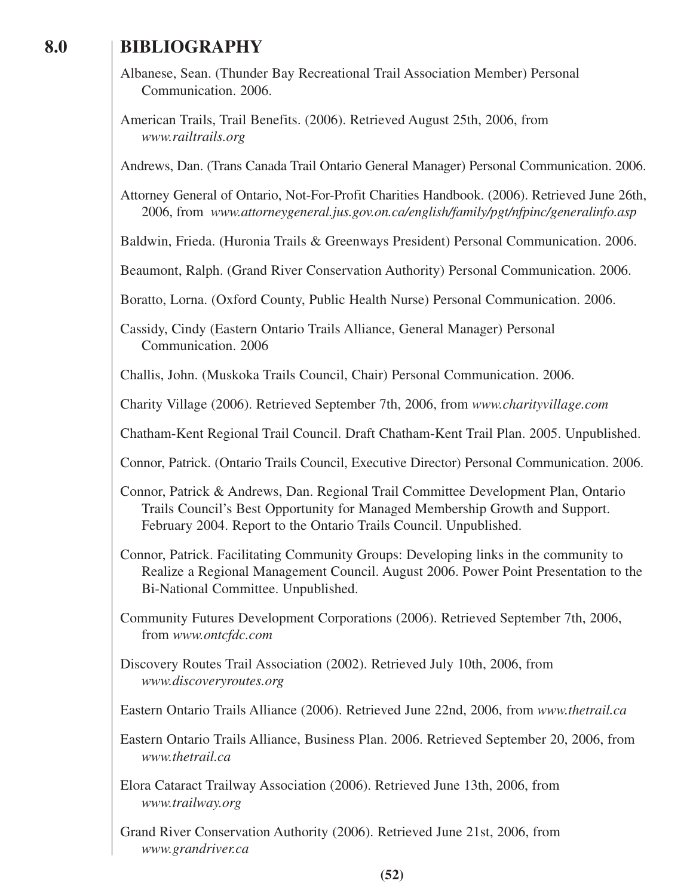# 8.0 BIBLIOGRAPHY

Albanese, Sean. (Thunder Bay Recreational Trail Association Member) Personal Communication. 2006.

American Trails, Trail Benefits. (2006). Retrieved August 25th, 2006, from *www.railtrails.org*

Andrews, Dan. (Trans Canada Trail Ontario General Manager) Personal Communication. 2006.

Attorney General of Ontario, Not-For-Profit Charities Handbook. (2006). Retrieved June 26th, 2006, from *www.attorneygeneral.jus.gov.on.ca/english/family/pgt/nfpinc/generalinfo.asp*

Baldwin, Frieda. (Huronia Trails & Greenways President) Personal Communication. 2006.

Beaumont, Ralph. (Grand River Conservation Authority) Personal Communication. 2006.

Boratto, Lorna. (Oxford County, Public Health Nurse) Personal Communication. 2006.

Cassidy, Cindy (Eastern Ontario Trails Alliance, General Manager) Personal Communication. 2006

Challis, John. (Muskoka Trails Council, Chair) Personal Communication. 2006.

Charity Village (2006). Retrieved September 7th, 2006, from *www.charityvillage.com*

Chatham-Kent Regional Trail Council. Draft Chatham-Kent Trail Plan. 2005. Unpublished.

Connor, Patrick. (Ontario Trails Council, Executive Director) Personal Communication. 2006.

Connor, Patrick & Andrews, Dan. Regional Trail Committee Development Plan, Ontario Trails Council's Best Opportunity for Managed Membership Growth and Support. February 2004. Report to the Ontario Trails Council. Unpublished.

Connor, Patrick. Facilitating Community Groups: Developing links in the community to Realize a Regional Management Council. August 2006. Power Point Presentation to the Bi-National Committee. Unpublished.

Community Futures Development Corporations (2006). Retrieved September 7th, 2006, from *www.ontcfdc.com*

Discovery Routes Trail Association (2002). Retrieved July 10th, 2006, from *www.discoveryroutes.org*

Eastern Ontario Trails Alliance (2006). Retrieved June 22nd, 2006, from *www.thetrail.ca*

Eastern Ontario Trails Alliance, Business Plan. 2006. Retrieved September 20, 2006, from *www.thetrail.ca*

Elora Cataract Trailway Association (2006). Retrieved June 13th, 2006, from *www.trailway.org*

Grand River Conservation Authority (2006). Retrieved June 21st, 2006, from *www.grandriver.ca*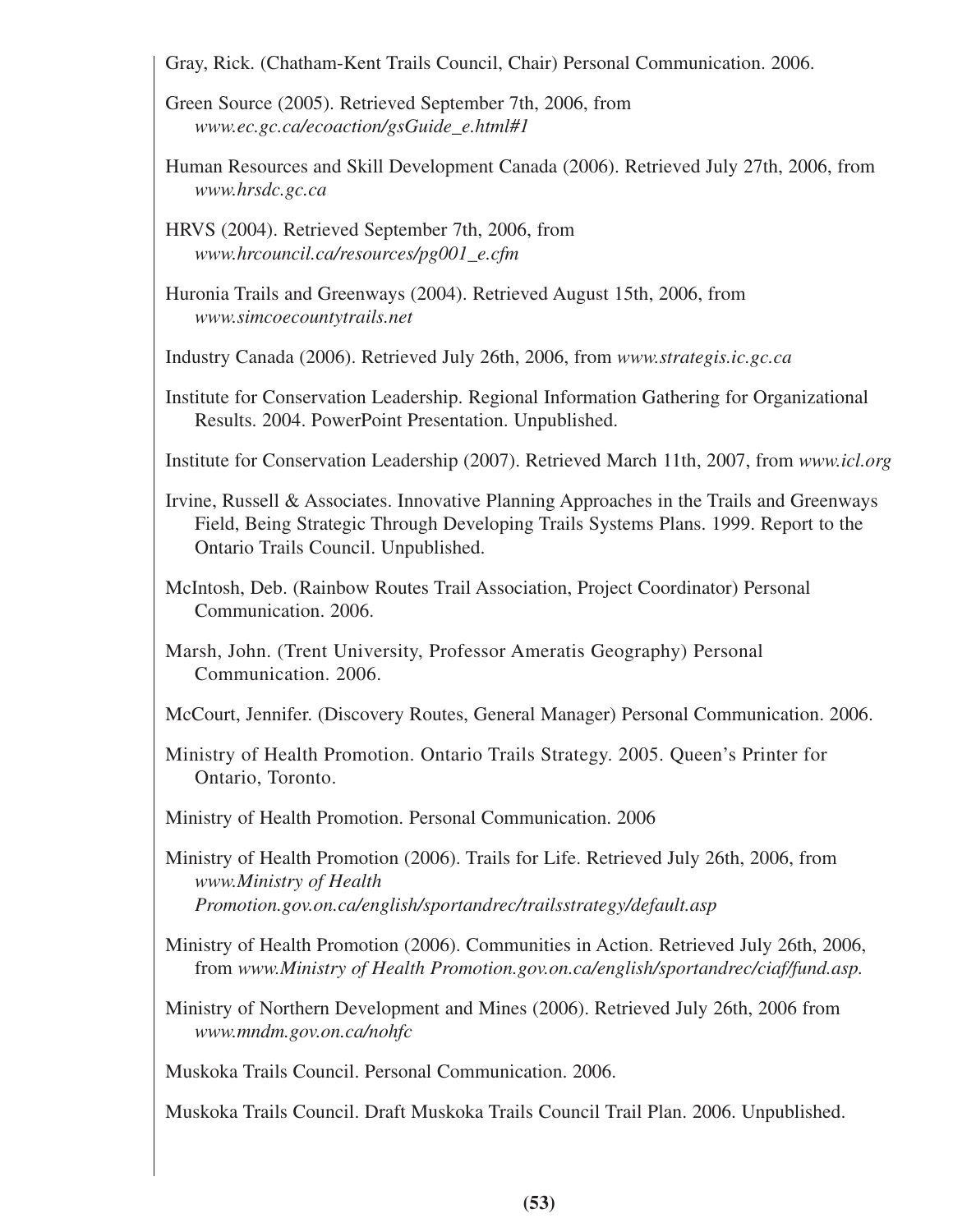Gray, Rick. (Chatham-Kent Trails Council, Chair) Personal Communication. 2006.

Green Source (2005). Retrieved September 7th, 2006, from *www.ec.gc.ca/ecoaction/gsGuide_e.html#1*

Human Resources and Skill Development Canada (2006). Retrieved July 27th, 2006, from *www.hrsdc.gc.ca*

HRVS (2004). Retrieved September 7th, 2006, from *www.hrcouncil.ca/resources/pg001_e.cfm*

Huronia Trails and Greenways (2004). Retrieved August 15th, 2006, from *www.simcoecountytrails.net*

Industry Canada (2006). Retrieved July 26th, 2006, from *www.strategis.ic.gc.ca*

Institute for Conservation Leadership. Regional Information Gathering for Organizational Results. 2004. PowerPoint Presentation. Unpublished.

Institute for Conservation Leadership (2007). Retrieved March 11th, 2007, from *www.icl.org*

Irvine, Russell & Associates. Innovative Planning Approaches in the Trails and Greenways Field, Being Strategic Through Developing Trails Systems Plans. 1999. Report to the Ontario Trails Council. Unpublished.

McIntosh, Deb. (Rainbow Routes Trail Association, Project Coordinator) Personal Communication. 2006.

Marsh, John. (Trent University, Professor Ameratis Geography) Personal Communication. 2006.

McCourt, Jennifer. (Discovery Routes, General Manager) Personal Communication. 2006.

Ministry of Health Promotion. Ontario Trails Strategy. 2005. Queen's Printer for Ontario, Toronto.

Ministry of Health Promotion. Personal Communication. 2006

Ministry of Health Promotion (2006). Trails for Life. Retrieved July 26th, 2006, from *www.Ministry of Health Promotion.gov.on.ca/english/sportandrec/trailsstrategy/default.asp*

Ministry of Health Promotion (2006). Communities in Action. Retrieved July 26th, 2006, from *www.Ministry of Health Promotion.gov.on.ca/english/sportandrec/ciaf/fund.asp.*

Ministry of Northern Development and Mines (2006). Retrieved July 26th, 2006 from *www.mndm.gov.on.ca/nohfc*

Muskoka Trails Council. Personal Communication. 2006.

Muskoka Trails Council. Draft Muskoka Trails Council Trail Plan. 2006. Unpublished.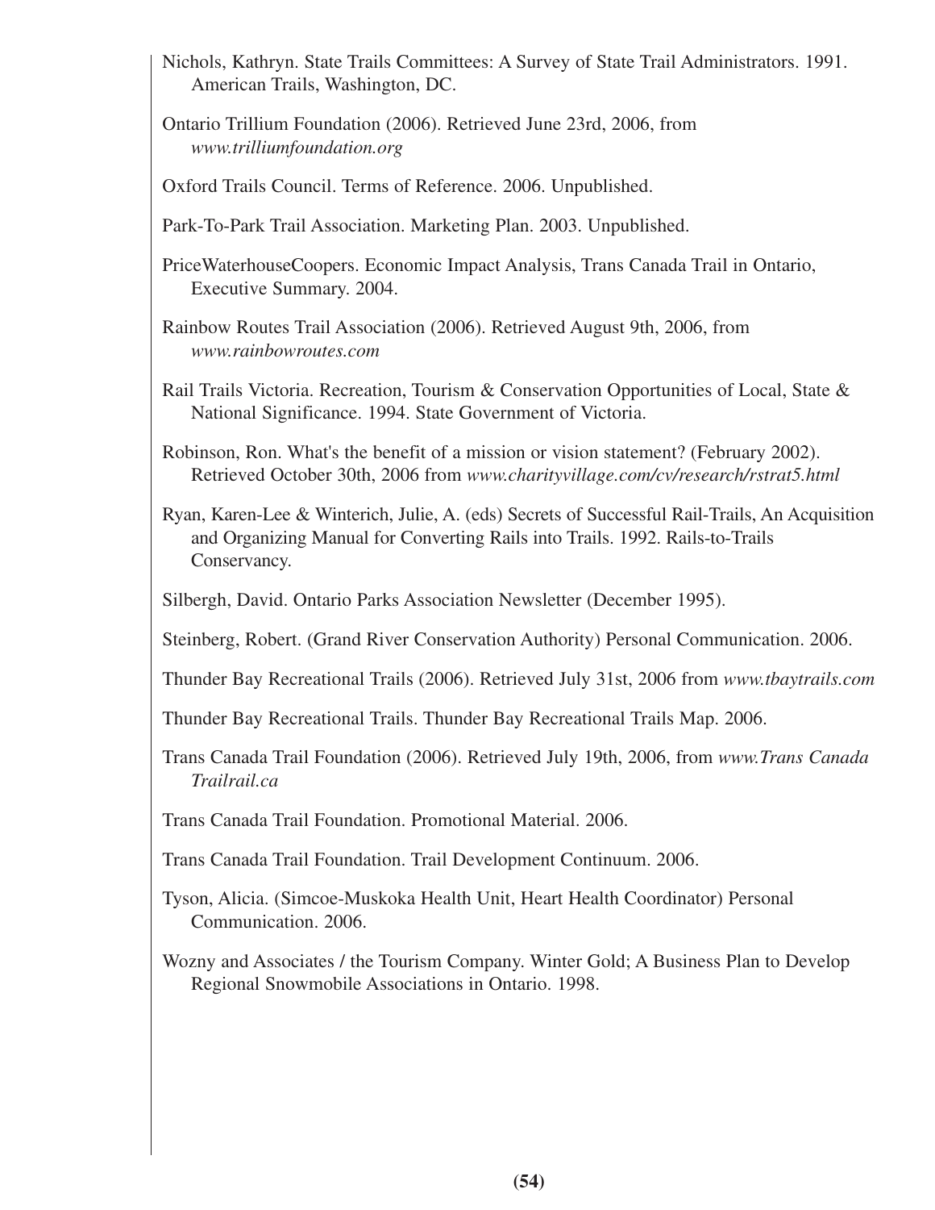Nichols, Kathryn. State Trails Committees: A Survey of State Trail Administrators. 1991. American Trails, Washington, DC.

Ontario Trillium Foundation (2006). Retrieved June 23rd, 2006, from *www.trilliumfoundation.org*

Oxford Trails Council. Terms of Reference. 2006. Unpublished.

Park-To-Park Trail Association. Marketing Plan. 2003. Unpublished.

PriceWaterhouseCoopers. Economic Impact Analysis, Trans Canada Trail in Ontario, Executive Summary. 2004.

Rainbow Routes Trail Association (2006). Retrieved August 9th, 2006, from *www.rainbowroutes.com*

Rail Trails Victoria. Recreation, Tourism & Conservation Opportunities of Local, State & National Significance. 1994. State Government of Victoria.

Robinson, Ron. What's the benefit of a mission or vision statement? (February 2002). Retrieved October 30th, 2006 from *www.charityvillage.com/cv/research/rstrat5.html*

Ryan, Karen-Lee & Winterich, Julie, A. (eds) Secrets of Successful Rail-Trails, An Acquisition and Organizing Manual for Converting Rails into Trails. 1992. Rails-to-Trails Conservancy.

Silbergh, David. Ontario Parks Association Newsletter (December 1995).

Steinberg, Robert. (Grand River Conservation Authority) Personal Communication. 2006.

Thunder Bay Recreational Trails (2006). Retrieved July 31st, 2006 from *www.tbaytrails.com*

Thunder Bay Recreational Trails. Thunder Bay Recreational Trails Map. 2006.

Trans Canada Trail Foundation (2006). Retrieved July 19th, 2006, from *www.Trans Canada Trailrail.ca*

Trans Canada Trail Foundation. Promotional Material. 2006.

Trans Canada Trail Foundation. Trail Development Continuum. 2006.

Tyson, Alicia. (Simcoe-Muskoka Health Unit, Heart Health Coordinator) Personal Communication. 2006.

Wozny and Associates / the Tourism Company. Winter Gold; A Business Plan to Develop Regional Snowmobile Associations in Ontario. 1998.